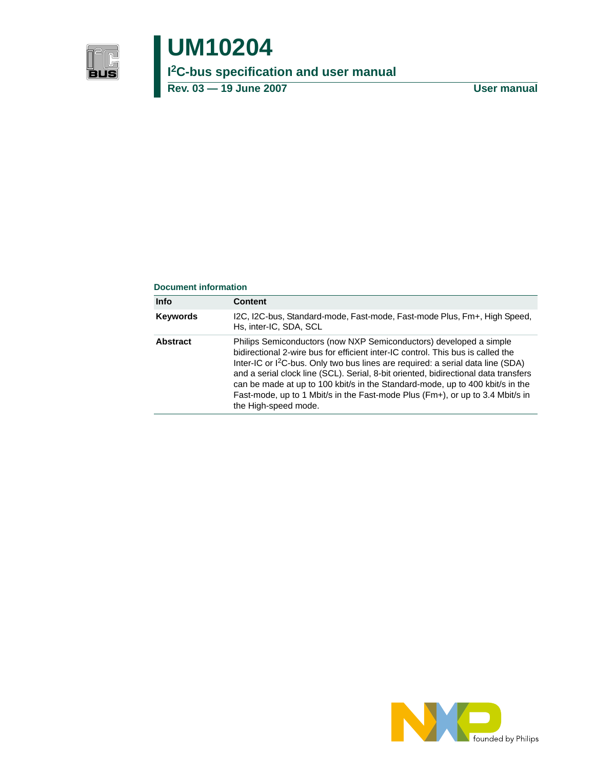# UM10204

## I²C-bus specification and user manual

**Rev. 03 — 19 June 2007** **User manual**

### Document information

| Info | Content |
|---|---|
| **Keywords** | I2C, I2C-bus, Standard-mode, Fast-mode, Fast-mode Plus, Fm+, High Speed, Hs, inter-IC, SDA, SCL |
| **Abstract** | Philips Semiconductors (now NXP Semiconductors) developed a simple bidirectional 2-wire bus for efficient inter-IC control. This bus is called the Inter-IC or I²C-bus. Only two bus lines are required: a serial data line (SDA) and a serial clock line (SCL). Serial, 8-bit oriented, bidirectional data transfers can be made at up to 100 kbit/s in the Standard-mode, up to 400 kbit/s in the Fast-mode, up to 1 Mbit/s in the Fast-mode Plus (Fm+), or up to 3.4 Mbit/s in the High-speed mode. |

founded by Philips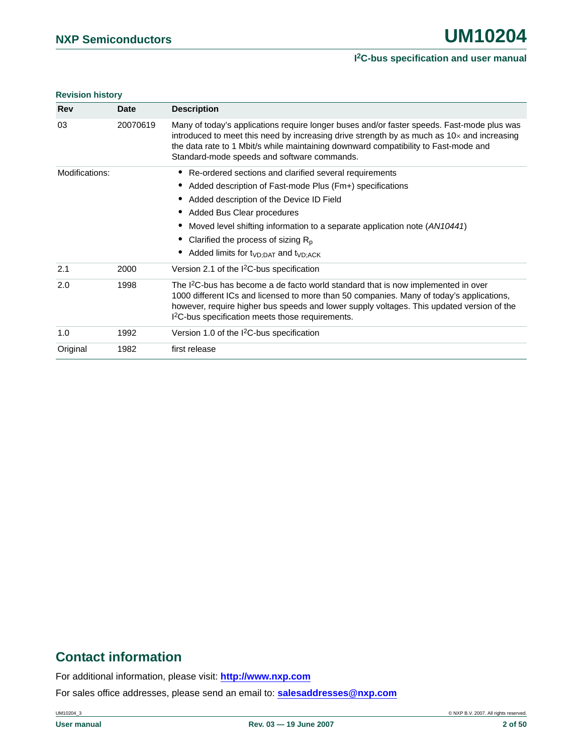**Revision history**

| Rev | Date | Description |
|---|---|---|
| 03 | 20070619 | Many of today's applications require longer buses and/or faster speeds. Fast-mode plus was introduced to meet this need by increasing drive strength by as much as 10× and increasing the data rate to 1 Mbit/s while maintaining downward compatibility to Fast-mode and Standard-mode speeds and software commands. |
| Modifications: | | • Re-ordered sections and clarified several requirements<br>• Added description of Fast-mode Plus (Fm+) specifications<br>• Added description of the Device ID Field<br>• Added Bus Clear procedures<br>• Moved level shifting information to a separate application note (*AN10441*)<br>• Clarified the process of sizing $R_p$<br>• Added limits for $t_{VD;DAT}$ and $t_{VD;ACK}$ |
| 2.1 | 2000 | Version 2.1 of the I²C-bus specification |
| 2.0 | 1998 | The I²C-bus has become a de facto world standard that is now implemented in over 1000 different ICs and licensed to more than 50 companies. Many of today's applications, however, require higher bus speeds and lower supply voltages. This updated version of the I²C-bus specification meets those requirements. |
| 1.0 | 1992 | Version 1.0 of the I²C-bus specification |
| Original | 1982 | first release |

## Contact information

For additional information, please visit: **http://www.nxp.com**

For sales office addresses, please send an email to: **salesaddresses@nxp.com**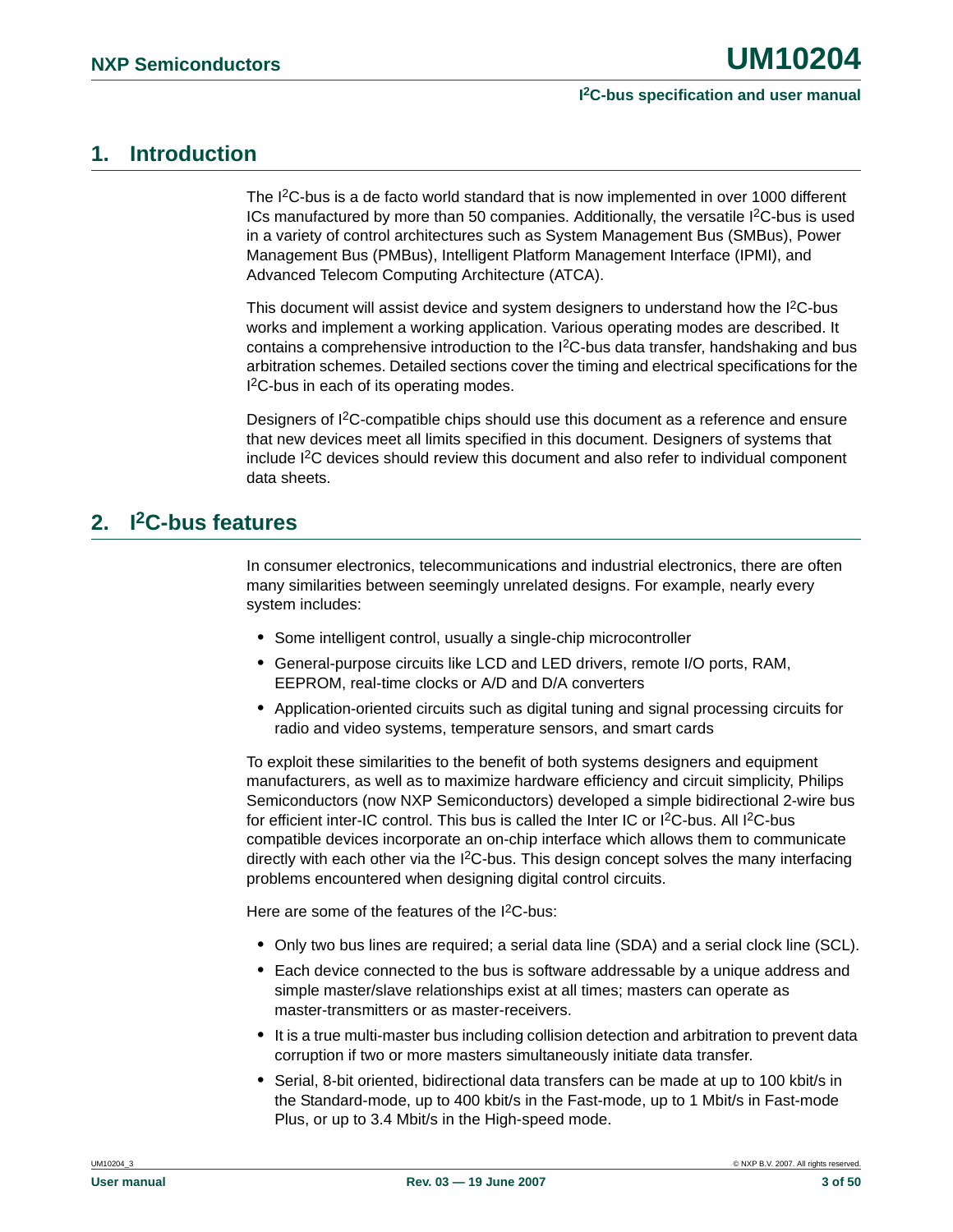# 1. Introduction

The I$^2$C-bus is a de facto world standard that is now implemented in over 1000 different ICs manufactured by more than 50 companies. Additionally, the versatile I$^2$C-bus is used in a variety of control architectures such as System Management Bus (SMBus), Power Management Bus (PMBus), Intelligent Platform Management Interface (IPMI), and Advanced Telecom Computing Architecture (ATCA).

This document will assist device and system designers to understand how the I$^2$C-bus works and implement a working application. Various operating modes are described. It contains a comprehensive introduction to the I$^2$C-bus data transfer, handshaking and bus arbitration schemes. Detailed sections cover the timing and electrical specifications for the I$^2$C-bus in each of its operating modes.

Designers of I$^2$C-compatible chips should use this document as a reference and ensure that new devices meet all limits specified in this document. Designers of systems that include I$^2$C devices should review this document and also refer to individual component data sheets.

# 2. I$^2$C-bus features

In consumer electronics, telecommunications and industrial electronics, there are often many similarities between seemingly unrelated designs. For example, nearly every system includes:

- Some intelligent control, usually a single-chip microcontroller
- General-purpose circuits like LCD and LED drivers, remote I/O ports, RAM, EEPROM, real-time clocks or A/D and D/A converters
- Application-oriented circuits such as digital tuning and signal processing circuits for radio and video systems, temperature sensors, and smart cards

To exploit these similarities to the benefit of both systems designers and equipment manufacturers, as well as to maximize hardware efficiency and circuit simplicity, Philips Semiconductors (now NXP Semiconductors) developed a simple bidirectional 2-wire bus for efficient inter-IC control. This bus is called the Inter IC or I$^2$C-bus. All I$^2$C-bus compatible devices incorporate an on-chip interface which allows them to communicate directly with each other via the I$^2$C-bus. This design concept solves the many interfacing problems encountered when designing digital control circuits.

Here are some of the features of the I$^2$C-bus:

- Only two bus lines are required; a serial data line (SDA) and a serial clock line (SCL).
- Each device connected to the bus is software addressable by a unique address and simple master/slave relationships exist at all times; masters can operate as master-transmitters or as master-receivers.
- It is a true multi-master bus including collision detection and arbitration to prevent data corruption if two or more masters simultaneously initiate data transfer.
- Serial, 8-bit oriented, bidirectional data transfers can be made at up to 100 kbit/s in the Standard-mode, up to 400 kbit/s in the Fast-mode, up to 1 Mbit/s in Fast-mode Plus, or up to 3.4 Mbit/s in the High-speed mode.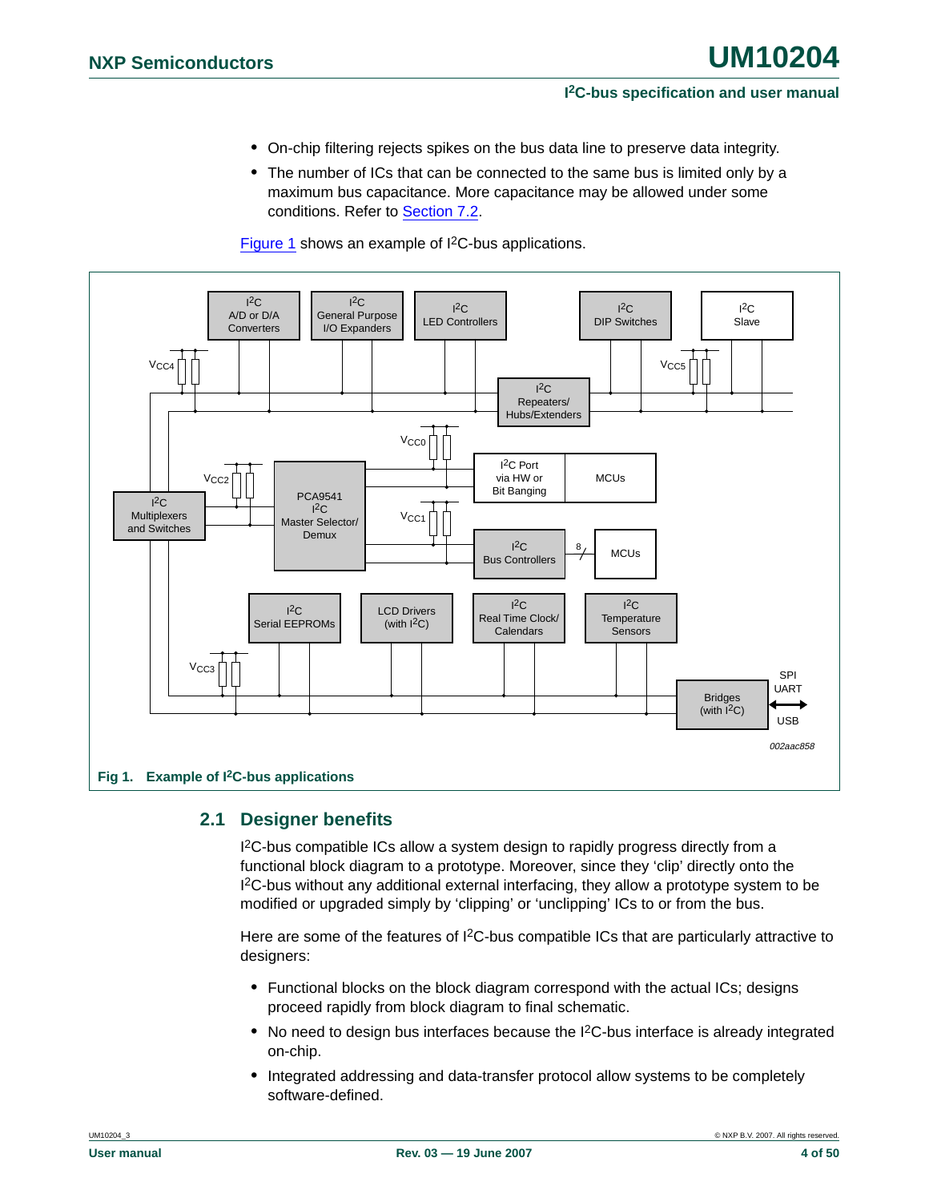- On-chip filtering rejects spikes on the bus data line to preserve data integrity.
- The number of ICs that can be connected to the same bus is limited only by a maximum bus capacitance. More capacitance may be allowed under some conditions. Refer to Section 7.2.

Figure 1 shows an example of I$^2$C-bus applications.

**Fig 1. Example of I$^2$C-bus applications**

## 2.1 Designer benefits

I$^2$C-bus compatible ICs allow a system design to rapidly progress directly from a functional block diagram to a prototype. Moreover, since they 'clip' directly onto the I$^2$C-bus without any additional external interfacing, they allow a prototype system to be modified or upgraded simply by 'clipping' or 'unclipping' ICs to or from the bus.

Here are some of the features of I$^2$C-bus compatible ICs that are particularly attractive to designers:

- Functional blocks on the block diagram correspond with the actual ICs; designs proceed rapidly from block diagram to final schematic.
- No need to design bus interfaces because the I$^2$C-bus interface is already integrated on-chip.
- Integrated addressing and data-transfer protocol allow systems to be completely software-defined.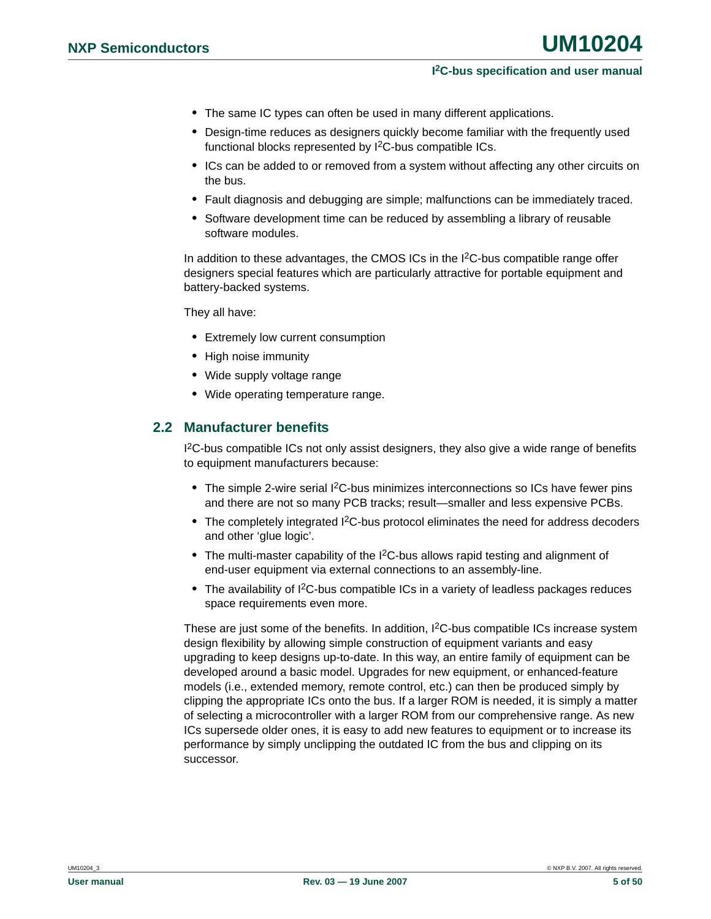- The same IC types can often be used in many different applications.
- Design-time reduces as designers quickly become familiar with the frequently used functional blocks represented by $I^2C$-bus compatible ICs.
- ICs can be added to or removed from a system without affecting any other circuits on the bus.
- Fault diagnosis and debugging are simple; malfunctions can be immediately traced.
- Software development time can be reduced by assembling a library of reusable software modules.

In addition to these advantages, the CMOS ICs in the $I^2C$-bus compatible range offer designers special features which are particularly attractive for portable equipment and battery-backed systems.

They all have:

- Extremely low current consumption
- High noise immunity
- Wide supply voltage range
- Wide operating temperature range.

## 2.2 Manufacturer benefits

$I^2C$-bus compatible ICs not only assist designers, they also give a wide range of benefits to equipment manufacturers because:

- The simple 2-wire serial $I^2C$-bus minimizes interconnections so ICs have fewer pins and there are not so many PCB tracks; result—smaller and less expensive PCBs.
- The completely integrated $I^2C$-bus protocol eliminates the need for address decoders and other 'glue logic'.
- The multi-master capability of the $I^2C$-bus allows rapid testing and alignment of end-user equipment via external connections to an assembly-line.
- The availability of $I^2C$-bus compatible ICs in a variety of leadless packages reduces space requirements even more.

These are just some of the benefits. In addition, $I^2C$-bus compatible ICs increase system design flexibility by allowing simple construction of equipment variants and easy upgrading to keep designs up-to-date. In this way, an entire family of equipment can be developed around a basic model. Upgrades for new equipment, or enhanced-feature models (i.e., extended memory, remote control, etc.) can then be produced simply by clipping the appropriate ICs onto the bus. If a larger ROM is needed, it is simply a matter of selecting a microcontroller with a larger ROM from our comprehensive range. As new ICs supersede older ones, it is easy to add new features to equipment or to increase its performance by simply unclipping the outdated IC from the bus and clipping on its successor.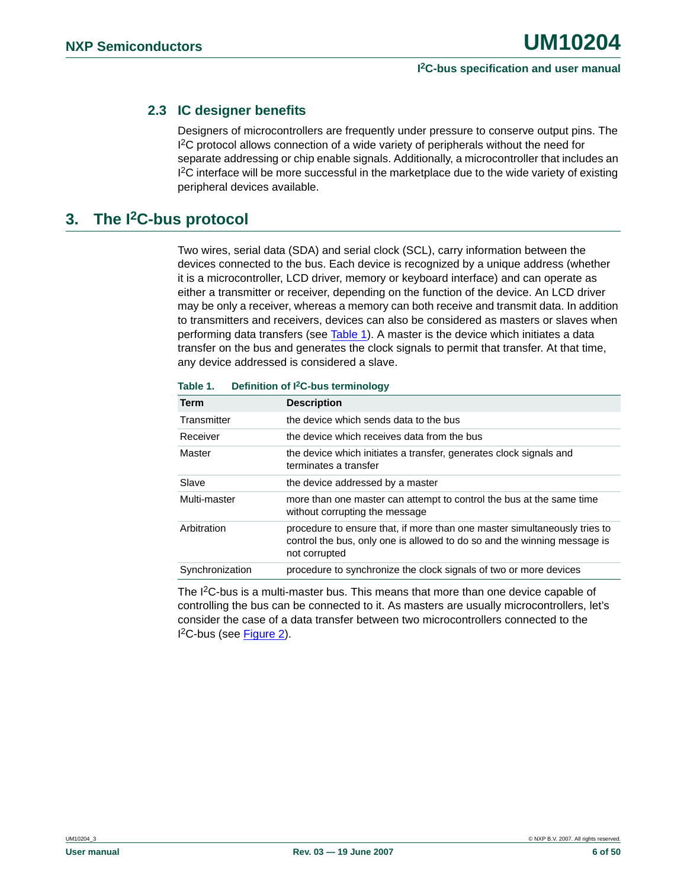### 2.3 IC designer benefits

Designers of microcontrollers are frequently under pressure to conserve output pins. The I$^2$C protocol allows connection of a wide variety of peripherals without the need for separate addressing or chip enable signals. Additionally, a microcontroller that includes an I$^2$C interface will be more successful in the marketplace due to the wide variety of existing peripheral devices available.

## 3. The I$^2$C-bus protocol

Two wires, serial data (SDA) and serial clock (SCL), carry information between the devices connected to the bus. Each device is recognized by a unique address (whether it is a microcontroller, LCD driver, memory or keyboard interface) and can operate as either a transmitter or receiver, depending on the function of the device. An LCD driver may be only a receiver, whereas a memory can both receive and transmit data. In addition to transmitters and receivers, devices can also be considered as masters or slaves when performing data transfers (see Table 1). A master is the device which initiates a data transfer on the bus and generates the clock signals to permit that transfer. At that time, any device addressed is considered a slave.

**Table 1. Definition of I$^2$C-bus terminology**

| Term | Description |
|---|---|
| Transmitter | the device which sends data to the bus |
| Receiver | the device which receives data from the bus |
| Master | the device which initiates a transfer, generates clock signals and terminates a transfer |
| Slave | the device addressed by a master |
| Multi-master | more than one master can attempt to control the bus at the same time without corrupting the message |
| Arbitration | procedure to ensure that, if more than one master simultaneously tries to control the bus, only one is allowed to do so and the winning message is not corrupted |
| Synchronization | procedure to synchronize the clock signals of two or more devices |

The I$^2$C-bus is a multi-master bus. This means that more than one device capable of controlling the bus can be connected to it. As masters are usually microcontrollers, let's consider the case of a data transfer between two microcontrollers connected to the I$^2$C-bus (see Figure 2).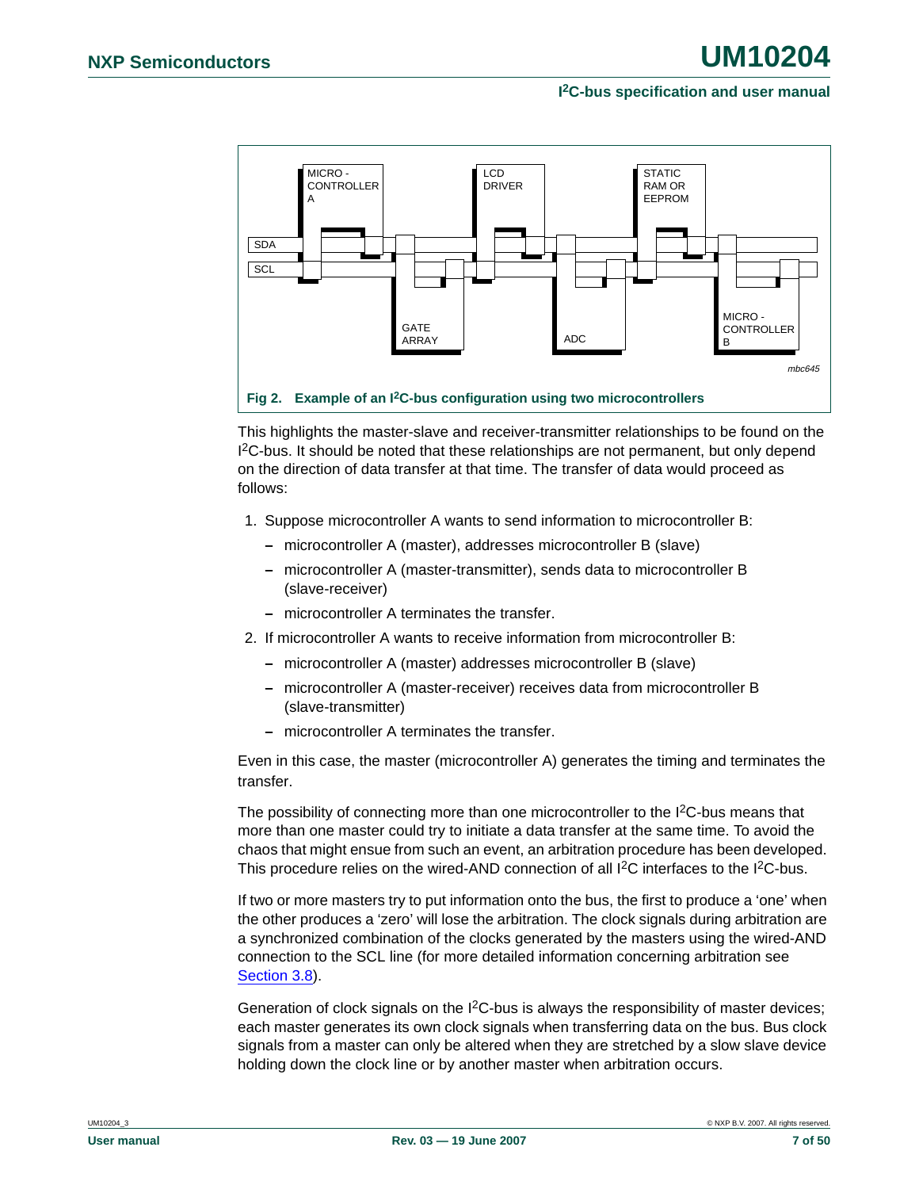Fig 2. Example of an I²C-bus configuration using two microcontrollers

This highlights the master-slave and receiver-transmitter relationships to be found on the I²C-bus. It should be noted that these relationships are not permanent, but only depend on the direction of data transfer at that time. The transfer of data would proceed as follows:

1. Suppose microcontroller A wants to send information to microcontroller B:
   - microcontroller A (master), addresses microcontroller B (slave)
   - microcontroller A (master-transmitter), sends data to microcontroller B (slave-receiver)
   - microcontroller A terminates the transfer.
2. If microcontroller A wants to receive information from microcontroller B:
   - microcontroller A (master) addresses microcontroller B (slave)
   - microcontroller A (master-receiver) receives data from microcontroller B (slave-transmitter)
   - microcontroller A terminates the transfer.

Even in this case, the master (microcontroller A) generates the timing and terminates the transfer.

The possibility of connecting more than one microcontroller to the I²C-bus means that more than one master could try to initiate a data transfer at the same time. To avoid the chaos that might ensue from such an event, an arbitration procedure has been developed. This procedure relies on the wired-AND connection of all I²C interfaces to the I²C-bus.

If two or more masters try to put information onto the bus, the first to produce a 'one' when the other produces a 'zero' will lose the arbitration. The clock signals during arbitration are a synchronized combination of the clocks generated by the masters using the wired-AND connection to the SCL line (for more detailed information concerning arbitration see Section 3.8).

Generation of clock signals on the I²C-bus is always the responsibility of master devices; each master generates its own clock signals when transferring data on the bus. Bus clock signals from a master can only be altered when they are stretched by a slow slave device holding down the clock line or by another master when arbitration occurs.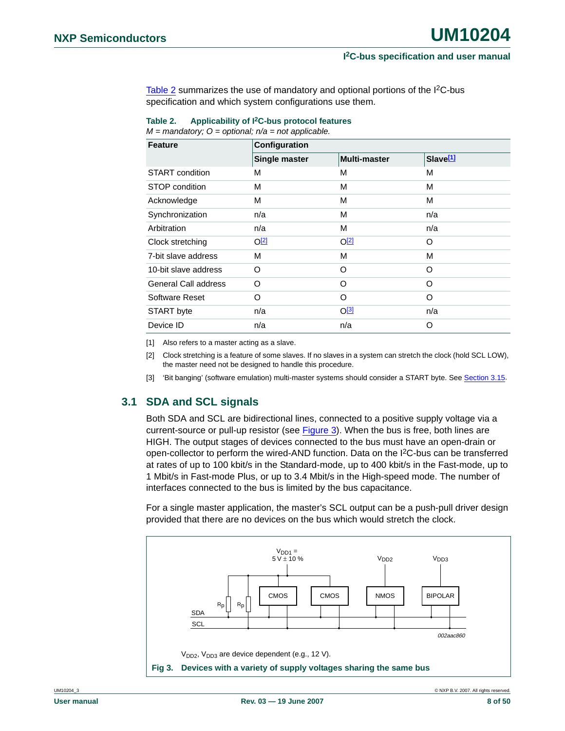Table 2 summarizes the use of mandatory and optional portions of the I²C-bus specification and which system configurations use them.

**Table 2. Applicability of I²C-bus protocol features**

*M = mandatory; O = optional; n/a = not applicable.*

| Feature | Configuration | | |
|---|---|---|---|
| | Single master | Multi-master | Slave[1] |
| START condition | M | M | M |
| STOP condition | M | M | M |
| Acknowledge | M | M | M |
| Synchronization | n/a | M | n/a |
| Arbitration | n/a | M | n/a |
| Clock stretching | O[2] | O[2] | O |
| 7-bit slave address | M | M | M |
| 10-bit slave address | O | O | O |
| General Call address | O | O | O |
| Software Reset | O | O | O |
| START byte | n/a | O[3] | n/a |
| Device ID | n/a | n/a | O |

[1] Also refers to a master acting as a slave.

[2] Clock stretching is a feature of some slaves. If no slaves in a system can stretch the clock (hold SCL LOW), the master need not be designed to handle this procedure.

[3] ‘Bit banging’ (software emulation) multi-master systems should consider a START byte. See Section 3.15.

## 3.1 SDA and SCL signals

Both SDA and SCL are bidirectional lines, connected to a positive supply voltage via a current-source or pull-up resistor (see Figure 3). When the bus is free, both lines are HIGH. The output stages of devices connected to the bus must have an open-drain or open-collector to perform the wired-AND function. Data on the I²C-bus can be transferred at rates of up to 100 kbit/s in the Standard-mode, up to 400 kbit/s in the Fast-mode, up to 1 Mbit/s in Fast-mode Plus, or up to 3.4 Mbit/s in the High-speed mode. The number of interfaces connected to the bus is limited by the bus capacitance.

For a single master application, the master’s SCL output can be a push-pull driver design provided that there are no devices on the bus which would stretch the clock.

$V_{DD1}$ = 5 V ± 10 %

$V_{DD2}$

$V_{DD3}$

CMOS CMOS NMOS BIPOLAR

$R_p$ $R_p$

SDA

SCL

002aac860

$V_{DD2}$, $V_{DD3}$ are device dependent (e.g., 12 V).

**Fig 3. Devices with a variety of supply voltages sharing the same bus**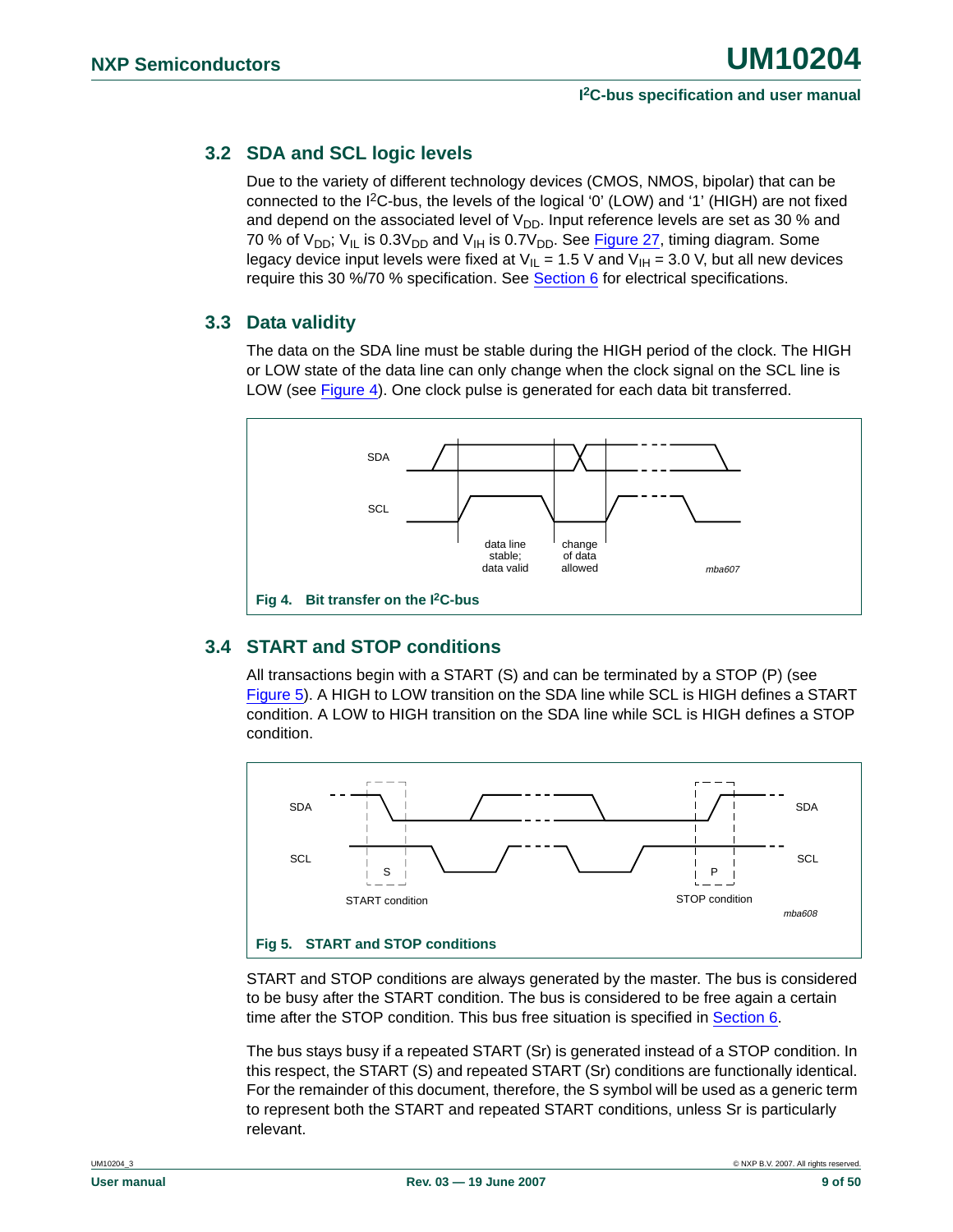### 3.2 SDA and SCL logic levels

Due to the variety of different technology devices (CMOS, NMOS, bipolar) that can be connected to the I²C-bus, the levels of the logical '0' (LOW) and '1' (HIGH) are not fixed and depend on the associated level of $V_{DD}$. Input reference levels are set as 30 % and 70 % of $V_{DD}$; $V_{IL}$ is $0.3V_{DD}$ and $V_{IH}$ is $0.7V_{DD}$. See Figure 27, timing diagram. Some legacy device input levels were fixed at $V_{IL}$ = 1.5 V and $V_{IH}$ = 3.0 V, but all new devices require this 30 %/70 % specification. See Section 6 for electrical specifications.

### 3.3 Data validity

The data on the SDA line must be stable during the HIGH period of the clock. The HIGH or LOW state of the data line can only change when the clock signal on the SCL line is LOW (see Figure 4). One clock pulse is generated for each data bit transferred.

SDA

SCL

data line stable; data valid

change of data allowed

mba607

**Fig 4. Bit transfer on the I²C-bus**

### 3.4 START and STOP conditions

All transactions begin with a START (S) and can be terminated by a STOP (P) (see Figure 5). A HIGH to LOW transition on the SDA line while SCL is HIGH defines a START condition. A LOW to HIGH transition on the SDA line while SCL is HIGH defines a STOP condition.

SDA

SCL

S

START condition

P

STOP condition

mba608

**Fig 5. START and STOP conditions**

START and STOP conditions are always generated by the master. The bus is considered to be busy after the START condition. The bus is considered to be free again a certain time after the STOP condition. This bus free situation is specified in Section 6.

The bus stays busy if a repeated START (Sr) is generated instead of a STOP condition. In this respect, the START (S) and repeated START (Sr) conditions are functionally identical. For the remainder of this document, therefore, the S symbol will be used as a generic term to represent both the START and repeated START conditions, unless Sr is particularly relevant.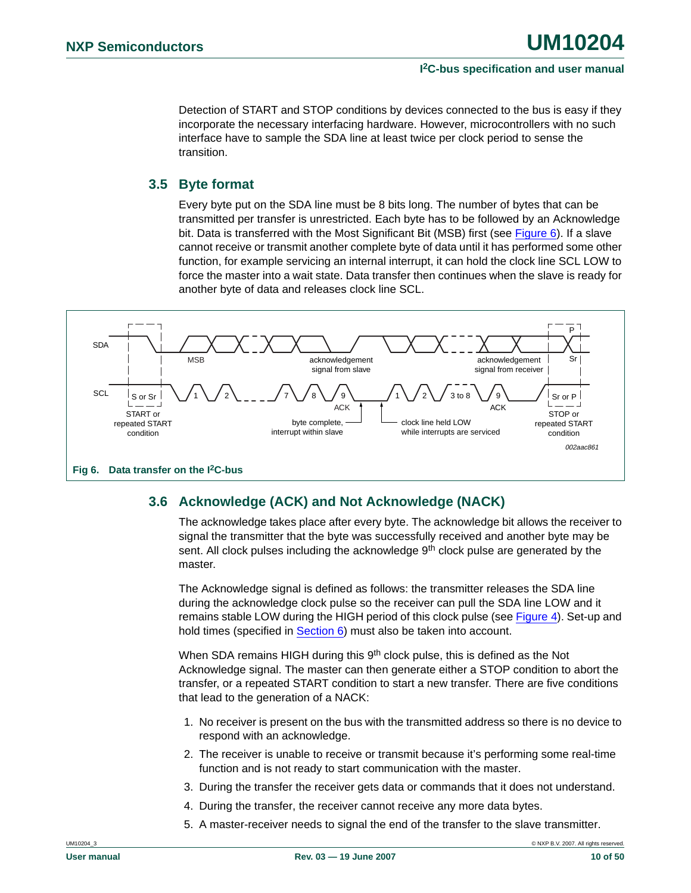Detection of START and STOP conditions by devices connected to the bus is easy if they incorporate the necessary interfacing hardware. However, microcontrollers with no such interface have to sample the SDA line at least twice per clock period to sense the transition.

## 3.5 Byte format

Every byte put on the SDA line must be 8 bits long. The number of bytes that can be transmitted per transfer is unrestricted. Each byte has to be followed by an Acknowledge bit. Data is transferred with the Most Significant Bit (MSB) first (see Figure 6). If a slave cannot receive or transmit another complete byte of data until it has performed some other function, for example servicing an internal interrupt, it can hold the clock line SCL LOW to force the master into a wait state. Data transfer then continues when the slave is ready for another byte of data and releases clock line SCL.

**Fig 6. Data transfer on the I²C-bus**

## 3.6 Acknowledge (ACK) and Not Acknowledge (NACK)

The acknowledge takes place after every byte. The acknowledge bit allows the receiver to signal the transmitter that the byte was successfully received and another byte may be sent. All clock pulses including the acknowledge 9th clock pulse are generated by the master.

The Acknowledge signal is defined as follows: the transmitter releases the SDA line during the acknowledge clock pulse so the receiver can pull the SDA line LOW and it remains stable LOW during the HIGH period of this clock pulse (see Figure 4). Set-up and hold times (specified in Section 6) must also be taken into account.

When SDA remains HIGH during this 9th clock pulse, this is defined as the Not Acknowledge signal. The master can then generate either a STOP condition to abort the transfer, or a repeated START condition to start a new transfer. There are five conditions that lead to the generation of a NACK:

1. No receiver is present on the bus with the transmitted address so there is no device to respond with an acknowledge.
2. The receiver is unable to receive or transmit because it's performing some real-time function and is not ready to start communication with the master.
3. During the transfer the receiver gets data or commands that it does not understand.
4. During the transfer, the receiver cannot receive any more data bytes.
5. A master-receiver needs to signal the end of the transfer to the slave transmitter.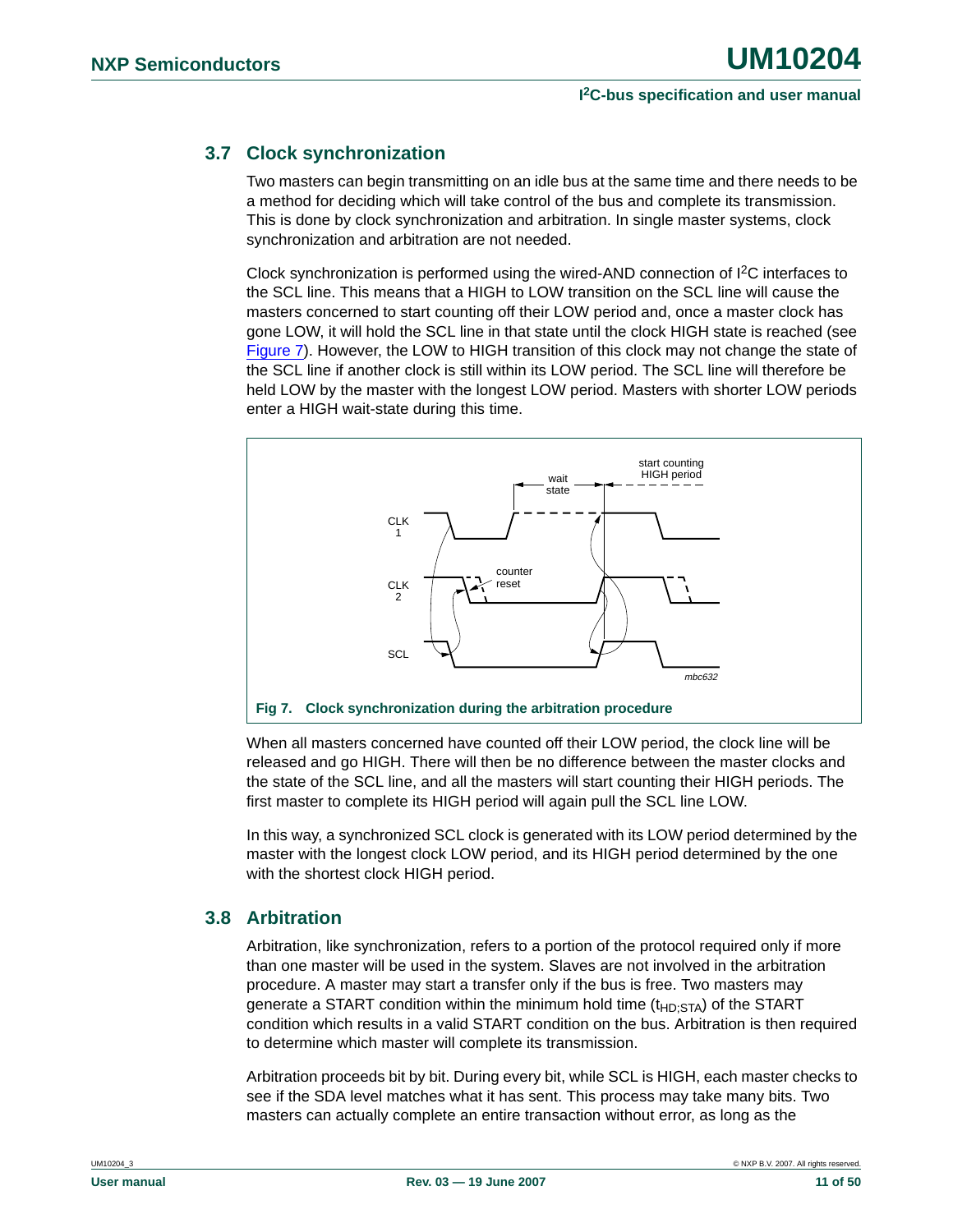## 3.7 Clock synchronization

Two masters can begin transmitting on an idle bus at the same time and there needs to be a method for deciding which will take control of the bus and complete its transmission. This is done by clock synchronization and arbitration. In single master systems, clock synchronization and arbitration are not needed.

Clock synchronization is performed using the wired-AND connection of I$^2$C interfaces to the SCL line. This means that a HIGH to LOW transition on the SCL line will cause the masters concerned to start counting off their LOW period and, once a master clock has gone LOW, it will hold the SCL line in that state until the clock HIGH state is reached (see Figure 7). However, the LOW to HIGH transition of this clock may not change the state of the SCL line if another clock is still within its LOW period. The SCL line will therefore be held LOW by the master with the longest LOW period. Masters with shorter LOW periods enter a HIGH wait-state during this time.

**Fig 7. Clock synchronization during the arbitration procedure**

When all masters concerned have counted off their LOW period, the clock line will be released and go HIGH. There will then be no difference between the master clocks and the state of the SCL line, and all the masters will start counting their HIGH periods. The first master to complete its HIGH period will again pull the SCL line LOW.

In this way, a synchronized SCL clock is generated with its LOW period determined by the master with the longest clock LOW period, and its HIGH period determined by the one with the shortest clock HIGH period.

## 3.8 Arbitration

Arbitration, like synchronization, refers to a portion of the protocol required only if more than one master will be used in the system. Slaves are not involved in the arbitration procedure. A master may start a transfer only if the bus is free. Two masters may generate a START condition within the minimum hold time ($t_{HD;STA}$) of the START condition which results in a valid START condition on the bus. Arbitration is then required to determine which master will complete its transmission.

Arbitration proceeds bit by bit. During every bit, while SCL is HIGH, each master checks to see if the SDA level matches what it has sent. This process may take many bits. Two masters can actually complete an entire transaction without error, as long as the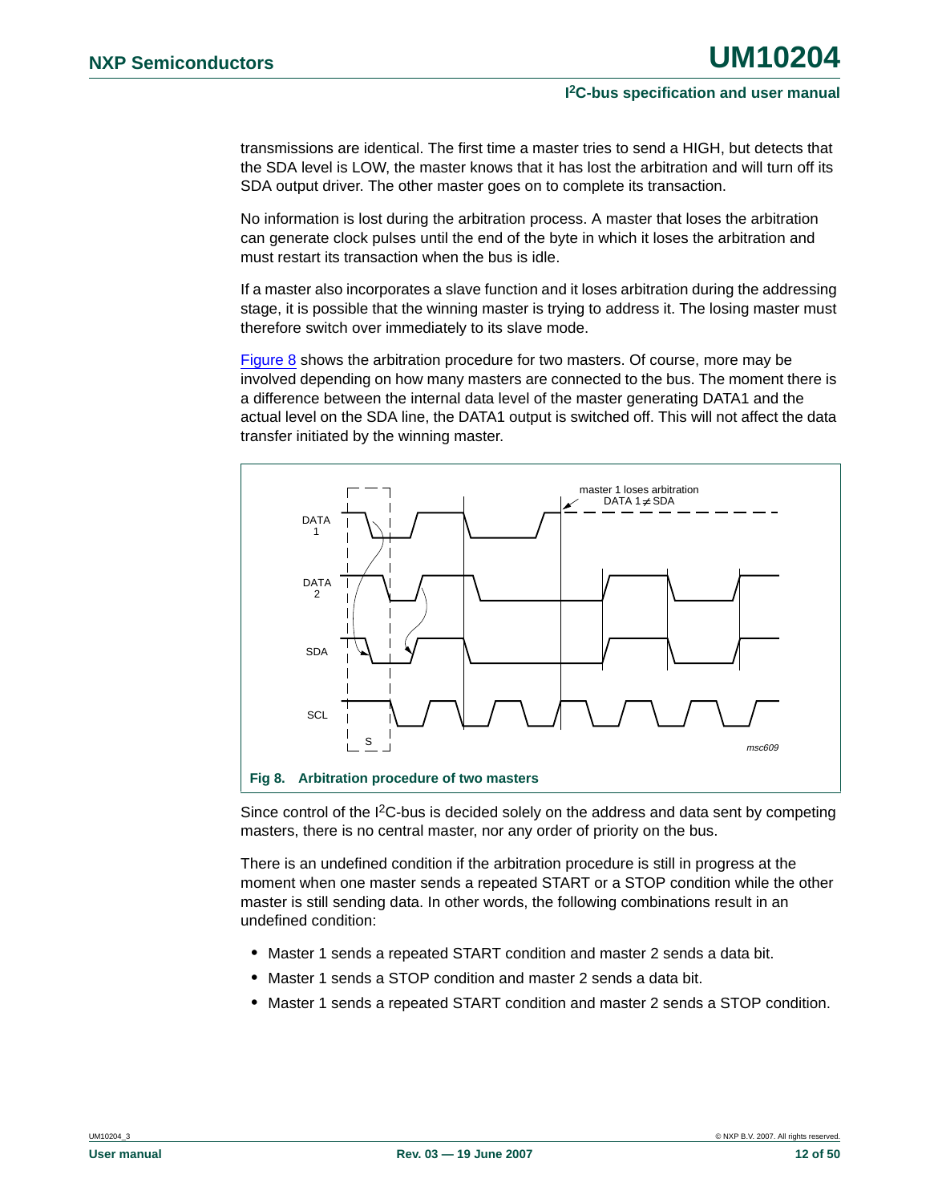transmissions are identical. The first time a master tries to send a HIGH, but detects that the SDA level is LOW, the master knows that it has lost the arbitration and will turn off its SDA output driver. The other master goes on to complete its transaction.

No information is lost during the arbitration process. A master that loses the arbitration can generate clock pulses until the end of the byte in which it loses the arbitration and must restart its transaction when the bus is idle.

If a master also incorporates a slave function and it loses arbitration during the addressing stage, it is possible that the winning master is trying to address it. The losing master must therefore switch over immediately to its slave mode.

Figure 8 shows the arbitration procedure for two masters. Of course, more may be involved depending on how many masters are connected to the bus. The moment there is a difference between the internal data level of the master generating DATA1 and the actual level on the SDA line, the DATA1 output is switched off. This will not affect the data transfer initiated by the winning master.

**Fig 8. Arbitration procedure of two masters**

Since control of the I²C-bus is decided solely on the address and data sent by competing masters, there is no central master, nor any order of priority on the bus.

There is an undefined condition if the arbitration procedure is still in progress at the moment when one master sends a repeated START or a STOP condition while the other master is still sending data. In other words, the following combinations result in an undefined condition:

- Master 1 sends a repeated START condition and master 2 sends a data bit.
- Master 1 sends a STOP condition and master 2 sends a data bit.
- Master 1 sends a repeated START condition and master 2 sends a STOP condition.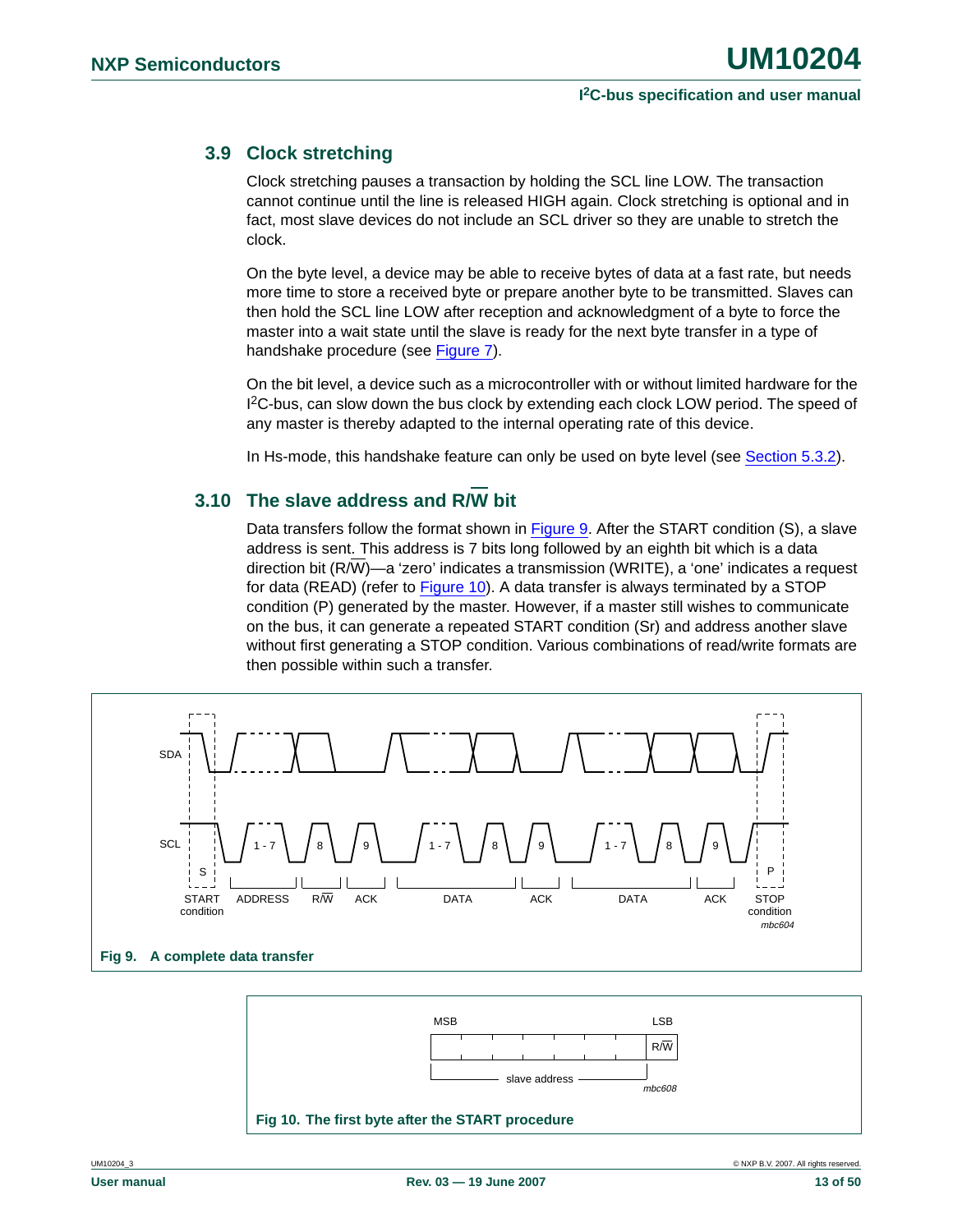### 3.9 Clock stretching

Clock stretching pauses a transaction by holding the SCL line LOW. The transaction cannot continue until the line is released HIGH again. Clock stretching is optional and in fact, most slave devices do not include an SCL driver so they are unable to stretch the clock.

On the byte level, a device may be able to receive bytes of data at a fast rate, but needs more time to store a received byte or prepare another byte to be transmitted. Slaves can then hold the SCL line LOW after reception and acknowledgment of a byte to force the master into a wait state until the slave is ready for the next byte transfer in a type of handshake procedure (see Figure 7).

On the bit level, a device such as a microcontroller with or without limited hardware for the I²C-bus, can slow down the bus clock by extending each clock LOW period. The speed of any master is thereby adapted to the internal operating rate of this device.

In Hs-mode, this handshake feature can only be used on byte level (see Section 5.3.2).

### 3.10 The slave address and R/W bit

Data transfers follow the format shown in Figure 9. After the START condition (S), a slave address is sent. This address is 7 bits long followed by an eighth bit which is a data direction bit (R/W)—a 'zero' indicates a transmission (WRITE), a 'one' indicates a request for data (READ) (refer to Figure 10). A data transfer is always terminated by a STOP condition (P) generated by the master. However, if a master still wishes to communicate on the bus, it can generate a repeated START condition (Sr) and address another slave without first generating a STOP condition. Various combinations of read/write formats are then possible within such a transfer.

**Fig 9. A complete data transfer**

**Fig 10. The first byte after the START procedure**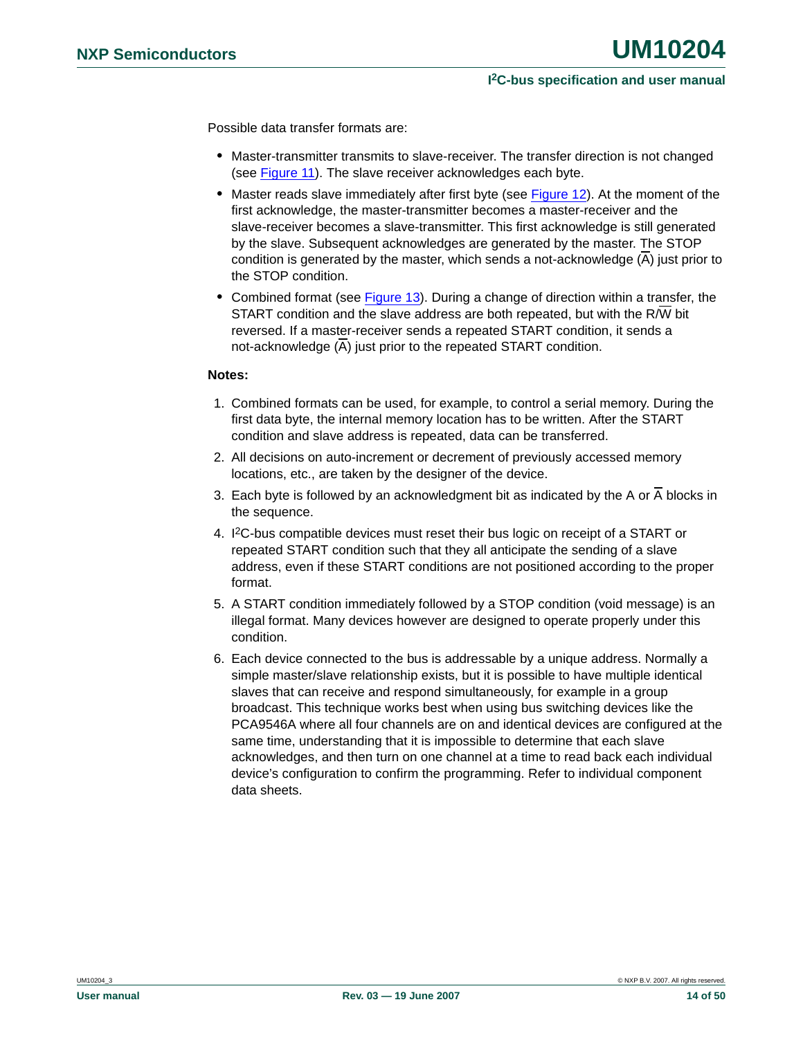Possible data transfer formats are:

- Master-transmitter transmits to slave-receiver. The transfer direction is not changed (see Figure 11). The slave receiver acknowledges each byte.
- Master reads slave immediately after first byte (see Figure 12). At the moment of the first acknowledge, the master-transmitter becomes a master-receiver and the slave-receiver becomes a slave-transmitter. This first acknowledge is still generated by the slave. Subsequent acknowledges are generated by the master. The STOP condition is generated by the master, which sends a not-acknowledge ($\overline{A}$) just prior to the STOP condition.
- Combined format (see Figure 13). During a change of direction within a transfer, the START condition and the slave address are both repeated, but with the R/$\overline{W}$ bit reversed. If a master-receiver sends a repeated START condition, it sends a not-acknowledge ($\overline{A}$) just prior to the repeated START condition.

**Notes:**

1. Combined formats can be used, for example, to control a serial memory. During the first data byte, the internal memory location has to be written. After the START condition and slave address is repeated, data can be transferred.
2. All decisions on auto-increment or decrement of previously accessed memory locations, etc., are taken by the designer of the device.
3. Each byte is followed by an acknowledgment bit as indicated by the A or $\overline{A}$ blocks in the sequence.
4. I²C-bus compatible devices must reset their bus logic on receipt of a START or repeated START condition such that they all anticipate the sending of a slave address, even if these START conditions are not positioned according to the proper format.
5. A START condition immediately followed by a STOP condition (void message) is an illegal format. Many devices however are designed to operate properly under this condition.
6. Each device connected to the bus is addressable by a unique address. Normally a simple master/slave relationship exists, but it is possible to have multiple identical slaves that can receive and respond simultaneously, for example in a group broadcast. This technique works best when using bus switching devices like the PCA9546A where all four channels are on and identical devices are configured at the same time, understanding that it is impossible to determine that each slave acknowledges, and then turn on one channel at a time to read back each individual device's configuration to confirm the programming. Refer to individual component data sheets.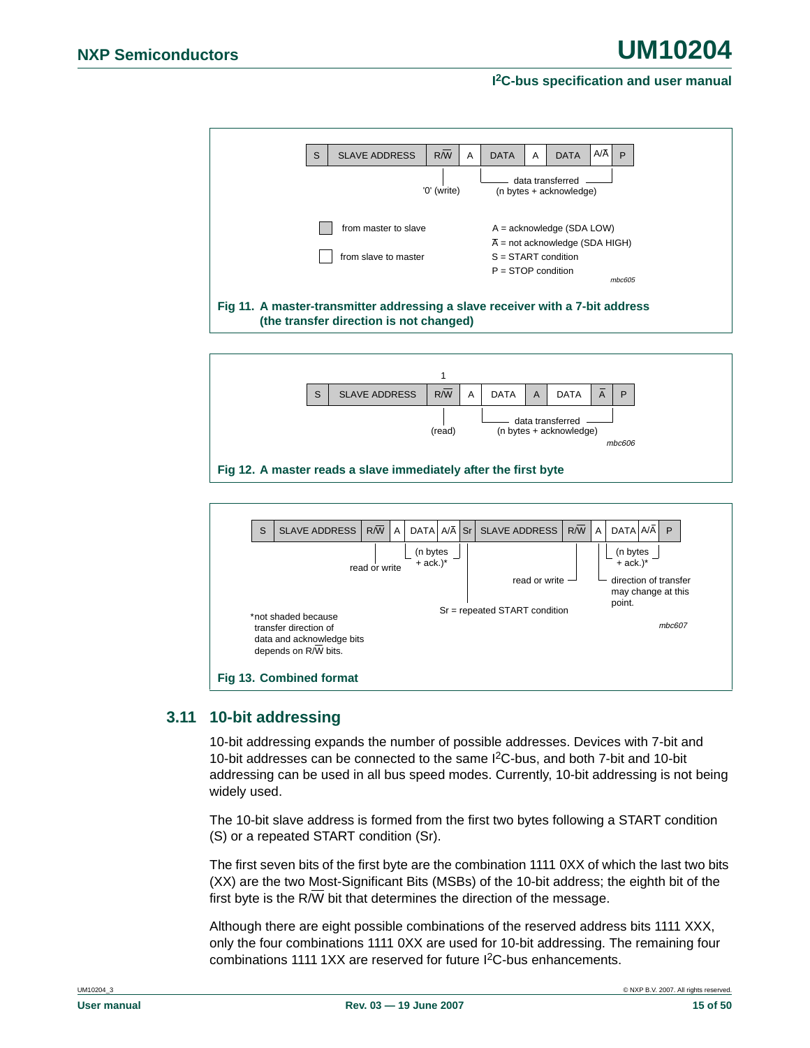| S | SLAVE ADDRESS | R/$\overline{W}$ | A | DATA | A | DATA | A/$\overline{A}$ | P |
|---|---|---|---|---|---|---|---|---|

'0' (write)

data transferred (n bytes + acknowledge)

from master to slave

from slave to master

A = acknowledge (SDA LOW)

$\overline{A}$ = not acknowledge (SDA HIGH)

S = START condition

P = STOP condition

mbc605

**Fig 11. A master-transmitter addressing a slave receiver with a 7-bit address (the transfer direction is not changed)**

| S | SLAVE ADDRESS | R/$\overline{W}$ | A | DATA | A | DATA | $\overline{A}$ | P |
|---|---|---|---|---|---|---|---|---|

1 (read)

data transferred (n bytes + acknowledge)

mbc606

**Fig 12. A master reads a slave immediately after the first byte**

| S | SLAVE ADDRESS | R/$\overline{W}$ | A | DATA | A/$\overline{A}$ | Sr | SLAVE ADDRESS | R/$\overline{W}$ | A | DATA | A/$\overline{A}$ | P |
|---|---|---|---|---|---|---|---|---|---|---|---|---|

read or write

(n bytes + ack.)*

Sr = repeated START condition

read or write

(n bytes + ack.)*

direction of transfer may change at this point.

*not shaded because transfer direction of data and acknowledge bits depends on R/$\overline{W}$ bits.

mbc607

**Fig 13. Combined format**

## 3.11 10-bit addressing

10-bit addressing expands the number of possible addresses. Devices with 7-bit and 10-bit addresses can be connected to the same I$^2$C-bus, and both 7-bit and 10-bit addressing can be used in all bus speed modes. Currently, 10-bit addressing is not being widely used.

The 10-bit slave address is formed from the first two bytes following a START condition (S) or a repeated START condition (Sr).

The first seven bits of the first byte are the combination 1111 0XX of which the last two bits (XX) are the two Most-Significant Bits (MSBs) of the 10-bit address; the eighth bit of the first byte is the R/$\overline{W}$ bit that determines the direction of the message.

Although there are eight possible combinations of the reserved address bits 1111 XXX, only the four combinations 1111 0XX are used for 10-bit addressing. The remaining four combinations 1111 1XX are reserved for future I$^2$C-bus enhancements.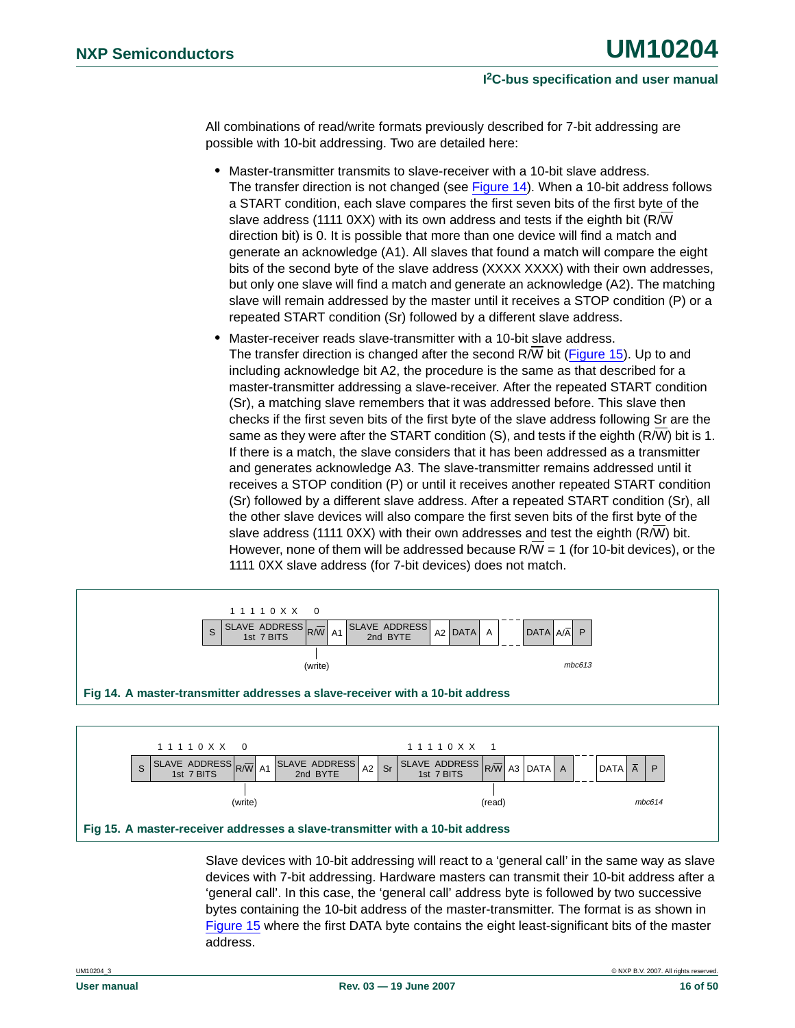All combinations of read/write formats previously described for 7-bit addressing are possible with 10-bit addressing. Two are detailed here:

- Master-transmitter transmits to slave-receiver with a 10-bit slave address. The transfer direction is not changed (see Figure 14). When a 10-bit address follows a START condition, each slave compares the first seven bits of the first byte of the slave address (1111 0XX) with its own address and tests if the eighth bit (R/W direction bit) is 0. It is possible that more than one device will find a match and generate an acknowledge (A1). All slaves that found a match will compare the eight bits of the second byte of the slave address (XXXX XXXX) with their own addresses, but only one slave will find a match and generate an acknowledge (A2). The matching slave will remain addressed by the master until it receives a STOP condition (P) or a repeated START condition (Sr) followed by a different slave address.
- Master-receiver reads slave-transmitter with a 10-bit slave address. The transfer direction is changed after the second R/W bit (Figure 15). Up to and including acknowledge bit A2, the procedure is the same as that described for a master-transmitter addressing a slave-receiver. After the repeated START condition (Sr), a matching slave remembers that it was addressed before. This slave then checks if the first seven bits of the first byte of the slave address following Sr are the same as they were after the START condition (S), and tests if the eighth (R/W) bit is 1. If there is a match, the slave considers that it has been addressed as a transmitter and generates acknowledge A3. The slave-transmitter remains addressed until it receives a STOP condition (P) or until it receives another repeated START condition (Sr) followed by a different slave address. After a repeated START condition (Sr), all the other slave devices will also compare the first seven bits of the first byte of the slave address (1111 0XX) with their own addresses and test the eighth (R/W) bit. However, none of them will be addressed because R/W = 1 (for 10-bit devices), or the 1111 0XX slave address (for 7-bit devices) does not match.

| | 1 1 1 1 0 X X | 0 | | | | | | | | | | |
|---|---|---|---|---|---|---|---|---|---|---|---|---|
| S | SLAVE ADDRESS 1st 7 BITS | R/W | A1 | SLAVE ADDRESS 2nd BYTE | A2 | DATA | A | - - - | DATA | A/Ā | P |
| | | (write) | | | | | | | | | |

mbc613

**Fig 14. A master-transmitter addresses a slave-receiver with a 10-bit address**

| | 1 1 1 1 0 X X | 0 | | | | | 1 1 1 1 0 X X | 1 | | | | | | | |
|---|---|---|---|---|---|---|---|---|---|---|---|---|---|---|---|
| S | SLAVE ADDRESS 1st 7 BITS | R/W | A1 | SLAVE ADDRESS 2nd BYTE | A2 | Sr | SLAVE ADDRESS 1st 7 BITS | R/W | A3 | DATA | A | - - - | DATA | Ā | P |
| | | (write) | | | | | | (read) | | | | | | | |

mbc614

**Fig 15. A master-receiver addresses a slave-transmitter with a 10-bit address**

Slave devices with 10-bit addressing will react to a 'general call' in the same way as slave devices with 7-bit addressing. Hardware masters can transmit their 10-bit address after a 'general call'. In this case, the 'general call' address byte is followed by two successive bytes containing the 10-bit address of the master-transmitter. The format is as shown in Figure 15 where the first DATA byte contains the eight least-significant bits of the master address.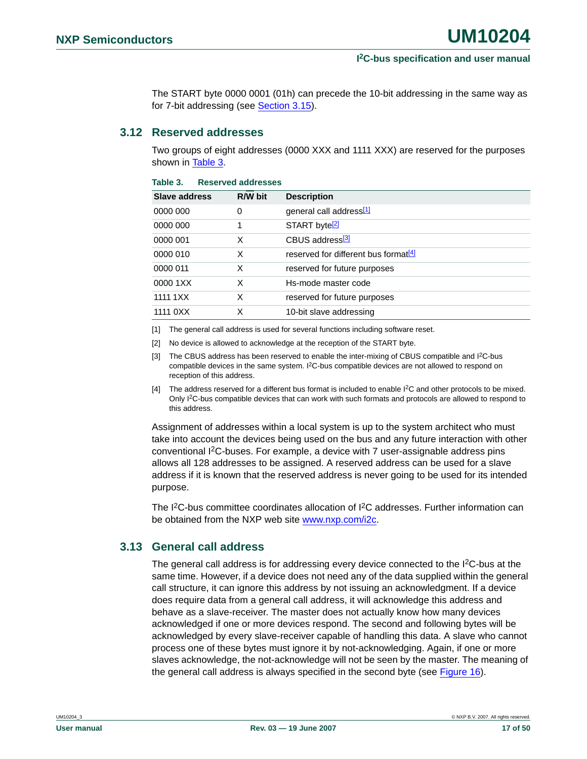The START byte 0000 0001 (01h) can precede the 10-bit addressing in the same way as for 7-bit addressing (see Section 3.15).

## 3.12 Reserved addresses

Two groups of eight addresses (0000 XXX and 1111 XXX) are reserved for the purposes shown in Table 3.

**Table 3. Reserved addresses**

| Slave address | R/W bit | Description |
|---|---|---|
| 0000 000 | 0 | general call address[1] |
| 0000 000 | 1 | START byte[2] |
| 0000 001 | X | CBUS address[3] |
| 0000 010 | X | reserved for different bus format[4] |
| 0000 011 | X | reserved for future purposes |
| 0000 1XX | X | Hs-mode master code |
| 1111 1XX | X | reserved for future purposes |
| 1111 0XX | X | 10-bit slave addressing |

[1] The general call address is used for several functions including software reset.

[2] No device is allowed to acknowledge at the reception of the START byte.

[3] The CBUS address has been reserved to enable the inter-mixing of CBUS compatible and I2C-bus compatible devices in the same system. I2C-bus compatible devices are not allowed to respond on reception of this address.

[4] The address reserved for a different bus format is included to enable I2C and other protocols to be mixed. Only I2C-bus compatible devices that can work with such formats and protocols are allowed to respond to this address.

Assignment of addresses within a local system is up to the system architect who must take into account the devices being used on the bus and any future interaction with other conventional I2C-buses. For example, a device with 7 user-assignable address pins allows all 128 addresses to be assigned. A reserved address can be used for a slave address if it is known that the reserved address is never going to be used for its intended purpose.

The I2C-bus committee coordinates allocation of I2C addresses. Further information can be obtained from the NXP web site www.nxp.com/i2c.

## 3.13 General call address

The general call address is for addressing every device connected to the I2C-bus at the same time. However, if a device does not need any of the data supplied within the general call structure, it can ignore this address by not issuing an acknowledgment. If a device does require data from a general call address, it will acknowledge this address and behave as a slave-receiver. The master does not actually know how many devices acknowledged if one or more devices respond. The second and following bytes will be acknowledged by every slave-receiver capable of handling this data. A slave who cannot process one of these bytes must ignore it by not-acknowledging. Again, if one or more slaves acknowledge, the not-acknowledge will not be seen by the master. The meaning of the general call address is always specified in the second byte (see Figure 16).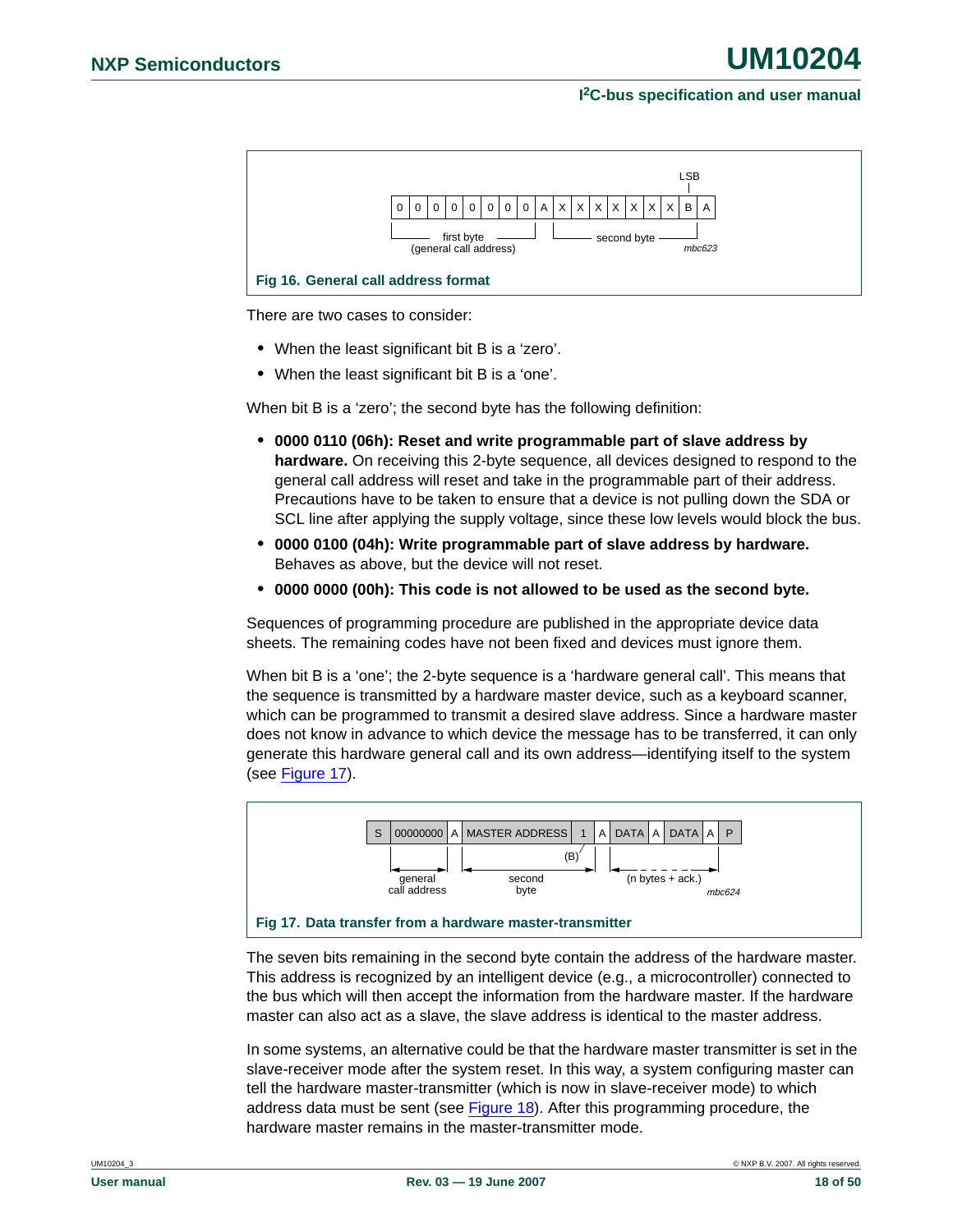| 0 | 0 | 0 | 0 | 0 | 0 | 0 | 0 | A | X | X | X | X | X | X | X | B | A |
|---|---|---|---|---|---|---|---|---|---|---|---|---|---|---|---|---|---|

first byte (general call address) — second byte — LSB

mbc623

**Fig 16. General call address format**

There are two cases to consider:

- When the least significant bit B is a 'zero'.
- When the least significant bit B is a 'one'.

When bit B is a 'zero'; the second byte has the following definition:

- **0000 0110 (06h): Reset and write programmable part of slave address by hardware.** On receiving this 2-byte sequence, all devices designed to respond to the general call address will reset and take in the programmable part of their address. Precautions have to be taken to ensure that a device is not pulling down the SDA or SCL line after applying the supply voltage, since these low levels would block the bus.
- **0000 0100 (04h): Write programmable part of slave address by hardware.** Behaves as above, but the device will not reset.
- **0000 0000 (00h): This code is not allowed to be used as the second byte.**

Sequences of programming procedure are published in the appropriate device data sheets. The remaining codes have not been fixed and devices must ignore them.

When bit B is a 'one'; the 2-byte sequence is a 'hardware general call'. This means that the sequence is transmitted by a hardware master device, such as a keyboard scanner, which can be programmed to transmit a desired slave address. Since a hardware master does not know in advance to which device the message has to be transferred, it can only generate this hardware general call and its own address—identifying itself to the system (see Figure 17).

| S | 00000000 | A | MASTER ADDRESS | 1 | A | DATA | A | DATA | A | P |
|---|---|---|---|---|---|---|---|---|---|---|

general call address — second byte — (B) — (n bytes + ack.)

mbc624

**Fig 17. Data transfer from a hardware master-transmitter**

The seven bits remaining in the second byte contain the address of the hardware master. This address is recognized by an intelligent device (e.g., a microcontroller) connected to the bus which will then accept the information from the hardware master. If the hardware master can also act as a slave, the slave address is identical to the master address.

In some systems, an alternative could be that the hardware master transmitter is set in the slave-receiver mode after the system reset. In this way, a system configuring master can tell the hardware master-transmitter (which is now in slave-receiver mode) to which address data must be sent (see Figure 18). After this programming procedure, the hardware master remains in the master-transmitter mode.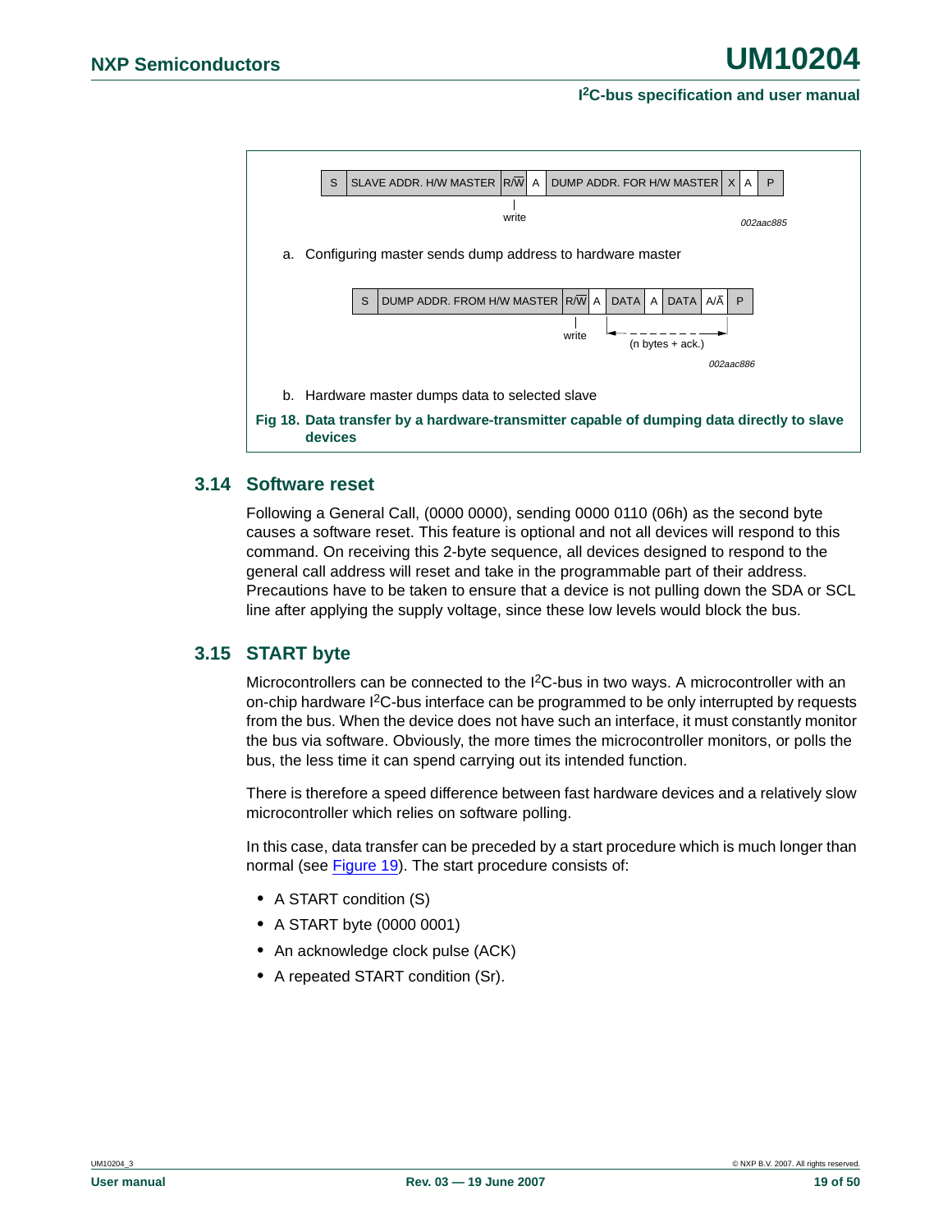| S | SLAVE ADDR. H/W MASTER | R/$\overline{W}$ | A | DUMP ADDR. FOR H/W MASTER | X | A | P |
|---|---|---|---|---|---|---|---|

write

002aac885

a. Configuring master sends dump address to hardware master

| S | DUMP ADDR. FROM H/W MASTER | R/$\overline{W}$ | A | DATA | A | DATA | A/$\overline{A}$ | P |
|---|---|---|---|---|---|---|---|---|

write

(n bytes + ack.)

002aac886

b. Hardware master dumps data to selected slave

**Fig 18. Data transfer by a hardware-transmitter capable of dumping data directly to slave devices**

### 3.14 Software reset

Following a General Call, (0000 0000), sending 0000 0110 (06h) as the second byte causes a software reset. This feature is optional and not all devices will respond to this command. On receiving this 2-byte sequence, all devices designed to respond to the general call address will reset and take in the programmable part of their address. Precautions have to be taken to ensure that a device is not pulling down the SDA or SCL line after applying the supply voltage, since these low levels would block the bus.

### 3.15 START byte

Microcontrollers can be connected to the I$^2$C-bus in two ways. A microcontroller with an on-chip hardware I$^2$C-bus interface can be programmed to be only interrupted by requests from the bus. When the device does not have such an interface, it must constantly monitor the bus via software. Obviously, the more times the microcontroller monitors, or polls the bus, the less time it can spend carrying out its intended function.

There is therefore a speed difference between fast hardware devices and a relatively slow microcontroller which relies on software polling.

In this case, data transfer can be preceded by a start procedure which is much longer than normal (see Figure 19). The start procedure consists of:

- A START condition (S)
- A START byte (0000 0001)
- An acknowledge clock pulse (ACK)
- A repeated START condition (Sr).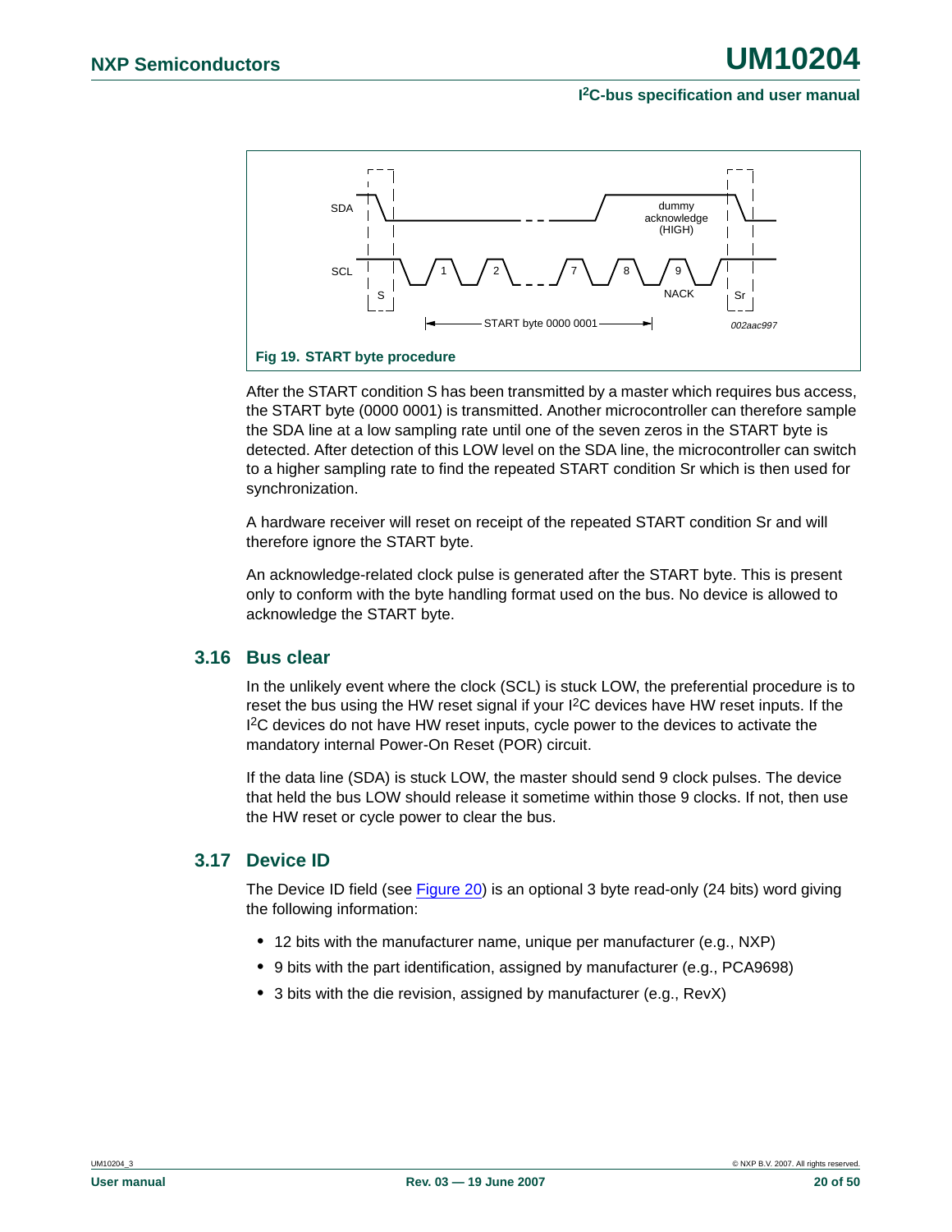Fig 19. START byte procedure

After the START condition S has been transmitted by a master which requires bus access, the START byte (0000 0001) is transmitted. Another microcontroller can therefore sample the SDA line at a low sampling rate until one of the seven zeros in the START byte is detected. After detection of this LOW level on the SDA line, the microcontroller can switch to a higher sampling rate to find the repeated START condition Sr which is then used for synchronization.

A hardware receiver will reset on receipt of the repeated START condition Sr and will therefore ignore the START byte.

An acknowledge-related clock pulse is generated after the START byte. This is present only to conform with the byte handling format used on the bus. No device is allowed to acknowledge the START byte.

## 3.16 Bus clear

In the unlikely event where the clock (SCL) is stuck LOW, the preferential procedure is to reset the bus using the HW reset signal if your I²C devices have HW reset inputs. If the I²C devices do not have HW reset inputs, cycle power to the devices to activate the mandatory internal Power-On Reset (POR) circuit.

If the data line (SDA) is stuck LOW, the master should send 9 clock pulses. The device that held the bus LOW should release it sometime within those 9 clocks. If not, then use the HW reset or cycle power to clear the bus.

## 3.17 Device ID

The Device ID field (see Figure 20) is an optional 3 byte read-only (24 bits) word giving the following information:

- 12 bits with the manufacturer name, unique per manufacturer (e.g., NXP)
- 9 bits with the part identification, assigned by manufacturer (e.g., PCA9698)
- 3 bits with the die revision, assigned by manufacturer (e.g., RevX)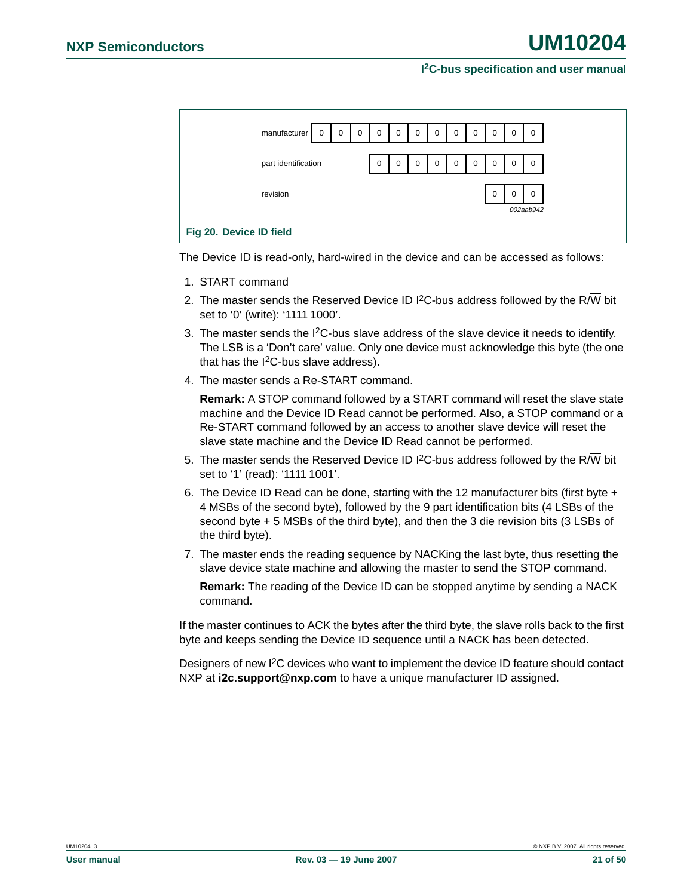| | | | | | | | | | | | | |
|---|---|---|---|---|---|---|---|---|---|---|---|---|
| manufacturer | 0 | 0 | 0 | 0 | 0 | 0 | 0 | 0 | 0 | 0 | 0 | 0 |
| part identification | | | | 0 | 0 | 0 | 0 | 0 | 0 | 0 | 0 | 0 |
| revision | | | | | | | | | | 0 | 0 | 0 |

002aab942

**Fig 20. Device ID field**

The Device ID is read-only, hard-wired in the device and can be accessed as follows:

1. START command
2. The master sends the Reserved Device ID I²C-bus address followed by the R/$\overline{W}$ bit set to '0' (write): '1111 1000'.
3. The master sends the I²C-bus slave address of the slave device it needs to identify. The LSB is a 'Don't care' value. Only one device must acknowledge this byte (the one that has the I²C-bus slave address).
4. The master sends a Re-START command.

   **Remark:** A STOP command followed by a START command will reset the slave state machine and the Device ID Read cannot be performed. Also, a STOP command or a Re-START command followed by an access to another slave device will reset the slave state machine and the Device ID Read cannot be performed.
5. The master sends the Reserved Device ID I²C-bus address followed by the R/$\overline{W}$ bit set to '1' (read): '1111 1001'.
6. The Device ID Read can be done, starting with the 12 manufacturer bits (first byte + 4 MSBs of the second byte), followed by the 9 part identification bits (4 LSBs of the second byte + 5 MSBs of the third byte), and then the 3 die revision bits (3 LSBs of the third byte).
7. The master ends the reading sequence by NACKing the last byte, thus resetting the slave device state machine and allowing the master to send the STOP command.

   **Remark:** The reading of the Device ID can be stopped anytime by sending a NACK command.

If the master continues to ACK the bytes after the third byte, the slave rolls back to the first byte and keeps sending the Device ID sequence until a NACK has been detected.

Designers of new I²C devices who want to implement the device ID feature should contact NXP at **i2c.support@nxp.com** to have a unique manufacturer ID assigned.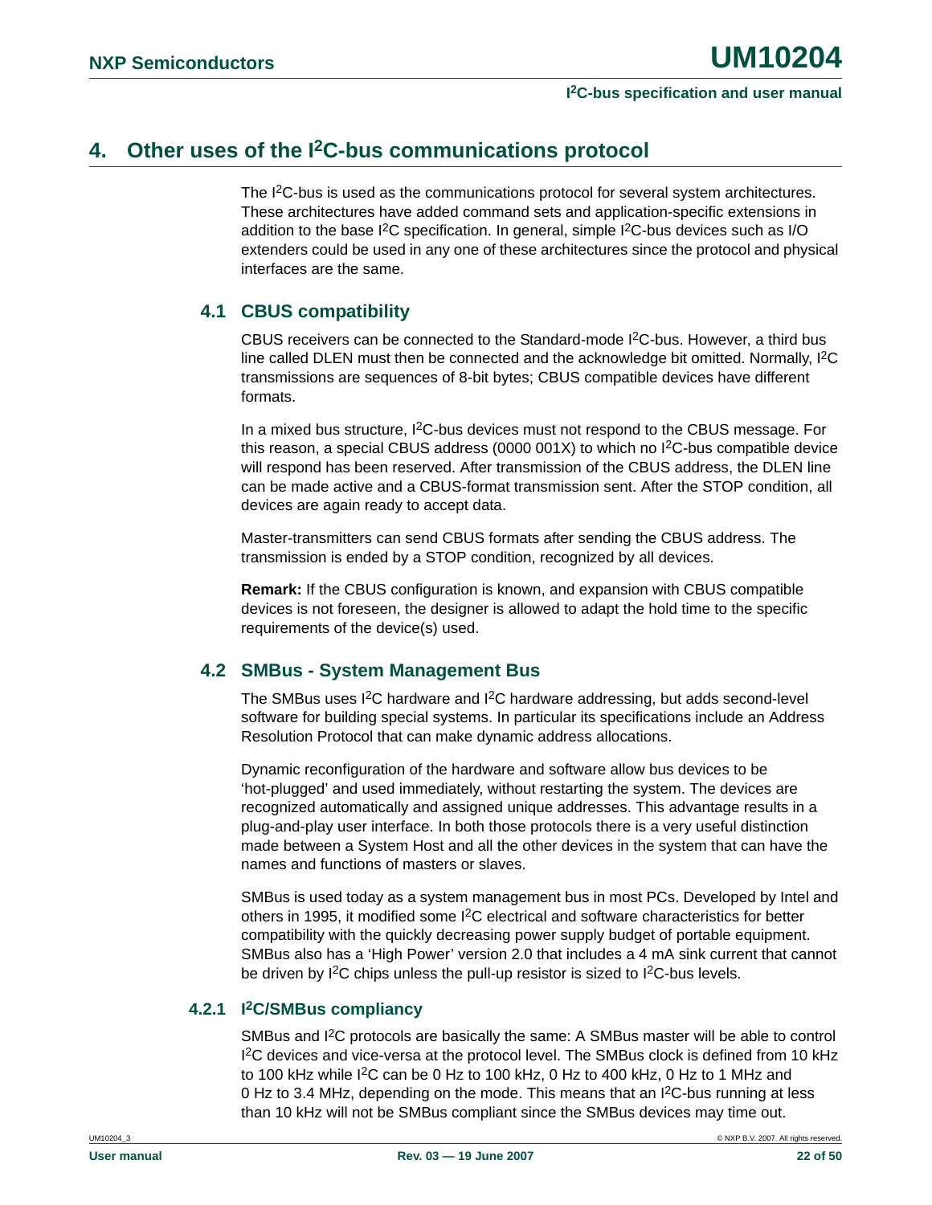# 4. Other uses of the I$^2$C-bus communications protocol

The I$^2$C-bus is used as the communications protocol for several system architectures. These architectures have added command sets and application-specific extensions in addition to the base I$^2$C specification. In general, simple I$^2$C-bus devices such as I/O extenders could be used in any one of these architectures since the protocol and physical interfaces are the same.

## 4.1 CBUS compatibility

CBUS receivers can be connected to the Standard-mode I$^2$C-bus. However, a third bus line called DLEN must then be connected and the acknowledge bit omitted. Normally, I$^2$C transmissions are sequences of 8-bit bytes; CBUS compatible devices have different formats.

In a mixed bus structure, I$^2$C-bus devices must not respond to the CBUS message. For this reason, a special CBUS address (0000 001X) to which no I$^2$C-bus compatible device will respond has been reserved. After transmission of the CBUS address, the DLEN line can be made active and a CBUS-format transmission sent. After the STOP condition, all devices are again ready to accept data.

Master-transmitters can send CBUS formats after sending the CBUS address. The transmission is ended by a STOP condition, recognized by all devices.

**Remark:** If the CBUS configuration is known, and expansion with CBUS compatible devices is not foreseen, the designer is allowed to adapt the hold time to the specific requirements of the device(s) used.

## 4.2 SMBus - System Management Bus

The SMBus uses I$^2$C hardware and I$^2$C hardware addressing, but adds second-level software for building special systems. In particular its specifications include an Address Resolution Protocol that can make dynamic address allocations.

Dynamic reconfiguration of the hardware and software allow bus devices to be ‘hot-plugged’ and used immediately, without restarting the system. The devices are recognized automatically and assigned unique addresses. This advantage results in a plug-and-play user interface. In both those protocols there is a very useful distinction made between a System Host and all the other devices in the system that can have the names and functions of masters or slaves.

SMBus is used today as a system management bus in most PCs. Developed by Intel and others in 1995, it modified some I$^2$C electrical and software characteristics for better compatibility with the quickly decreasing power supply budget of portable equipment. SMBus also has a ‘High Power’ version 2.0 that includes a 4 mA sink current that cannot be driven by I$^2$C chips unless the pull-up resistor is sized to I$^2$C-bus levels.

### 4.2.1 I$^2$C/SMBus compliancy

SMBus and I$^2$C protocols are basically the same: A SMBus master will be able to control I$^2$C devices and vice-versa at the protocol level. The SMBus clock is defined from 10 kHz to 100 kHz while I$^2$C can be 0 Hz to 100 kHz, 0 Hz to 400 kHz, 0 Hz to 1 MHz and 0 Hz to 3.4 MHz, depending on the mode. This means that an I$^2$C-bus running at less than 10 kHz will not be SMBus compliant since the SMBus devices may time out.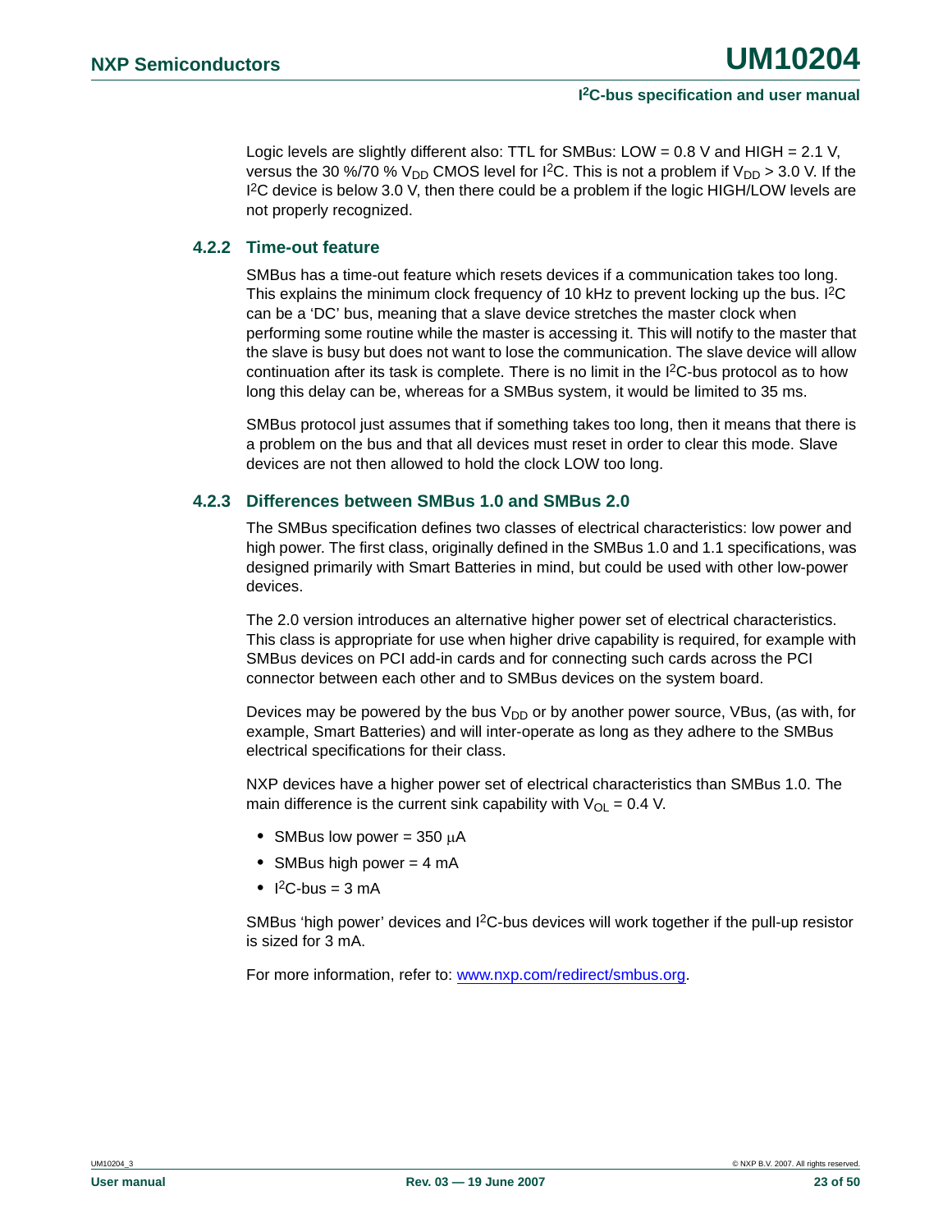Logic levels are slightly different also: TTL for SMBus: LOW = 0.8 V and HIGH = 2.1 V, versus the 30 %/70 % $V_{DD}$ CMOS level for I²C. This is not a problem if $V_{DD}$ > 3.0 V. If the I²C device is below 3.0 V, then there could be a problem if the logic HIGH/LOW levels are not properly recognized.

### 4.2.2 Time-out feature

SMBus has a time-out feature which resets devices if a communication takes too long. This explains the minimum clock frequency of 10 kHz to prevent locking up the bus. I²C can be a 'DC' bus, meaning that a slave device stretches the master clock when performing some routine while the master is accessing it. This will notify to the master that the slave is busy but does not want to lose the communication. The slave device will allow continuation after its task is complete. There is no limit in the I²C-bus protocol as to how long this delay can be, whereas for a SMBus system, it would be limited to 35 ms.

SMBus protocol just assumes that if something takes too long, then it means that there is a problem on the bus and that all devices must reset in order to clear this mode. Slave devices are not then allowed to hold the clock LOW too long.

### 4.2.3 Differences between SMBus 1.0 and SMBus 2.0

The SMBus specification defines two classes of electrical characteristics: low power and high power. The first class, originally defined in the SMBus 1.0 and 1.1 specifications, was designed primarily with Smart Batteries in mind, but could be used with other low-power devices.

The 2.0 version introduces an alternative higher power set of electrical characteristics. This class is appropriate for use when higher drive capability is required, for example with SMBus devices on PCI add-in cards and for connecting such cards across the PCI connector between each other and to SMBus devices on the system board.

Devices may be powered by the bus $V_{DD}$ or by another power source, VBus, (as with, for example, Smart Batteries) and will inter-operate as long as they adhere to the SMBus electrical specifications for their class.

NXP devices have a higher power set of electrical characteristics than SMBus 1.0. The main difference is the current sink capability with $V_{OL}$ = 0.4 V.

- SMBus low power = 350 μA
- SMBus high power = 4 mA
- I²C-bus = 3 mA

SMBus 'high power' devices and I²C-bus devices will work together if the pull-up resistor is sized for 3 mA.

For more information, refer to: www.nxp.com/redirect/smbus.org.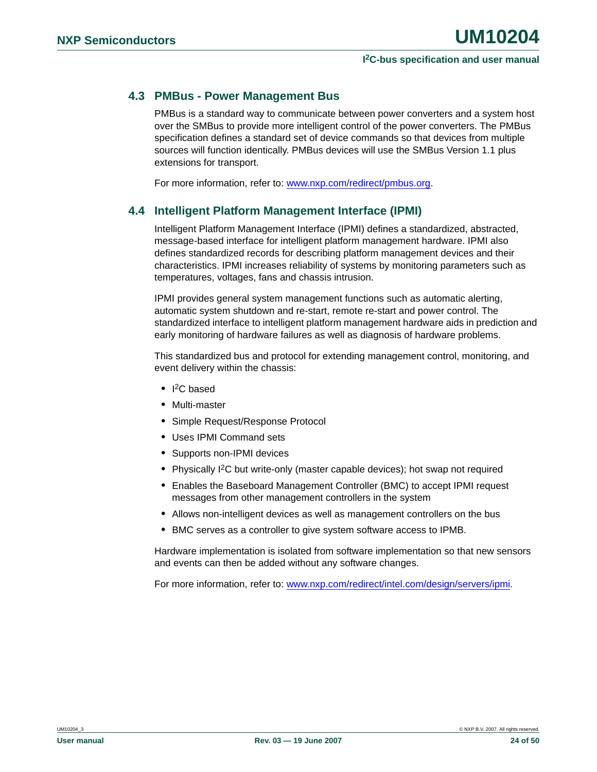## 4.3 PMBus - Power Management Bus

PMBus is a standard way to communicate between power converters and a system host over the SMBus to provide more intelligent control of the power converters. The PMBus specification defines a standard set of device commands so that devices from multiple sources will function identically. PMBus devices will use the SMBus Version 1.1 plus extensions for transport.

For more information, refer to: www.nxp.com/redirect/pmbus.org.

## 4.4 Intelligent Platform Management Interface (IPMI)

Intelligent Platform Management Interface (IPMI) defines a standardized, abstracted, message-based interface for intelligent platform management hardware. IPMI also defines standardized records for describing platform management devices and their characteristics. IPMI increases reliability of systems by monitoring parameters such as temperatures, voltages, fans and chassis intrusion.

IPMI provides general system management functions such as automatic alerting, automatic system shutdown and re-start, remote re-start and power control. The standardized interface to intelligent platform management hardware aids in prediction and early monitoring of hardware failures as well as diagnosis of hardware problems.

This standardized bus and protocol for extending management control, monitoring, and event delivery within the chassis:

- I$^2$C based
- Multi-master
- Simple Request/Response Protocol
- Uses IPMI Command sets
- Supports non-IPMI devices
- Physically I$^2$C but write-only (master capable devices); hot swap not required
- Enables the Baseboard Management Controller (BMC) to accept IPMI request messages from other management controllers in the system
- Allows non-intelligent devices as well as management controllers on the bus
- BMC serves as a controller to give system software access to IPMB.

Hardware implementation is isolated from software implementation so that new sensors and events can then be added without any software changes.

For more information, refer to: www.nxp.com/redirect/intel.com/design/servers/ipmi.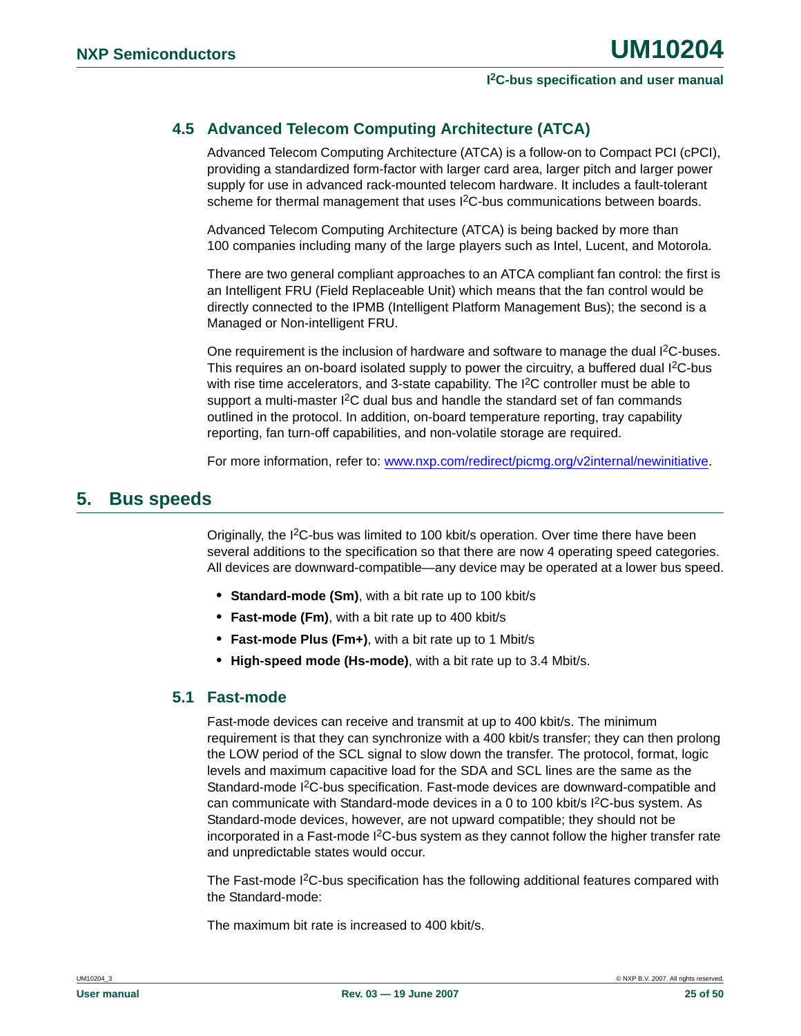### 4.5 Advanced Telecom Computing Architecture (ATCA)

Advanced Telecom Computing Architecture (ATCA) is a follow-on to Compact PCI (cPCI), providing a standardized form-factor with larger card area, larger pitch and larger power supply for use in advanced rack-mounted telecom hardware. It includes a fault-tolerant scheme for thermal management that uses I²C-bus communications between boards.

Advanced Telecom Computing Architecture (ATCA) is being backed by more than 100 companies including many of the large players such as Intel, Lucent, and Motorola.

There are two general compliant approaches to an ATCA compliant fan control: the first is an Intelligent FRU (Field Replaceable Unit) which means that the fan control would be directly connected to the IPMB (Intelligent Platform Management Bus); the second is a Managed or Non-intelligent FRU.

One requirement is the inclusion of hardware and software to manage the dual I²C-buses. This requires an on-board isolated supply to power the circuitry, a buffered dual I²C-bus with rise time accelerators, and 3-state capability. The I²C controller must be able to support a multi-master I²C dual bus and handle the standard set of fan commands outlined in the protocol. In addition, on-board temperature reporting, tray capability reporting, fan turn-off capabilities, and non-volatile storage are required.

For more information, refer to: www.nxp.com/redirect/picmg.org/v2internal/newinitiative.

## 5. Bus speeds

Originally, the I²C-bus was limited to 100 kbit/s operation. Over time there have been several additions to the specification so that there are now 4 operating speed categories. All devices are downward-compatible—any device may be operated at a lower bus speed.

- **Standard-mode (Sm)**, with a bit rate up to 100 kbit/s
- **Fast-mode (Fm)**, with a bit rate up to 400 kbit/s
- **Fast-mode Plus (Fm+)**, with a bit rate up to 1 Mbit/s
- **High-speed mode (Hs-mode)**, with a bit rate up to 3.4 Mbit/s.

### 5.1 Fast-mode

Fast-mode devices can receive and transmit at up to 400 kbit/s. The minimum requirement is that they can synchronize with a 400 kbit/s transfer; they can then prolong the LOW period of the SCL signal to slow down the transfer. The protocol, format, logic levels and maximum capacitive load for the SDA and SCL lines are the same as the Standard-mode I²C-bus specification. Fast-mode devices are downward-compatible and can communicate with Standard-mode devices in a 0 to 100 kbit/s I²C-bus system. As Standard-mode devices, however, are not upward compatible; they should not be incorporated in a Fast-mode I²C-bus system as they cannot follow the higher transfer rate and unpredictable states would occur.

The Fast-mode I²C-bus specification has the following additional features compared with the Standard-mode:

The maximum bit rate is increased to 400 kbit/s.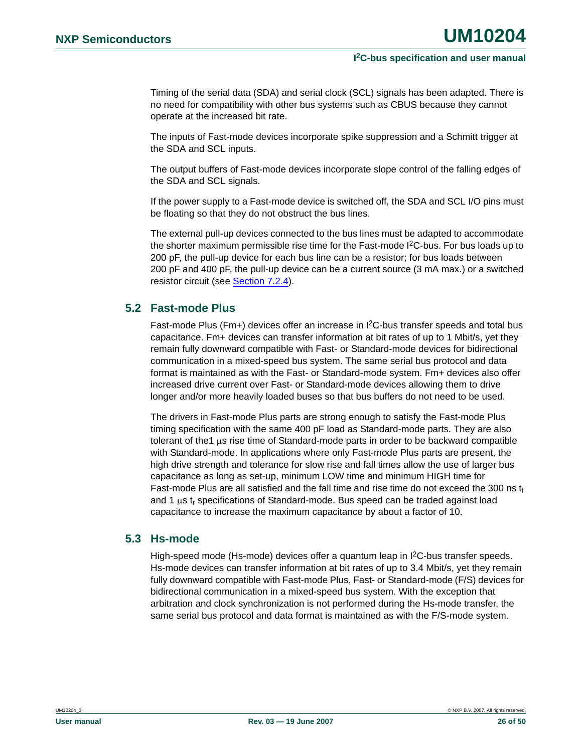Timing of the serial data (SDA) and serial clock (SCL) signals has been adapted. There is no need for compatibility with other bus systems such as CBUS because they cannot operate at the increased bit rate.

The inputs of Fast-mode devices incorporate spike suppression and a Schmitt trigger at the SDA and SCL inputs.

The output buffers of Fast-mode devices incorporate slope control of the falling edges of the SDA and SCL signals.

If the power supply to a Fast-mode device is switched off, the SDA and SCL I/O pins must be floating so that they do not obstruct the bus lines.

The external pull-up devices connected to the bus lines must be adapted to accommodate the shorter maximum permissible rise time for the Fast-mode I²C-bus. For bus loads up to 200 pF, the pull-up device for each bus line can be a resistor; for bus loads between 200 pF and 400 pF, the pull-up device can be a current source (3 mA max.) or a switched resistor circuit (see Section 7.2.4).

## 5.2 Fast-mode Plus

Fast-mode Plus (Fm+) devices offer an increase in I²C-bus transfer speeds and total bus capacitance. Fm+ devices can transfer information at bit rates of up to 1 Mbit/s, yet they remain fully downward compatible with Fast- or Standard-mode devices for bidirectional communication in a mixed-speed bus system. The same serial bus protocol and data format is maintained as with the Fast- or Standard-mode system. Fm+ devices also offer increased drive current over Fast- or Standard-mode devices allowing them to drive longer and/or more heavily loaded buses so that bus buffers do not need to be used.

The drivers in Fast-mode Plus parts are strong enough to satisfy the Fast-mode Plus timing specification with the same 400 pF load as Standard-mode parts. They are also tolerant of the1 μs rise time of Standard-mode parts in order to be backward compatible with Standard-mode. In applications where only Fast-mode Plus parts are present, the high drive strength and tolerance for slow rise and fall times allow the use of larger bus capacitance as long as set-up, minimum LOW time and minimum HIGH time for Fast-mode Plus are all satisfied and the fall time and rise time do not exceed the 300 ns $t_f$ and 1 μs $t_r$ specifications of Standard-mode. Bus speed can be traded against load capacitance to increase the maximum capacitance by about a factor of 10.

## 5.3 Hs-mode

High-speed mode (Hs-mode) devices offer a quantum leap in I²C-bus transfer speeds. Hs-mode devices can transfer information at bit rates of up to 3.4 Mbit/s, yet they remain fully downward compatible with Fast-mode Plus, Fast- or Standard-mode (F/S) devices for bidirectional communication in a mixed-speed bus system. With the exception that arbitration and clock synchronization is not performed during the Hs-mode transfer, the same serial bus protocol and data format is maintained as with the F/S-mode system.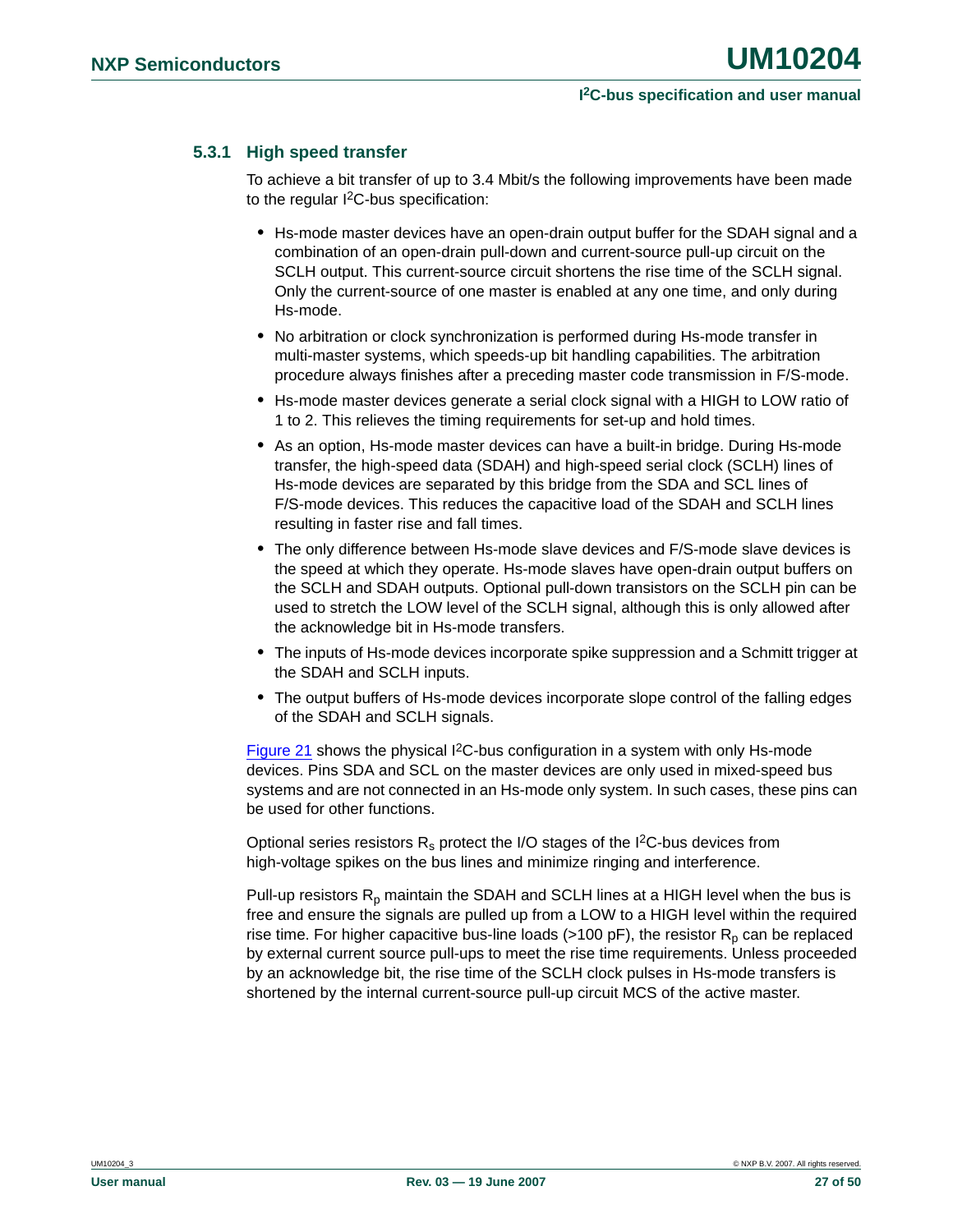### 5.3.1 High speed transfer

To achieve a bit transfer of up to 3.4 Mbit/s the following improvements have been made to the regular $I^2C$-bus specification:

- Hs-mode master devices have an open-drain output buffer for the SDAH signal and a combination of an open-drain pull-down and current-source pull-up circuit on the SCLH output. This current-source circuit shortens the rise time of the SCLH signal. Only the current-source of one master is enabled at any one time, and only during Hs-mode.
- No arbitration or clock synchronization is performed during Hs-mode transfer in multi-master systems, which speeds-up bit handling capabilities. The arbitration procedure always finishes after a preceding master code transmission in F/S-mode.
- Hs-mode master devices generate a serial clock signal with a HIGH to LOW ratio of 1 to 2. This relieves the timing requirements for set-up and hold times.
- As an option, Hs-mode master devices can have a built-in bridge. During Hs-mode transfer, the high-speed data (SDAH) and high-speed serial clock (SCLH) lines of Hs-mode devices are separated by this bridge from the SDA and SCL lines of F/S-mode devices. This reduces the capacitive load of the SDAH and SCLH lines resulting in faster rise and fall times.
- The only difference between Hs-mode slave devices and F/S-mode slave devices is the speed at which they operate. Hs-mode slaves have open-drain output buffers on the SCLH and SDAH outputs. Optional pull-down transistors on the SCLH pin can be used to stretch the LOW level of the SCLH signal, although this is only allowed after the acknowledge bit in Hs-mode transfers.
- The inputs of Hs-mode devices incorporate spike suppression and a Schmitt trigger at the SDAH and SCLH inputs.
- The output buffers of Hs-mode devices incorporate slope control of the falling edges of the SDAH and SCLH signals.

Figure 21 shows the physical $I^2C$-bus configuration in a system with only Hs-mode devices. Pins SDA and SCL on the master devices are only used in mixed-speed bus systems and are not connected in an Hs-mode only system. In such cases, these pins can be used for other functions.

Optional series resistors $R_s$ protect the I/O stages of the $I^2C$-bus devices from high-voltage spikes on the bus lines and minimize ringing and interference.

Pull-up resistors $R_p$ maintain the SDAH and SCLH lines at a HIGH level when the bus is free and ensure the signals are pulled up from a LOW to a HIGH level within the required rise time. For higher capacitive bus-line loads (>100 pF), the resistor $R_p$ can be replaced by external current source pull-ups to meet the rise time requirements. Unless proceeded by an acknowledge bit, the rise time of the SCLH clock pulses in Hs-mode transfers is shortened by the internal current-source pull-up circuit MCS of the active master.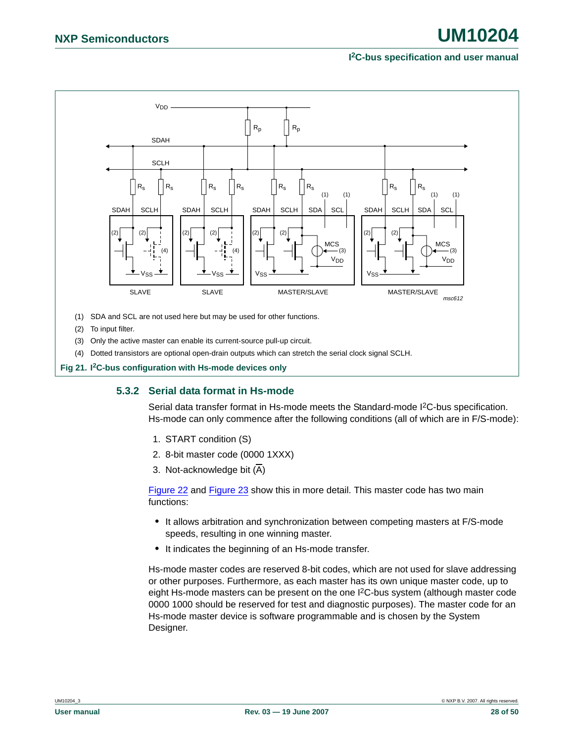(1) SDA and SCL are not used here but may be used for other functions.

(2) To input filter.

(3) Only the active master can enable its current-source pull-up circuit.

(4) Dotted transistors are optional open-drain outputs which can stretch the serial clock signal SCLH.

**Fig 21. I²C-bus configuration with Hs-mode devices only**

### 5.3.2 Serial data format in Hs-mode

Serial data transfer format in Hs-mode meets the Standard-mode I²C-bus specification. Hs-mode can only commence after the following conditions (all of which are in F/S-mode):

1. START condition (S)
2. 8-bit master code (0000 1XXX)
3. Not-acknowledge bit ($\overline{A}$)

Figure 22 and Figure 23 show this in more detail. This master code has two main functions:

- It allows arbitration and synchronization between competing masters at F/S-mode speeds, resulting in one winning master.
- It indicates the beginning of an Hs-mode transfer.

Hs-mode master codes are reserved 8-bit codes, which are not used for slave addressing or other purposes. Furthermore, as each master has its own unique master code, up to eight Hs-mode masters can be present on the one I²C-bus system (although master code 0000 1000 should be reserved for test and diagnostic purposes). The master code for an Hs-mode master device is software programmable and is chosen by the System Designer.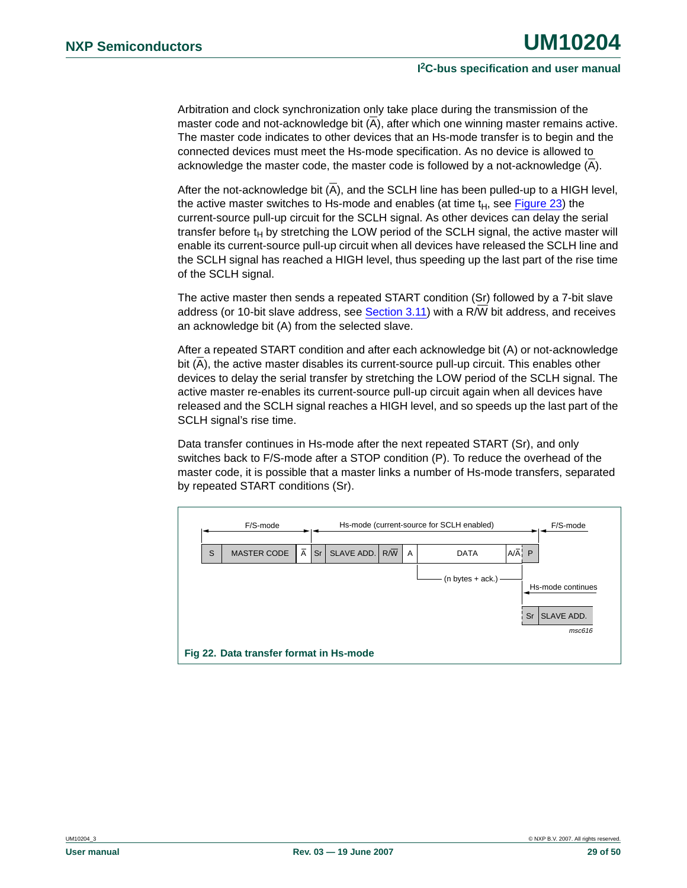Arbitration and clock synchronization only take place during the transmission of the master code and not-acknowledge bit ($\overline{A}$), after which one winning master remains active. The master code indicates to other devices that an Hs-mode transfer is to begin and the connected devices must meet the Hs-mode specification. As no device is allowed to acknowledge the master code, the master code is followed by a not-acknowledge ($\overline{A}$).

After the not-acknowledge bit ($\overline{A}$), and the SCLH line has been pulled-up to a HIGH level, the active master switches to Hs-mode and enables (at time $t_H$, see Figure 23) the current-source pull-up circuit for the SCLH signal. As other devices can delay the serial transfer before $t_H$ by stretching the LOW period of the SCLH signal, the active master will enable its current-source pull-up circuit when all devices have released the SCLH line and the SCLH signal has reached a HIGH level, thus speeding up the last part of the rise time of the SCLH signal.

The active master then sends a repeated START condition (Sr) followed by a 7-bit slave address (or 10-bit slave address, see Section 3.11) with a R/$\overline{W}$ bit address, and receives an acknowledge bit (A) from the selected slave.

After a repeated START condition and after each acknowledge bit (A) or not-acknowledge bit ($\overline{A}$), the active master disables its current-source pull-up circuit. This enables other devices to delay the serial transfer by stretching the LOW period of the SCLH signal. The active master re-enables its current-source pull-up circuit again when all devices have released and the SCLH signal reaches a HIGH level, and so speeds up the last part of the SCLH signal's rise time.

Data transfer continues in Hs-mode after the next repeated START (Sr), and only switches back to F/S-mode after a STOP condition (P). To reduce the overhead of the master code, it is possible that a master links a number of Hs-mode transfers, separated by repeated START conditions (Sr).

| F/S-mode | | | Hs-mode (current-source for SCLH enabled) | | | | | | F/S-mode |
|---|---|---|---|---|---|---|---|---|---|
| S | MASTER CODE | $\overline{A}$ | Sr | SLAVE ADD. | R/$\overline{W}$ | A | DATA (n bytes + ack.) | A/$\overline{A}$ | P |

Hs-mode continues: Sr | SLAVE ADD.

msc616

**Fig 22. Data transfer format in Hs-mode**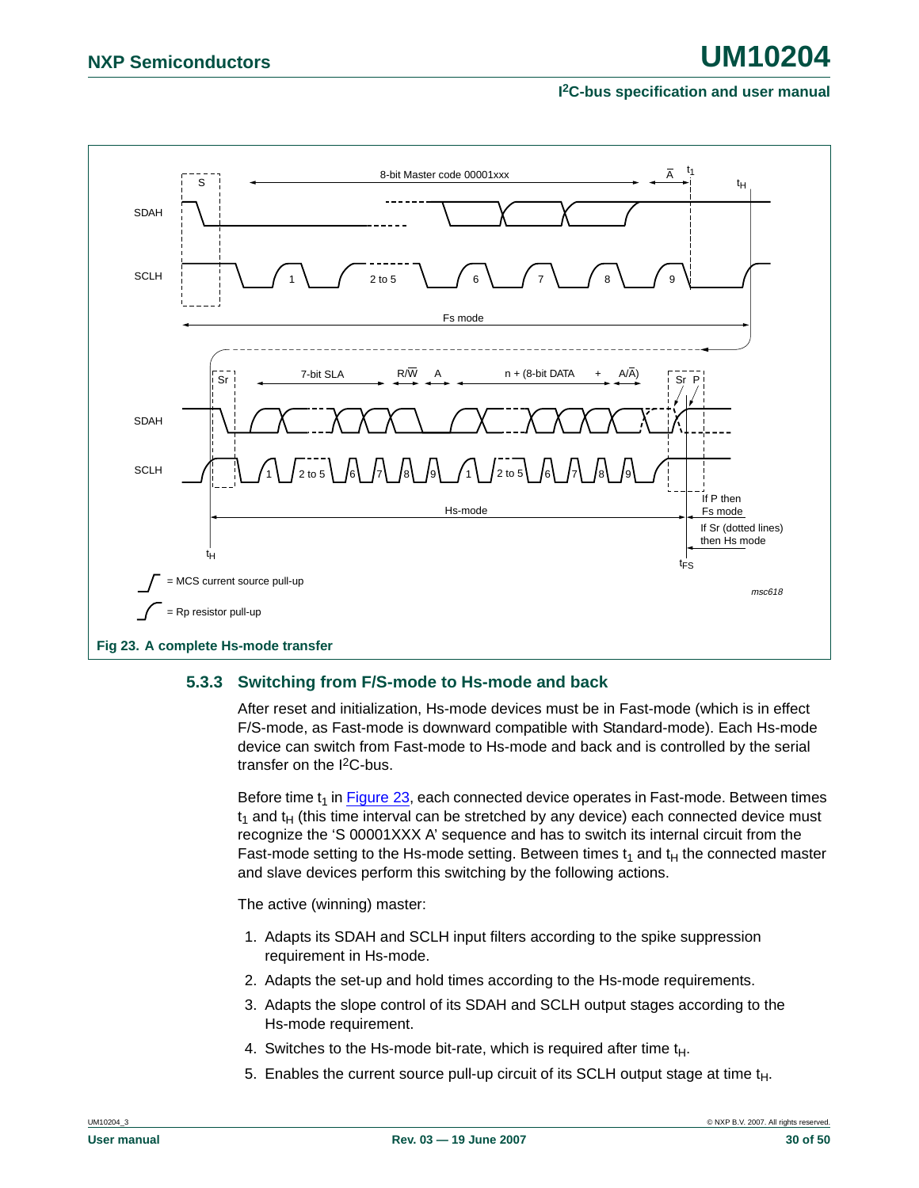Fig 23. A complete Hs-mode transfer

### 5.3.3 Switching from F/S-mode to Hs-mode and back

After reset and initialization, Hs-mode devices must be in Fast-mode (which is in effect F/S-mode, as Fast-mode is downward compatible with Standard-mode). Each Hs-mode device can switch from Fast-mode to Hs-mode and back and is controlled by the serial transfer on the I²C-bus.

Before time $t_1$ in Figure 23, each connected device operates in Fast-mode. Between times $t_1$ and $t_H$ (this time interval can be stretched by any device) each connected device must recognize the 'S 00001XXX A' sequence and has to switch its internal circuit from the Fast-mode setting to the Hs-mode setting. Between times $t_1$ and $t_H$ the connected master and slave devices perform this switching by the following actions.

The active (winning) master:

1. Adapts its SDAH and SCLH input filters according to the spike suppression requirement in Hs-mode.
2. Adapts the set-up and hold times according to the Hs-mode requirements.
3. Adapts the slope control of its SDAH and SCLH output stages according to the Hs-mode requirement.
4. Switches to the Hs-mode bit-rate, which is required after time $t_H$.
5. Enables the current source pull-up circuit of its SCLH output stage at time $t_H$.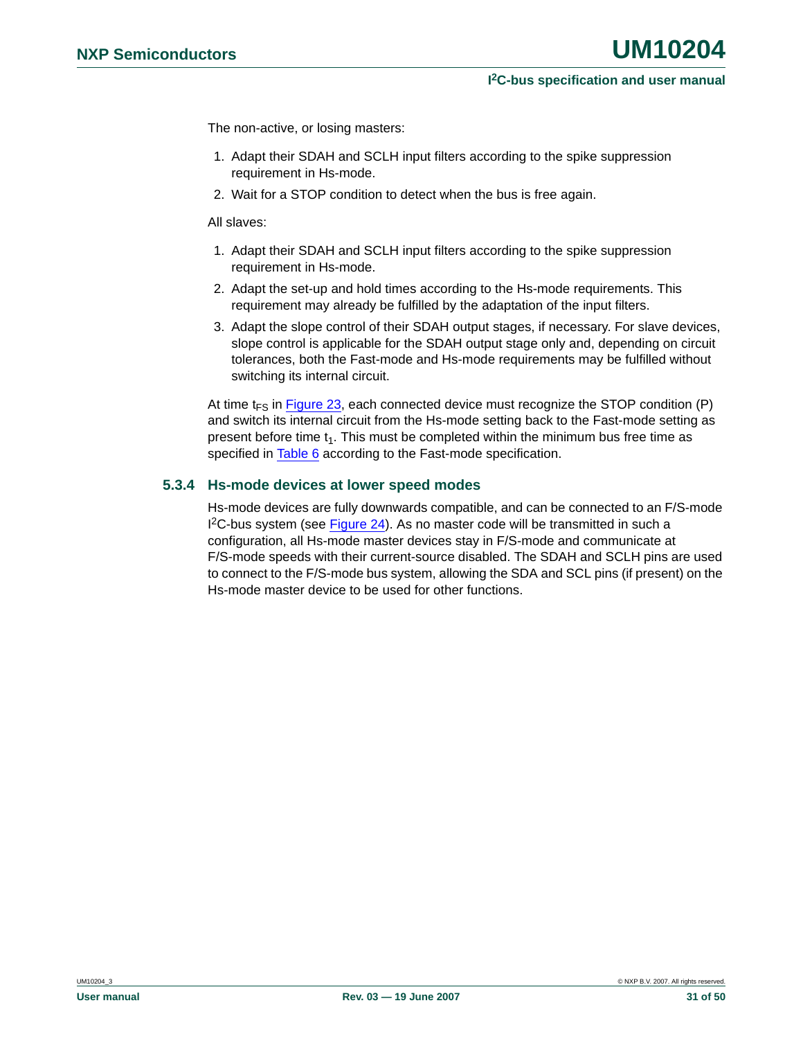The non-active, or losing masters:

1. Adapt their SDAH and SCLH input filters according to the spike suppression requirement in Hs-mode.
2. Wait for a STOP condition to detect when the bus is free again.

All slaves:

1. Adapt their SDAH and SCLH input filters according to the spike suppression requirement in Hs-mode.
2. Adapt the set-up and hold times according to the Hs-mode requirements. This requirement may already be fulfilled by the adaptation of the input filters.
3. Adapt the slope control of their SDAH output stages, if necessary. For slave devices, slope control is applicable for the SDAH output stage only and, depending on circuit tolerances, both the Fast-mode and Hs-mode requirements may be fulfilled without switching its internal circuit.

At time $t_{FS}$ in Figure 23, each connected device must recognize the STOP condition (P) and switch its internal circuit from the Hs-mode setting back to the Fast-mode setting as present before time $t_1$. This must be completed within the minimum bus free time as specified in Table 6 according to the Fast-mode specification.

### 5.3.4 Hs-mode devices at lower speed modes

Hs-mode devices are fully downwards compatible, and can be connected to an F/S-mode I²C-bus system (see Figure 24). As no master code will be transmitted in such a configuration, all Hs-mode master devices stay in F/S-mode and communicate at F/S-mode speeds with their current-source disabled. The SDAH and SCLH pins are used to connect to the F/S-mode bus system, allowing the SDA and SCL pins (if present) on the Hs-mode master device to be used for other functions.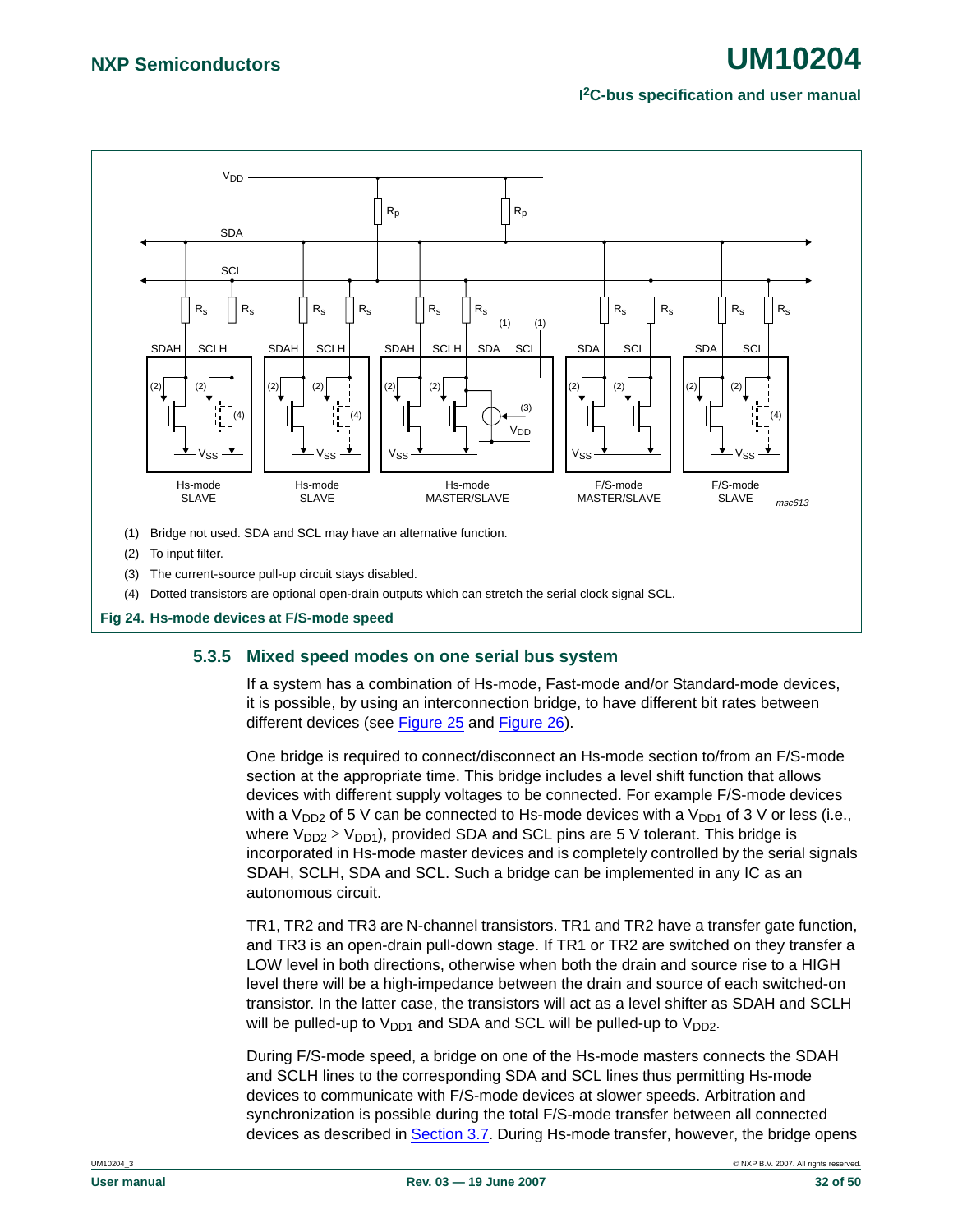(1) Bridge not used. SDA and SCL may have an alternative function.

(2) To input filter.

(3) The current-source pull-up circuit stays disabled.

(4) Dotted transistors are optional open-drain outputs which can stretch the serial clock signal SCL.

**Fig 24. Hs-mode devices at F/S-mode speed**

### 5.3.5 Mixed speed modes on one serial bus system

If a system has a combination of Hs-mode, Fast-mode and/or Standard-mode devices, it is possible, by using an interconnection bridge, to have different bit rates between different devices (see Figure 25 and Figure 26).

One bridge is required to connect/disconnect an Hs-mode section to/from an F/S-mode section at the appropriate time. This bridge includes a level shift function that allows devices with different supply voltages to be connected. For example F/S-mode devices with a $V_{DD2}$ of 5 V can be connected to Hs-mode devices with a $V_{DD1}$ of 3 V or less (i.e., where $V_{DD2} \geq V_{DD1}$), provided SDA and SCL pins are 5 V tolerant. This bridge is incorporated in Hs-mode master devices and is completely controlled by the serial signals SDAH, SCLH, SDA and SCL. Such a bridge can be implemented in any IC as an autonomous circuit.

TR1, TR2 and TR3 are N-channel transistors. TR1 and TR2 have a transfer gate function, and TR3 is an open-drain pull-down stage. If TR1 or TR2 are switched on they transfer a LOW level in both directions, otherwise when both the drain and source rise to a HIGH level there will be a high-impedance between the drain and source of each switched-on transistor. In the latter case, the transistors will act as a level shifter as SDAH and SCLH will be pulled-up to $V_{DD1}$ and SDA and SCL will be pulled-up to $V_{DD2}$.

During F/S-mode speed, a bridge on one of the Hs-mode masters connects the SDAH and SCLH lines to the corresponding SDA and SCL lines thus permitting Hs-mode devices to communicate with F/S-mode devices at slower speeds. Arbitration and synchronization is possible during the total F/S-mode transfer between all connected devices as described in Section 3.7. During Hs-mode transfer, however, the bridge opens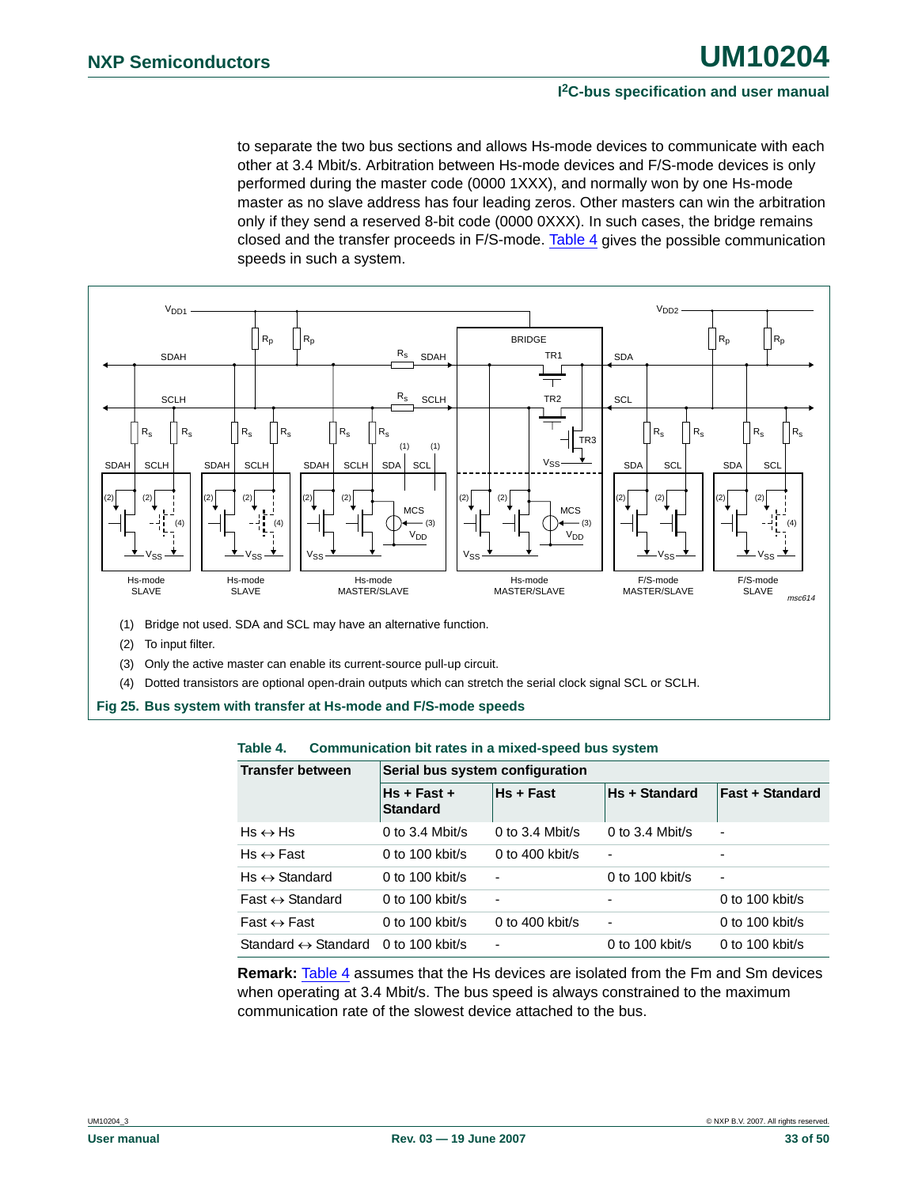to separate the two bus sections and allows Hs-mode devices to communicate with each other at 3.4 Mbit/s. Arbitration between Hs-mode devices and F/S-mode devices is only performed during the master code (0000 1XXX), and normally won by one Hs-mode master as no slave address has four leading zeros. Other masters can win the arbitration only if they send a reserved 8-bit code (0000 0XXX). In such cases, the bridge remains closed and the transfer proceeds in F/S-mode. Table 4 gives the possible communication speeds in such a system.

(1) Bridge not used. SDA and SCL may have an alternative function.

(2) To input filter.

(3) Only the active master can enable its current-source pull-up circuit.

(4) Dotted transistors are optional open-drain outputs which can stretch the serial clock signal SCL or SCLH.

**Fig 25. Bus system with transfer at Hs-mode and F/S-mode speeds**

**Table 4. Communication bit rates in a mixed-speed bus system**

| Transfer between | Serial bus system configuration | | | |
|---|---|---|---|---|
| | Hs + Fast + Standard | Hs + Fast | Hs + Standard | Fast + Standard |
| Hs ↔ Hs | 0 to 3.4 Mbit/s | 0 to 3.4 Mbit/s | 0 to 3.4 Mbit/s | - |
| Hs ↔ Fast | 0 to 100 kbit/s | 0 to 400 kbit/s | - | - |
| Hs ↔ Standard | 0 to 100 kbit/s | - | 0 to 100 kbit/s | - |
| Fast ↔ Standard | 0 to 100 kbit/s | - | - | 0 to 100 kbit/s |
| Fast ↔ Fast | 0 to 100 kbit/s | 0 to 400 kbit/s | - | 0 to 100 kbit/s |
| Standard ↔ Standard | 0 to 100 kbit/s | - | 0 to 100 kbit/s | 0 to 100 kbit/s |

**Remark:** Table 4 assumes that the Hs devices are isolated from the Fm and Sm devices when operating at 3.4 Mbit/s. The bus speed is always constrained to the maximum communication rate of the slowest device attached to the bus.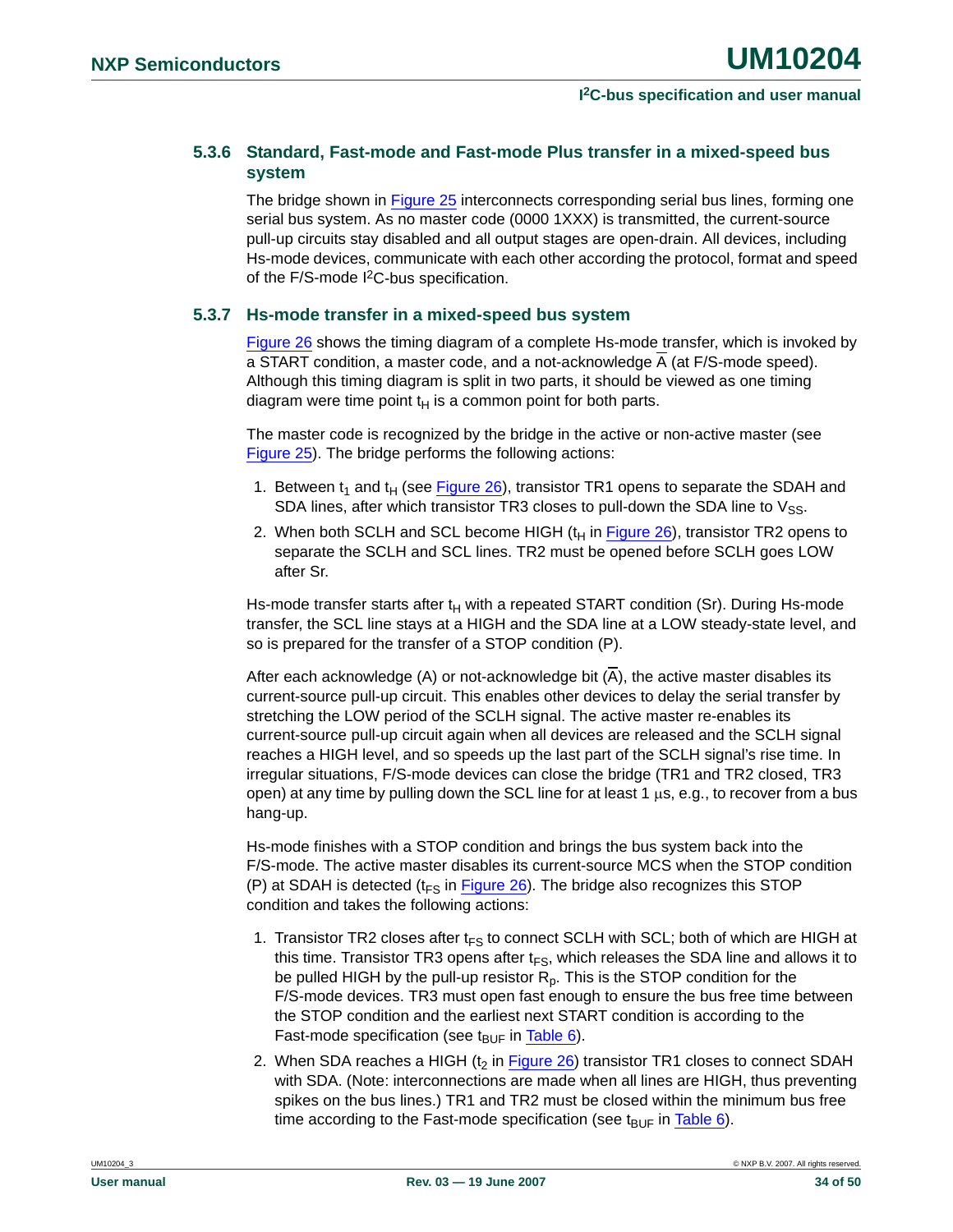### 5.3.6 Standard, Fast-mode and Fast-mode Plus transfer in a mixed-speed bus system

The bridge shown in Figure 25 interconnects corresponding serial bus lines, forming one serial bus system. As no master code (0000 1XXX) is transmitted, the current-source pull-up circuits stay disabled and all output stages are open-drain. All devices, including Hs-mode devices, communicate with each other according the protocol, format and speed of the F/S-mode $I^2C$-bus specification.

### 5.3.7 Hs-mode transfer in a mixed-speed bus system

Figure 26 shows the timing diagram of a complete Hs-mode transfer, which is invoked by a START condition, a master code, and a not-acknowledge $\overline{A}$ (at F/S-mode speed). Although this timing diagram is split in two parts, it should be viewed as one timing diagram were time point $t_H$ is a common point for both parts.

The master code is recognized by the bridge in the active or non-active master (see Figure 25). The bridge performs the following actions:

1. Between $t_1$ and $t_H$ (see Figure 26), transistor TR1 opens to separate the SDAH and SDA lines, after which transistor TR3 closes to pull-down the SDA line to $V_{SS}$.
2. When both SCLH and SCL become HIGH ($t_H$ in Figure 26), transistor TR2 opens to separate the SCLH and SCL lines. TR2 must be opened before SCLH goes LOW after Sr.

Hs-mode transfer starts after $t_H$ with a repeated START condition (Sr). During Hs-mode transfer, the SCL line stays at a HIGH and the SDA line at a LOW steady-state level, and so is prepared for the transfer of a STOP condition (P).

After each acknowledge (A) or not-acknowledge bit ($\overline{A}$), the active master disables its current-source pull-up circuit. This enables other devices to delay the serial transfer by stretching the LOW period of the SCLH signal. The active master re-enables its current-source pull-up circuit again when all devices are released and the SCLH signal reaches a HIGH level, and so speeds up the last part of the SCLH signal's rise time. In irregular situations, F/S-mode devices can close the bridge (TR1 and TR2 closed, TR3 open) at any time by pulling down the SCL line for at least 1 μs, e.g., to recover from a bus hang-up.

Hs-mode finishes with a STOP condition and brings the bus system back into the F/S-mode. The active master disables its current-source MCS when the STOP condition (P) at SDAH is detected ($t_{FS}$ in Figure 26). The bridge also recognizes this STOP condition and takes the following actions:

1. Transistor TR2 closes after $t_{FS}$ to connect SCLH with SCL; both of which are HIGH at this time. Transistor TR3 opens after $t_{FS}$, which releases the SDA line and allows it to be pulled HIGH by the pull-up resistor $R_p$. This is the STOP condition for the F/S-mode devices. TR3 must open fast enough to ensure the bus free time between the STOP condition and the earliest next START condition is according to the Fast-mode specification (see $t_{BUF}$ in Table 6).
2. When SDA reaches a HIGH ($t_2$ in Figure 26) transistor TR1 closes to connect SDAH with SDA. (Note: interconnections are made when all lines are HIGH, thus preventing spikes on the bus lines.) TR1 and TR2 must be closed within the minimum bus free time according to the Fast-mode specification (see $t_{BUF}$ in Table 6).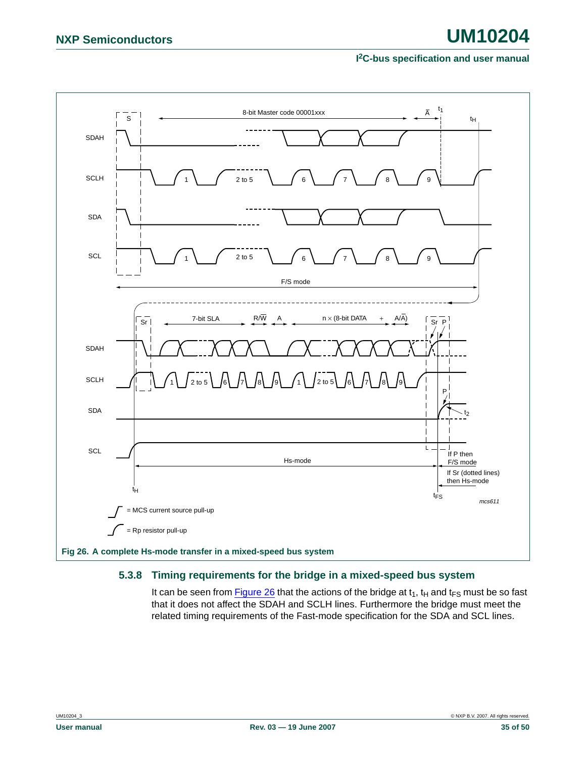Fig 26. A complete Hs-mode transfer in a mixed-speed bus system

### 5.3.8 Timing requirements for the bridge in a mixed-speed bus system

It can be seen from Figure 26 that the actions of the bridge at $t_1$, $t_H$ and $t_{FS}$ must be so fast that it does not affect the SDAH and SCLH lines. Furthermore the bridge must meet the related timing requirements of the Fast-mode specification for the SDA and SCL lines.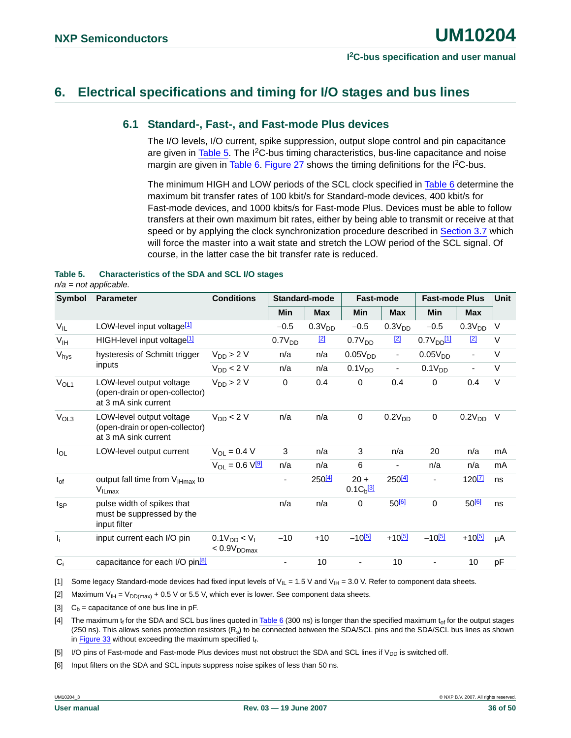## 6. Electrical specifications and timing for I/O stages and bus lines

### 6.1 Standard-, Fast-, and Fast-mode Plus devices

The I/O levels, I/O current, spike suppression, output slope control and pin capacitance are given in Table 5. The $I^2C$-bus timing characteristics, bus-line capacitance and noise margin are given in Table 6. Figure 27 shows the timing definitions for the $I^2C$-bus.

The minimum HIGH and LOW periods of the SCL clock specified in Table 6 determine the maximum bit transfer rates of 100 kbit/s for Standard-mode devices, 400 kbit/s for Fast-mode devices, and 1000 kbits/s for Fast-mode Plus. Devices must be able to follow transfers at their own maximum bit rates, either by being able to transmit or receive at that speed or by applying the clock synchronization procedure described in Section 3.7 which will force the master into a wait state and stretch the LOW period of the SCL signal. Of course, in the latter case the bit transfer rate is reduced.

**Table 5. Characteristics of the SDA and SCL I/O stages**

*n/a = not applicable.*

| Symbol | Parameter | Conditions | Standard-mode | | Fast-mode | | Fast-mode Plus | | Unit |
|---|---|---|---|---|---|---|---|---|---|
| | | | Min | Max | Min | Max | Min | Max | |
| $V_{IL}$ | LOW-level input voltage[1] | | $-0.5$ | $0.3V_{DD}$ | $-0.5$ | $0.3V_{DD}$ | $-0.5$ | $0.3V_{DD}$ | V |
| $V_{IH}$ | HIGH-level input voltage[1] | | $0.7V_{DD}$ | [2] | $0.7V_{DD}$ | [2] | $0.7V_{DD}$[1] | [2] | V |
| $V_{hys}$ | hysteresis of Schmitt trigger inputs | $V_{DD} > 2$ V | n/a | n/a | $0.05V_{DD}$ | - | $0.05V_{DD}$ | - | V |
| | | $V_{DD} < 2$ V | n/a | n/a | $0.1V_{DD}$ | - | $0.1V_{DD}$ | - | V |
| $V_{OL1}$ | LOW-level output voltage (open-drain or open-collector) at 3 mA sink current | $V_{DD} > 2$ V | 0 | 0.4 | 0 | 0.4 | 0 | 0.4 | V |
| $V_{OL3}$ | LOW-level output voltage (open-drain or open-collector) at 3 mA sink current | $V_{DD} < 2$ V | n/a | n/a | 0 | $0.2V_{DD}$ | 0 | $0.2V_{DD}$ | V |
| $I_{OL}$ | LOW-level output current | $V_{OL} = 0.4$ V | 3 | n/a | 3 | n/a | 20 | n/a | mA |
| | | $V_{OL} = 0.6$ V[9] | n/a | n/a | 6 | - | n/a | n/a | mA |
| $t_{of}$ | output fall time from $V_{IHmax}$ to $V_{ILmax}$ | | - | 250[4] | $20 + 0.1C_b$[3] | 250[4] | - | 120[7] | ns |
| $t_{SP}$ | pulse width of spikes that must be suppressed by the input filter | | n/a | n/a | 0 | 50[6] | 0 | 50[6] | ns |
| $I_i$ | input current each I/O pin | $0.1V_{DD} < V_I < 0.9V_{DDmax}$ | $-10$ | $+10$ | $-10$[5] | $+10$[5] | $-10$[5] | $+10$[5] | μA |
| $C_i$ | capacitance for each I/O pin[8] | | - | 10 | - | 10 | - | 10 | pF |

[1] Some legacy Standard-mode devices had fixed input levels of $V_{IL} = 1.5$ V and $V_{IH} = 3.0$ V. Refer to component data sheets.

[2] Maximum $V_{IH} = V_{DD(max)} + 0.5$ V or 5.5 V, which ever is lower. See component data sheets.

[3] $C_b$ = capacitance of one bus line in pF.

[4] The maximum $t_f$ for the SDA and SCL bus lines quoted in Table 6 (300 ns) is longer than the specified maximum $t_{of}$ for the output stages (250 ns). This allows series protection resistors ($R_s$) to be connected between the SDA/SCL pins and the SDA/SCL bus lines as shown in Figure 33 without exceeding the maximum specified $t_f$.

[5] I/O pins of Fast-mode and Fast-mode Plus devices must not obstruct the SDA and SCL lines if $V_{DD}$ is switched off.

[6] Input filters on the SDA and SCL inputs suppress noise spikes of less than 50 ns.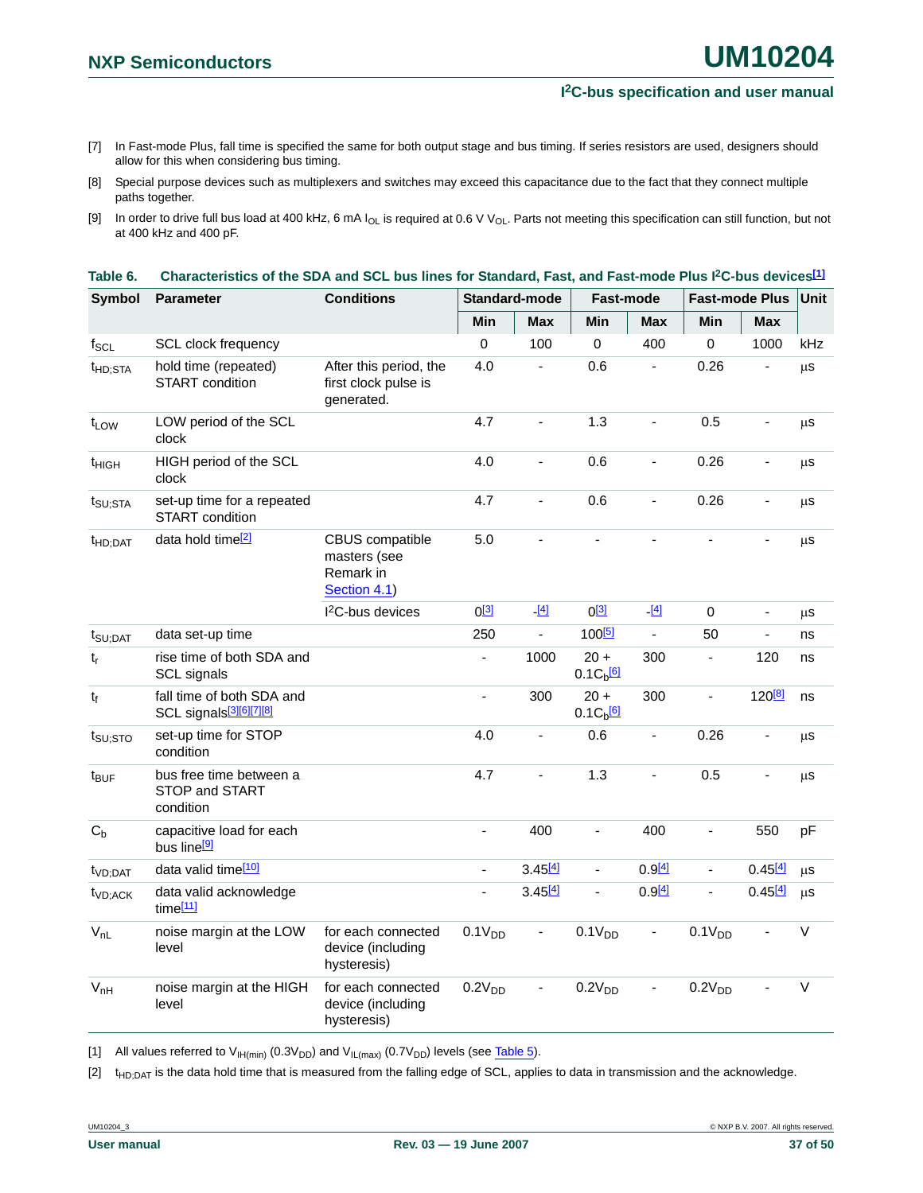[7] In Fast-mode Plus, fall time is specified the same for both output stage and bus timing. If series resistors are used, designers should allow for this when considering bus timing.

[8] Special purpose devices such as multiplexers and switches may exceed this capacitance due to the fact that they connect multiple paths together.

[9] In order to drive full bus load at 400 kHz, 6 mA $I_{OL}$ is required at 0.6 V $V_{OL}$. Parts not meeting this specification can still function, but not at 400 kHz and 400 pF.

**Table 6. Characteristics of the SDA and SCL bus lines for Standard, Fast, and Fast-mode Plus I²C-bus devices[1]**

| Symbol | Parameter | Conditions | Standard-mode | | Fast-mode | | Fast-mode Plus | | Unit |
|---|---|---|---|---|---|---|---|---|---|
| | | | Min | Max | Min | Max | Min | Max | |
| $f_{SCL}$ | SCL clock frequency | | 0 | 100 | 0 | 400 | 0 | 1000 | kHz |
| $t_{HD;STA}$ | hold time (repeated) START condition | After this period, the first clock pulse is generated. | 4.0 | - | 0.6 | - | 0.26 | - | μs |
| $t_{LOW}$ | LOW period of the SCL clock | | 4.7 | - | 1.3 | - | 0.5 | - | μs |
| $t_{HIGH}$ | HIGH period of the SCL clock | | 4.0 | - | 0.6 | - | 0.26 | - | μs |
| $t_{SU;STA}$ | set-up time for a repeated START condition | | 4.7 | - | 0.6 | - | 0.26 | - | μs |
| $t_{HD;DAT}$ | data hold time[2] | CBUS compatible masters (see Remark in Section 4.1) | 5.0 | - | - | - | - | - | μs |
| | | I²C-bus devices | 0[3] | -[4] | 0[3] | -[4] | 0 | - | μs |
| $t_{SU;DAT}$ | data set-up time | | 250 | - | 100[5] | - | 50 | - | ns |
| $t_r$ | rise time of both SDA and SCL signals | | - | 1000 | $20 + 0.1C_b$[6] | 300 | - | 120 | ns |
| $t_f$ | fall time of both SDA and SCL signals[3][6][7][8] | | - | 300 | $20 + 0.1C_b$[6] | 300 | - | 120[8] | ns |
| $t_{SU;STO}$ | set-up time for STOP condition | | 4.0 | - | 0.6 | - | 0.26 | - | μs |
| $t_{BUF}$ | bus free time between a STOP and START condition | | 4.7 | - | 1.3 | - | 0.5 | - | μs |
| $C_b$ | capacitive load for each bus line[9] | | - | 400 | - | 400 | - | 550 | pF |
| $t_{VD;DAT}$ | data valid time[10] | | - | 3.45[4] | - | 0.9[4] | - | 0.45[4] | μs |
| $t_{VD;ACK}$ | data valid acknowledge time[11] | | - | 3.45[4] | - | 0.9[4] | - | 0.45[4] | μs |
| $V_{nL}$ | noise margin at the LOW level | for each connected device (including hysteresis) | $0.1V_{DD}$ | - | $0.1V_{DD}$ | - | $0.1V_{DD}$ | - | V |
| $V_{nH}$ | noise margin at the HIGH level | for each connected device (including hysteresis) | $0.2V_{DD}$ | - | $0.2V_{DD}$ | - | $0.2V_{DD}$ | - | V |

[1] All values referred to $V_{IH(min)}$ ($0.3V_{DD}$) and $V_{IL(max)}$ ($0.7V_{DD}$) levels (see Table 5).

[2] $t_{HD;DAT}$ is the data hold time that is measured from the falling edge of SCL, applies to data in transmission and the acknowledge.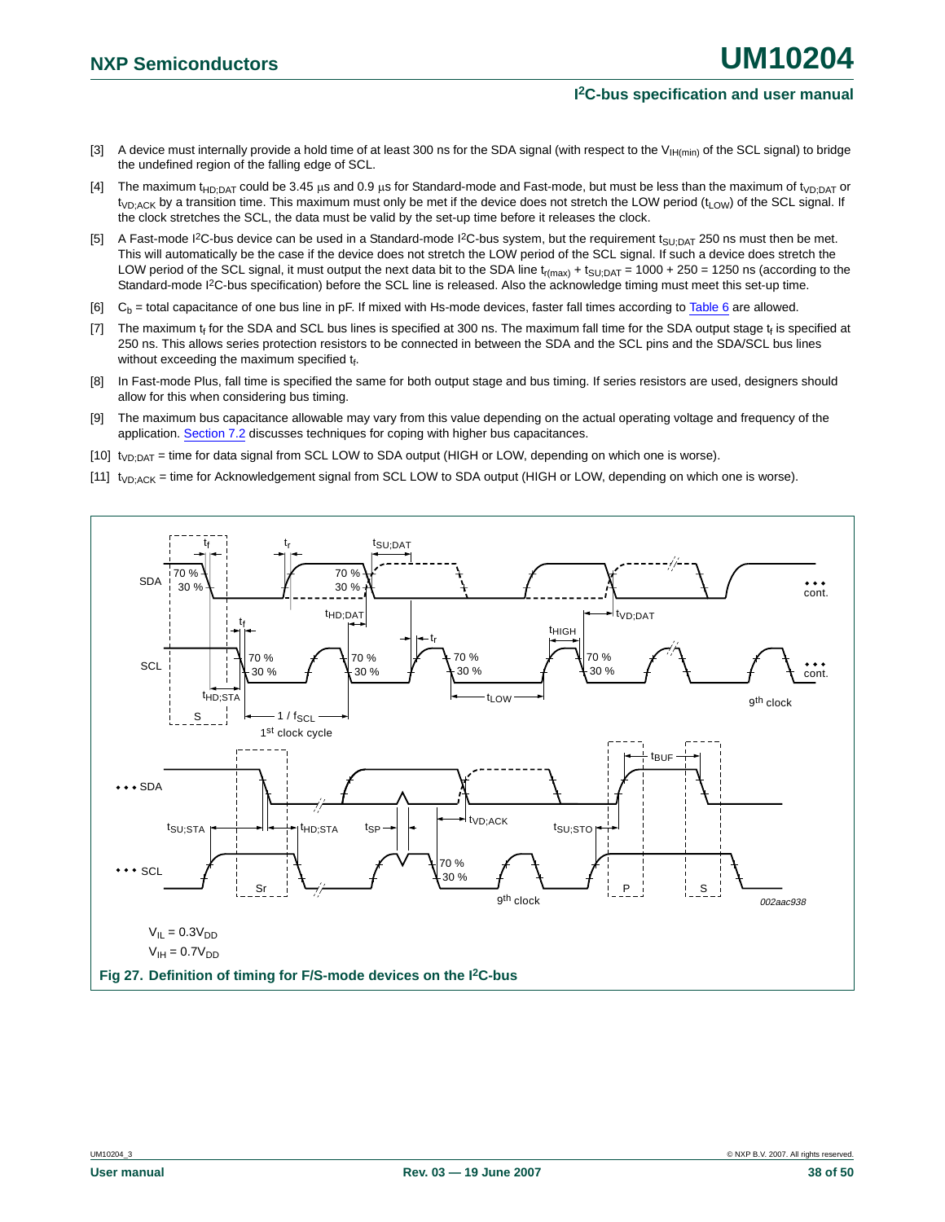[3] A device must internally provide a hold time of at least 300 ns for the SDA signal (with respect to the $V_{IH(min)}$ of the SCL signal) to bridge the undefined region of the falling edge of SCL.

[4] The maximum $t_{HD;DAT}$ could be 3.45 µs and 0.9 µs for Standard-mode and Fast-mode, but must be less than the maximum of $t_{VD;DAT}$ or $t_{VD;ACK}$ by a transition time. This maximum must only be met if the device does not stretch the LOW period ($t_{LOW}$) of the SCL signal. If the clock stretches the SCL, the data must be valid by the set-up time before it releases the clock.

[5] A Fast-mode I2C-bus device can be used in a Standard-mode I2C-bus system, but the requirement $t_{SU;DAT}$ 250 ns must then be met. This will automatically be the case if the device does not stretch the LOW period of the SCL signal. If such a device does stretch the LOW period of the SCL signal, it must output the next data bit to the SDA line $t_{r(max)} + t_{SU;DAT} = 1000 + 250 = 1250$ ns (according to the Standard-mode I2C-bus specification) before the SCL line is released. Also the acknowledge timing must meet this set-up time.

[6] $C_b$ = total capacitance of one bus line in pF. If mixed with Hs-mode devices, faster fall times according to Table 6 are allowed.

[7] The maximum $t_f$ for the SDA and SCL bus lines is specified at 300 ns. The maximum fall time for the SDA output stage $t_f$ is specified at 250 ns. This allows series protection resistors to be connected in between the SDA and the SCL pins and the SDA/SCL bus lines without exceeding the maximum specified $t_f$.

[8] In Fast-mode Plus, fall time is specified the same for both output stage and bus timing. If series resistors are used, designers should allow for this when considering bus timing.

[9] The maximum bus capacitance allowable may vary from this value depending on the actual operating voltage and frequency of the application. Section 7.2 discusses techniques for coping with higher bus capacitances.

[10] $t_{VD;DAT}$ = time for data signal from SCL LOW to SDA output (HIGH or LOW, depending on which one is worse).

[11] $t_{VD;ACK}$ = time for Acknowledgement signal from SCL LOW to SDA output (HIGH or LOW, depending on which one is worse).

$V_{IL} = 0.3V_{DD}$

$V_{IH} = 0.7V_{DD}$

**Fig 27. Definition of timing for F/S-mode devices on the I2C-bus**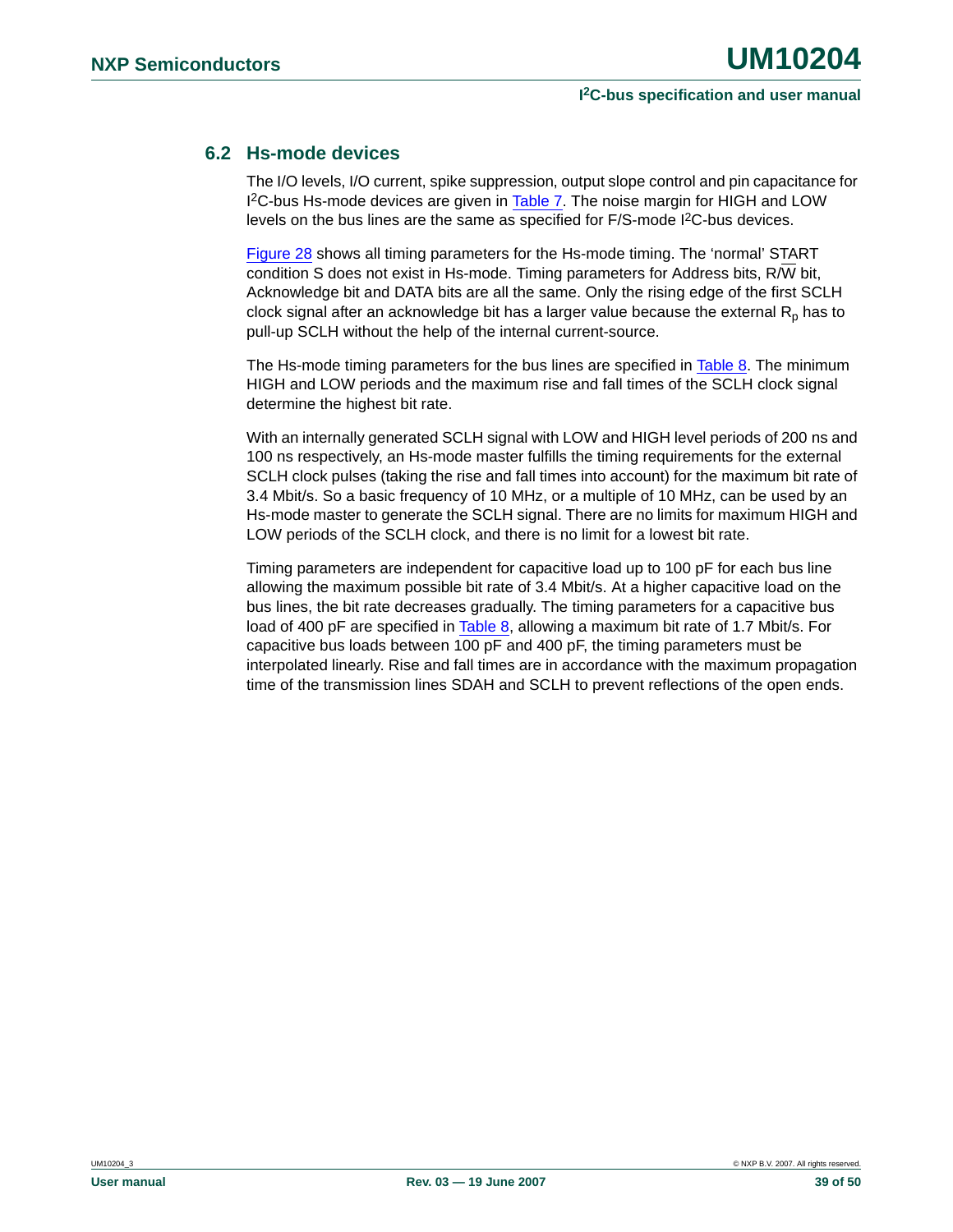## 6.2 Hs-mode devices

The I/O levels, I/O current, spike suppression, output slope control and pin capacitance for $I^2C$-bus Hs-mode devices are given in Table 7. The noise margin for HIGH and LOW levels on the bus lines are the same as specified for F/S-mode $I^2C$-bus devices.

Figure 28 shows all timing parameters for the Hs-mode timing. The 'normal' START condition S does not exist in Hs-mode. Timing parameters for Address bits, R/$\overline{W}$ bit, Acknowledge bit and DATA bits are all the same. Only the rising edge of the first SCLH clock signal after an acknowledge bit has a larger value because the external $R_p$ has to pull-up SCLH without the help of the internal current-source.

The Hs-mode timing parameters for the bus lines are specified in Table 8. The minimum HIGH and LOW periods and the maximum rise and fall times of the SCLH clock signal determine the highest bit rate.

With an internally generated SCLH signal with LOW and HIGH level periods of 200 ns and 100 ns respectively, an Hs-mode master fulfills the timing requirements for the external SCLH clock pulses (taking the rise and fall times into account) for the maximum bit rate of 3.4 Mbit/s. So a basic frequency of 10 MHz, or a multiple of 10 MHz, can be used by an Hs-mode master to generate the SCLH signal. There are no limits for maximum HIGH and LOW periods of the SCLH clock, and there is no limit for a lowest bit rate.

Timing parameters are independent for capacitive load up to 100 pF for each bus line allowing the maximum possible bit rate of 3.4 Mbit/s. At a higher capacitive load on the bus lines, the bit rate decreases gradually. The timing parameters for a capacitive bus load of 400 pF are specified in Table 8, allowing a maximum bit rate of 1.7 Mbit/s. For capacitive bus loads between 100 pF and 400 pF, the timing parameters must be interpolated linearly. Rise and fall times are in accordance with the maximum propagation time of the transmission lines SDAH and SCLH to prevent reflections of the open ends.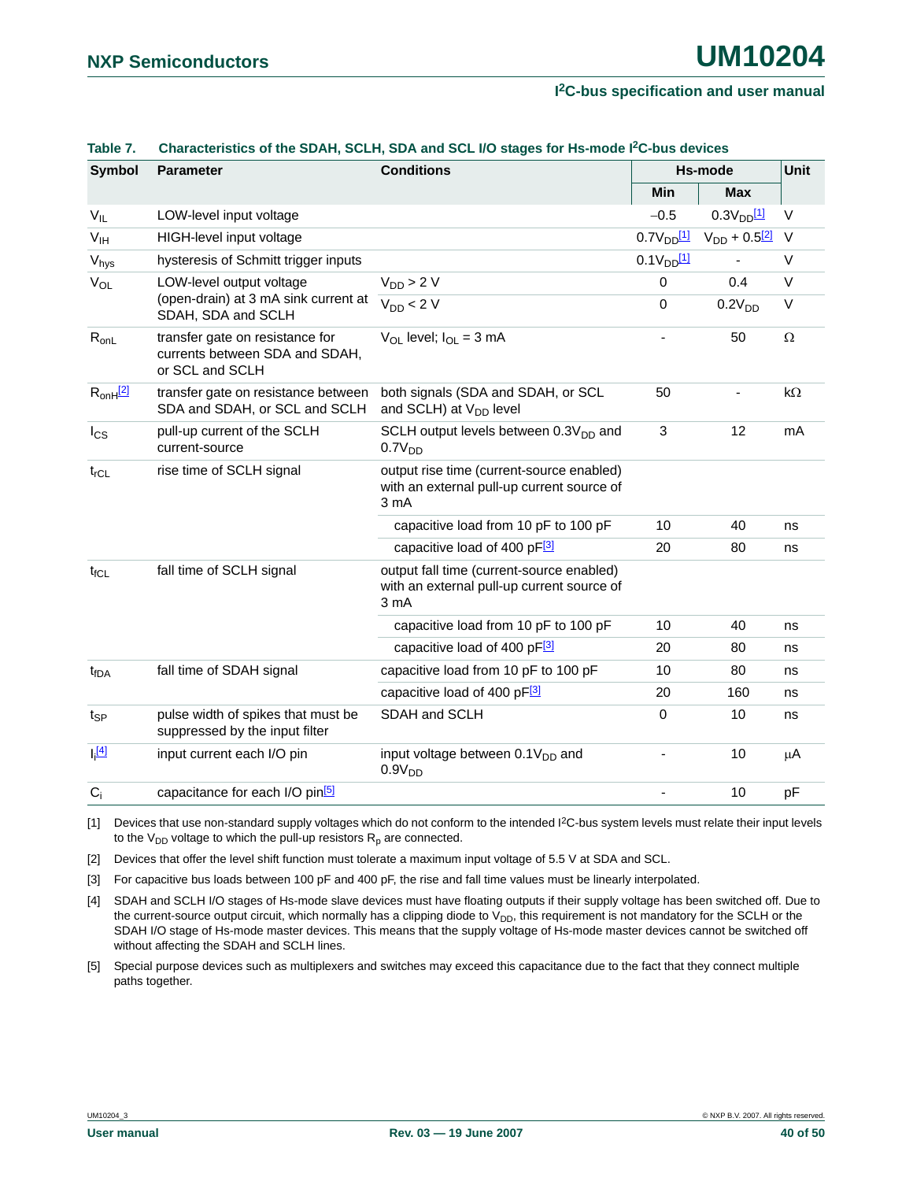**Table 7. Characteristics of the SDAH, SCLH, SDA and SCL I/O stages for Hs-mode I²C-bus devices**

| Symbol | Parameter | Conditions | Hs-mode | | Unit |
|---|---|---|---|---|---|
| | | | Min | Max | |
| $V_{IL}$ | LOW-level input voltage | | −0.5 | $0.3V_{DD}$[1] | V |
| $V_{IH}$ | HIGH-level input voltage | | $0.7V_{DD}$[1] | $V_{DD} + 0.5$[2] | V |
| $V_{hys}$ | hysteresis of Schmitt trigger inputs | | $0.1V_{DD}$[1] | - | V |
| $V_{OL}$ | LOW-level output voltage (open-drain) at 3 mA sink current at SDAH, SDA and SCLH | $V_{DD} > 2$ V | 0 | 0.4 | V |
| | | $V_{DD} < 2$ V | 0 | $0.2V_{DD}$ | V |
| $R_{onL}$ | transfer gate on resistance for currents between SDA and SDAH, or SCL and SCLH | $V_{OL}$ level; $I_{OL} = 3$ mA | - | 50 | Ω |
| $R_{onH}$[2] | transfer gate on resistance between SDA and SDAH, or SCL and SCLH | both signals (SDA and SDAH, or SCL and SCLH) at $V_{DD}$ level | 50 | - | kΩ |
| $I_{CS}$ | pull-up current of the SCLH current-source | SCLH output levels between $0.3V_{DD}$ and $0.7V_{DD}$ | 3 | 12 | mA |
| $t_{rCL}$ | rise time of SCLH signal | output rise time (current-source enabled) with an external pull-up current source of 3 mA | | | |
| | | capacitive load from 10 pF to 100 pF | 10 | 40 | ns |
| | | capacitive load of 400 pF[3] | 20 | 80 | ns |
| $t_{fCL}$ | fall time of SCLH signal | output fall time (current-source enabled) with an external pull-up current source of 3 mA | | | |
| | | capacitive load from 10 pF to 100 pF | 10 | 40 | ns |
| | | capacitive load of 400 pF[3] | 20 | 80 | ns |
| $t_{fDA}$ | fall time of SDAH signal | capacitive load from 10 pF to 100 pF | 10 | 80 | ns |
| | | capacitive load of 400 pF[3] | 20 | 160 | ns |
| $t_{SP}$ | pulse width of spikes that must be suppressed by the input filter | SDAH and SCLH | 0 | 10 | ns |
| $I_i$[4] | input current each I/O pin | input voltage between $0.1V_{DD}$ and $0.9V_{DD}$ | - | 10 | μA |
| $C_i$ | capacitance for each I/O pin[5] | | - | 10 | pF |

[1] Devices that use non-standard supply voltages which do not conform to the intended I²C-bus system levels must relate their input levels to the $V_{DD}$ voltage to which the pull-up resistors $R_p$ are connected.

[2] Devices that offer the level shift function must tolerate a maximum input voltage of 5.5 V at SDA and SCL.

[3] For capacitive bus loads between 100 pF and 400 pF, the rise and fall time values must be linearly interpolated.

[4] SDAH and SCLH I/O stages of Hs-mode slave devices must have floating outputs if their supply voltage has been switched off. Due to the current-source output circuit, which normally has a clipping diode to $V_{DD}$, this requirement is not mandatory for the SCLH or the SDAH I/O stage of Hs-mode master devices. This means that the supply voltage of Hs-mode master devices cannot be switched off without affecting the SDAH and SCLH lines.

[5] Special purpose devices such as multiplexers and switches may exceed this capacitance due to the fact that they connect multiple paths together.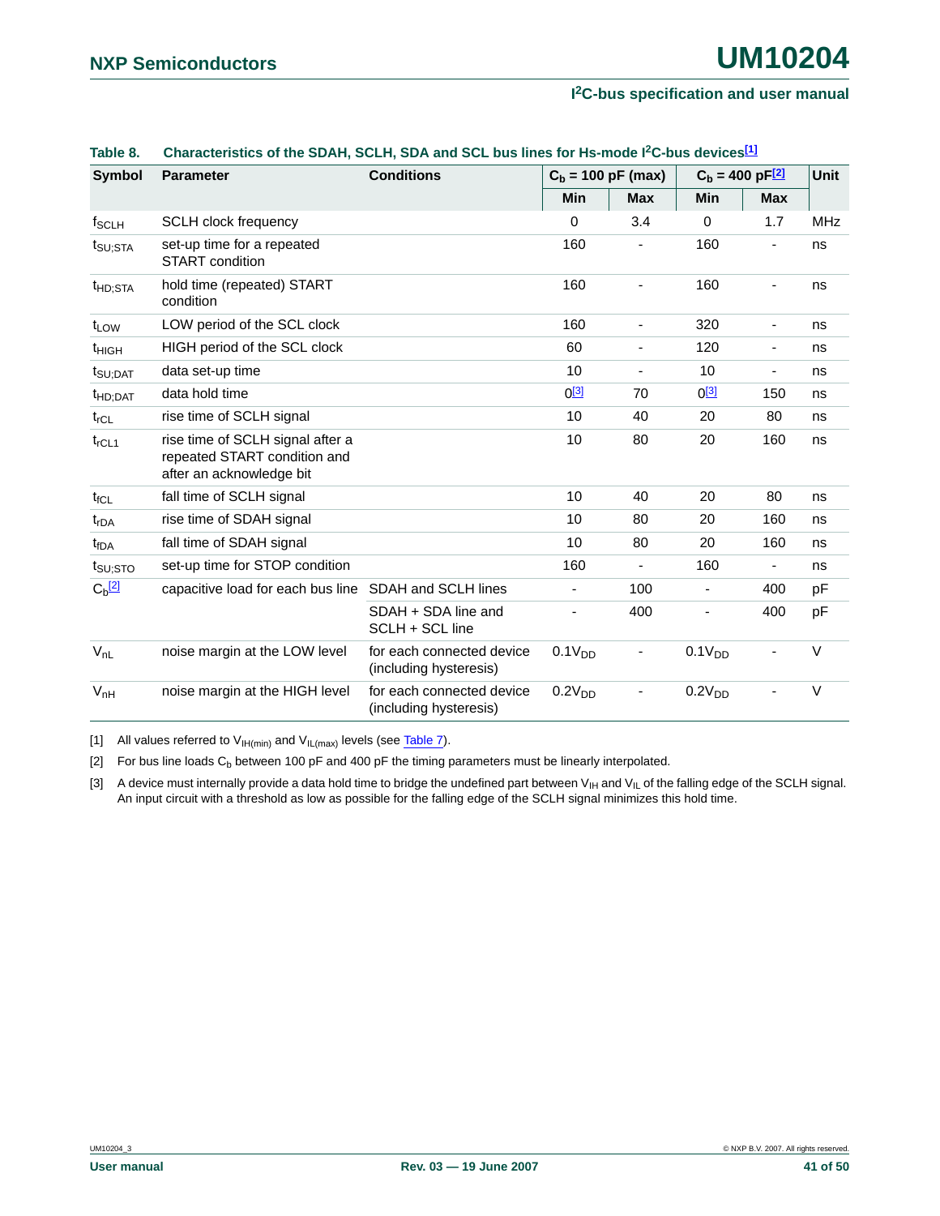**Table 8. Characteristics of the SDAH, SCLH, SDA and SCL bus lines for Hs-mode I²C-bus devices[1]**

| Symbol | Parameter | Conditions | $C_b$ = 100 pF (max) | | $C_b$ = 400 pF[2] | | Unit |
|---|---|---|---|---|---|---|---|
| | | | Min | Max | Min | Max | |
| $f_{SCLH}$ | SCLH clock frequency | | 0 | 3.4 | 0 | 1.7 | MHz |
| $t_{SU;STA}$ | set-up time for a repeated START condition | | 160 | - | 160 | - | ns |
| $t_{HD;STA}$ | hold time (repeated) START condition | | 160 | - | 160 | - | ns |
| $t_{LOW}$ | LOW period of the SCL clock | | 160 | - | 320 | - | ns |
| $t_{HIGH}$ | HIGH period of the SCL clock | | 60 | - | 120 | - | ns |
| $t_{SU;DAT}$ | data set-up time | | 10 | - | 10 | - | ns |
| $t_{HD;DAT}$ | data hold time | | 0[3] | 70 | 0[3] | 150 | ns |
| $t_{rCL}$ | rise time of SCLH signal | | 10 | 40 | 20 | 80 | ns |
| $t_{rCL1}$ | rise time of SCLH signal after a repeated START condition and after an acknowledge bit | | 10 | 80 | 20 | 160 | ns |
| $t_{fCL}$ | fall time of SCLH signal | | 10 | 40 | 20 | 80 | ns |
| $t_{rDA}$ | rise time of SDAH signal | | 10 | 80 | 20 | 160 | ns |
| $t_{fDA}$ | fall time of SDAH signal | | 10 | 80 | 20 | 160 | ns |
| $t_{SU;STO}$ | set-up time for STOP condition | | 160 | - | 160 | - | ns |
| $C_b$[2] | capacitive load for each bus line | SDAH and SCLH lines | - | 100 | - | 400 | pF |
| | | SDAH + SDA line and SCLH + SCL line | - | 400 | - | 400 | pF |
| $V_{nL}$ | noise margin at the LOW level | for each connected device (including hysteresis) | $0.1V_{DD}$ | - | $0.1V_{DD}$ | - | V |
| $V_{nH}$ | noise margin at the HIGH level | for each connected device (including hysteresis) | $0.2V_{DD}$ | - | $0.2V_{DD}$ | - | V |

[1] All values referred to $V_{IH(min)}$ and $V_{IL(max)}$ levels (see Table 7).

[2] For bus line loads $C_b$ between 100 pF and 400 pF the timing parameters must be linearly interpolated.

[3] A device must internally provide a data hold time to bridge the undefined part between $V_{IH}$ and $V_{IL}$ of the falling edge of the SCLH signal. An input circuit with a threshold as low as possible for the falling edge of the SCLH signal minimizes this hold time.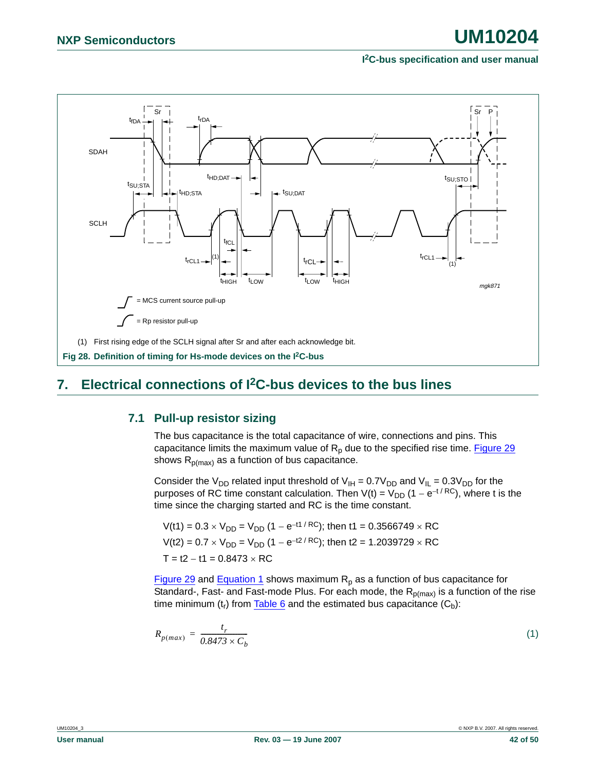(1) First rising edge of the SCLH signal after Sr and after each acknowledge bit.

**Fig 28. Definition of timing for Hs-mode devices on the I²C-bus**

# 7. Electrical connections of I²C-bus devices to the bus lines

## 7.1 Pull-up resistor sizing

The bus capacitance is the total capacitance of wire, connections and pins. This capacitance limits the maximum value of $R_p$ due to the specified rise time. Figure 29 shows $R_{p(max)}$ as a function of bus capacitance.

Consider the $V_{DD}$ related input threshold of $V_{IH} = 0.7V_{DD}$ and $V_{IL} = 0.3V_{DD}$ for the purposes of RC time constant calculation. Then $V(t) = V_{DD}(1 - e^{-t/RC})$, where t is the time since the charging started and RC is the time constant.

$V(t1) = 0.3 \times V_{DD} = V_{DD}(1 - e^{-t1/RC})$; then $t1 = 0.3566749 \times RC$

$V(t2) = 0.7 \times V_{DD} = V_{DD}(1 - e^{-t2/RC})$; then $t2 = 1.2039729 \times RC$

$T = t2 - t1 = 0.8473 \times RC$

Figure 29 and Equation 1 shows maximum $R_p$ as a function of bus capacitance for Standard-, Fast- and Fast-mode Plus. For each mode, the $R_{p(max)}$ is a function of the rise time minimum ($t_r$) from Table 6 and the estimated bus capacitance ($C_b$):

$$R_{p(max)} = \frac{t_r}{0.8473 \times C_b} \qquad (1)$$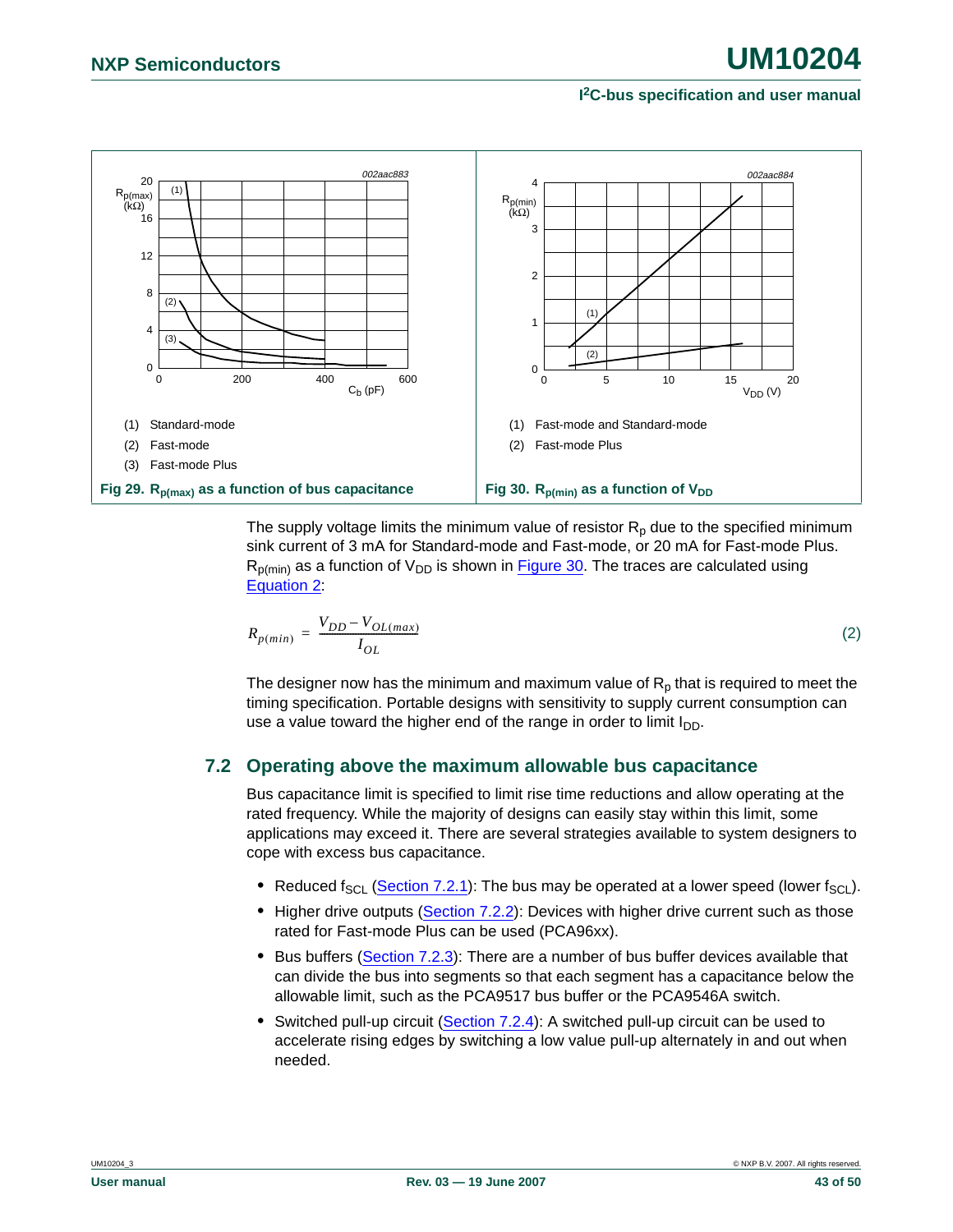(1) Standard-mode

(2) Fast-mode

(3) Fast-mode Plus

**Fig 29. $R_{p(max)}$ as a function of bus capacitance**

(1) Fast-mode and Standard-mode

(2) Fast-mode Plus

**Fig 30. $R_{p(min)}$ as a function of $V_{DD}$**

The supply voltage limits the minimum value of resistor $R_p$ due to the specified minimum sink current of 3 mA for Standard-mode and Fast-mode, or 20 mA for Fast-mode Plus. $R_{p(min)}$ as a function of $V_{DD}$ is shown in Figure 30. The traces are calculated using Equation 2:

$$R_{p(min)} = \frac{V_{DD} - V_{OL(max)}}{I_{OL}} \qquad (2)$$

The designer now has the minimum and maximum value of $R_p$ that is required to meet the timing specification. Portable designs with sensitivity to supply current consumption can use a value toward the higher end of the range in order to limit $I_{DD}$.

## 7.2 Operating above the maximum allowable bus capacitance

Bus capacitance limit is specified to limit rise time reductions and allow operating at the rated frequency. While the majority of designs can easily stay within this limit, some applications may exceed it. There are several strategies available to system designers to cope with excess bus capacitance.

- Reduced $f_{SCL}$ (Section 7.2.1): The bus may be operated at a lower speed (lower $f_{SCL}$).
- Higher drive outputs (Section 7.2.2): Devices with higher drive current such as those rated for Fast-mode Plus can be used (PCA96xx).
- Bus buffers (Section 7.2.3): There are a number of bus buffer devices available that can divide the bus into segments so that each segment has a capacitance below the allowable limit, such as the PCA9517 bus buffer or the PCA9546A switch.
- Switched pull-up circuit (Section 7.2.4): A switched pull-up circuit can be used to accelerate rising edges by switching a low value pull-up alternately in and out when needed.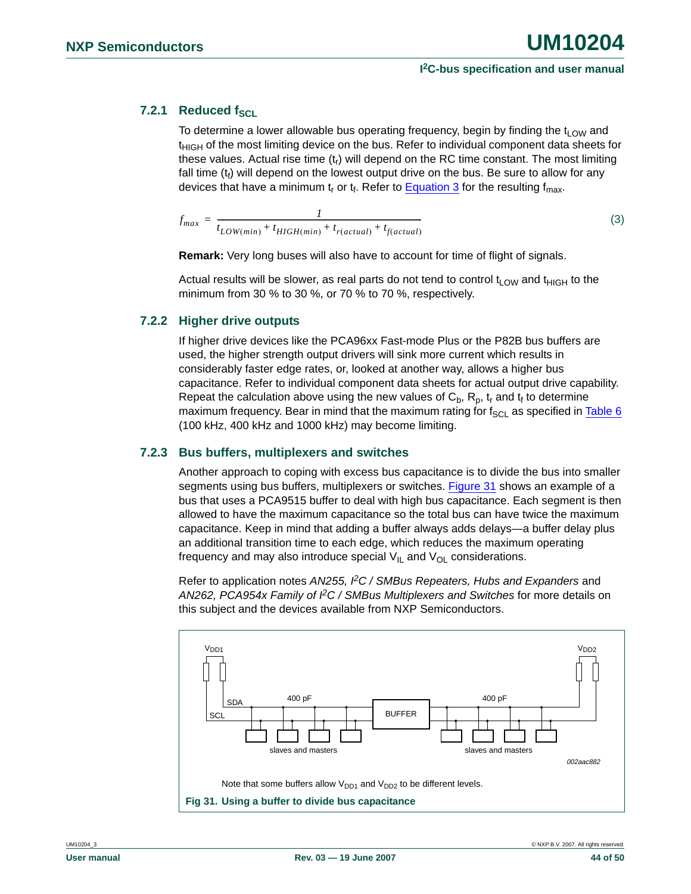### 7.2.1 Reduced $f_{SCL}$

To determine a lower allowable bus operating frequency, begin by finding the $t_{LOW}$ and $t_{HIGH}$ of the most limiting device on the bus. Refer to individual component data sheets for these values. Actual rise time ($t_r$) will depend on the RC time constant. The most limiting fall time ($t_f$) will depend on the lowest output drive on the bus. Be sure to allow for any devices that have a minimum $t_r$ or $t_f$. Refer to Equation 3 for the resulting $f_{max}$.

$$f_{max} = \frac{1}{t_{LOW(min)} + t_{HIGH(min)} + t_{r(actual)} + t_{f(actual)}} \quad (3)$$

**Remark:** Very long buses will also have to account for time of flight of signals.

Actual results will be slower, as real parts do not tend to control $t_{LOW}$ and $t_{HIGH}$ to the minimum from 30 % to 30 %, or 70 % to 70 %, respectively.

### 7.2.2 Higher drive outputs

If higher drive devices like the PCA96xx Fast-mode Plus or the P82B bus buffers are used, the higher strength output drivers will sink more current which results in considerably faster edge rates, or, looked at another way, allows a higher bus capacitance. Refer to individual component data sheets for actual output drive capability. Repeat the calculation above using the new values of $C_b$, $R_p$, $t_r$ and $t_f$ to determine maximum frequency. Bear in mind that the maximum rating for $f_{SCL}$ as specified in Table 6 (100 kHz, 400 kHz and 1000 kHz) may become limiting.

### 7.2.3 Bus buffers, multiplexers and switches

Another approach to coping with excess bus capacitance is to divide the bus into smaller segments using bus buffers, multiplexers or switches. Figure 31 shows an example of a bus that uses a PCA9515 buffer to deal with high bus capacitance. Each segment is then allowed to have the maximum capacitance so the total bus can have twice the maximum capacitance. Keep in mind that adding a buffer always adds delays—a buffer delay plus an additional transition time to each edge, which reduces the maximum operating frequency and may also introduce special $V_{IL}$ and $V_{OL}$ considerations.

Refer to application notes *AN255, I²C / SMBus Repeaters, Hubs and Expanders* and *AN262, PCA954x Family of I²C / SMBus Multiplexers and Switches* for more details on this subject and the devices available from NXP Semiconductors.

$V_{DD1}$ SDA SCL 400 pF BUFFER 400 pF $V_{DD2}$ slaves and masters slaves and masters 002aac882

Note that some buffers allow $V_{DD1}$ and $V_{DD2}$ to be different levels.

**Fig 31. Using a buffer to divide bus capacitance**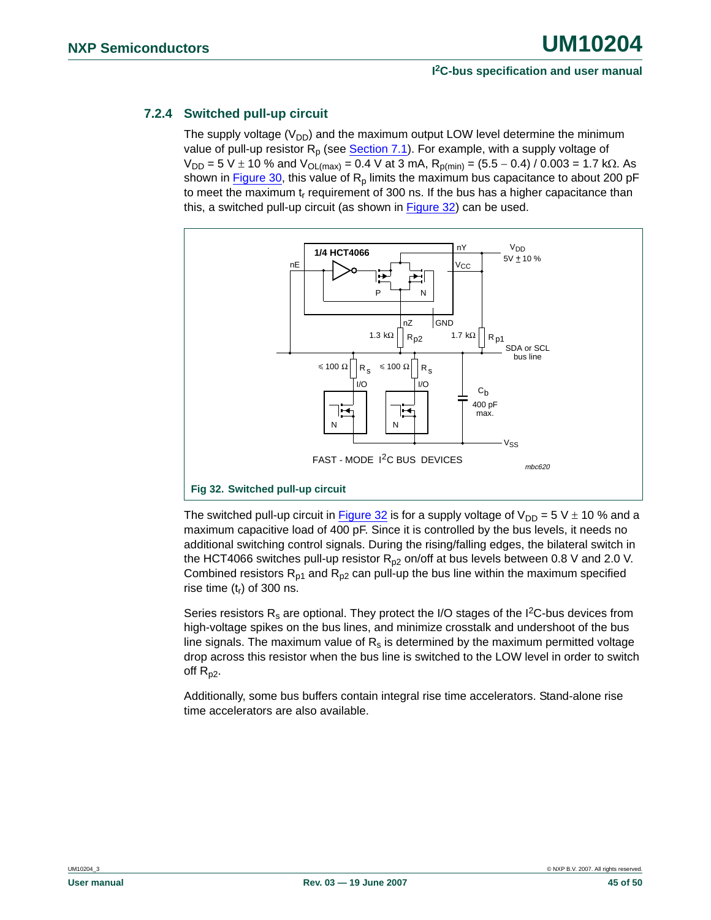### 7.2.4 Switched pull-up circuit

The supply voltage ($V_{DD}$) and the maximum output LOW level determine the minimum value of pull-up resistor $R_p$ (see Section 7.1). For example, with a supply voltage of $V_{DD}$ = 5 V ± 10 % and $V_{OL(max)}$ = 0.4 V at 3 mA, $R_{p(min)}$ = (5.5 − 0.4) / 0.003 = 1.7 kΩ. As shown in Figure 30, this value of $R_p$ limits the maximum bus capacitance to about 200 pF to meet the maximum $t_r$ requirement of 300 ns. If the bus has a higher capacitance than this, a switched pull-up circuit (as shown in Figure 32) can be used.

Fig 32. Switched pull-up circuit

The switched pull-up circuit in Figure 32 is for a supply voltage of $V_{DD}$ = 5 V ± 10 % and a maximum capacitive load of 400 pF. Since it is controlled by the bus levels, it needs no additional switching control signals. During the rising/falling edges, the bilateral switch in the HCT4066 switches pull-up resistor $R_{p2}$ on/off at bus levels between 0.8 V and 2.0 V. Combined resistors $R_{p1}$ and $R_{p2}$ can pull-up the bus line within the maximum specified rise time ($t_r$) of 300 ns.

Series resistors $R_s$ are optional. They protect the I/O stages of the I²C-bus devices from high-voltage spikes on the bus lines, and minimize crosstalk and undershoot of the bus line signals. The maximum value of $R_s$ is determined by the maximum permitted voltage drop across this resistor when the bus line is switched to the LOW level in order to switch off $R_{p2}$.

Additionally, some bus buffers contain integral rise time accelerators. Stand-alone rise time accelerators are also available.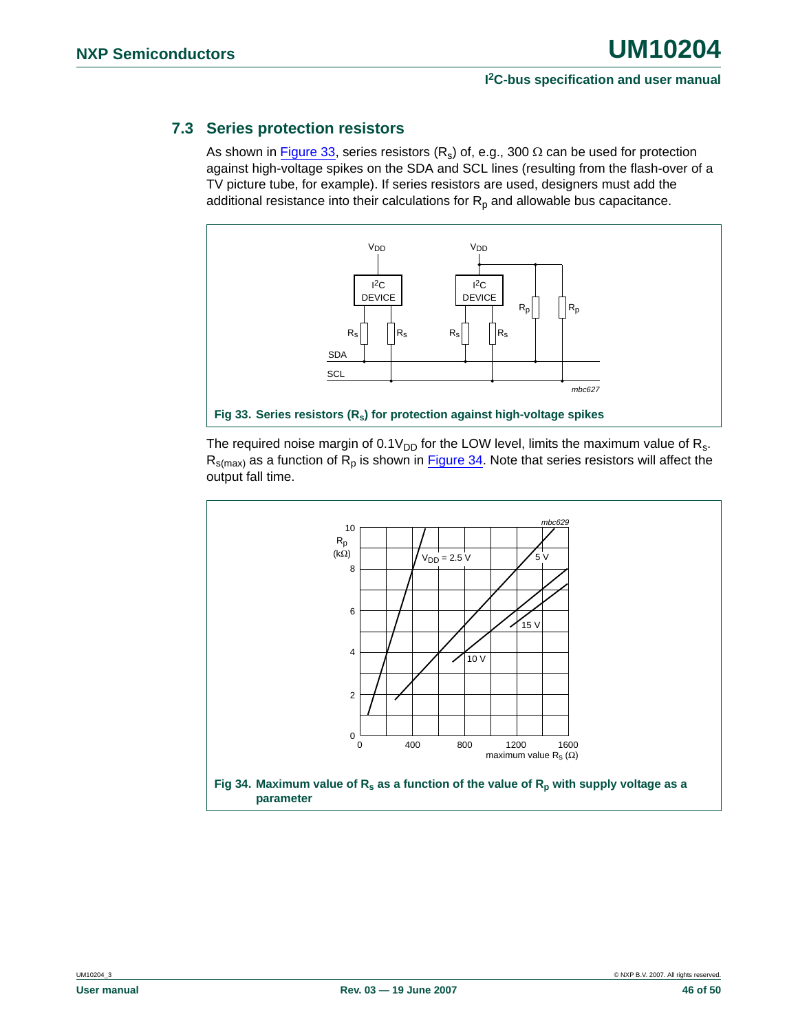## 7.3 Series protection resistors

As shown in Figure 33, series resistors ($R_s$) of, e.g., 300 Ω can be used for protection against high-voltage spikes on the SDA and SCL lines (resulting from the flash-over of a TV picture tube, for example). If series resistors are used, designers must add the additional resistance into their calculations for $R_p$ and allowable bus capacitance.

**Fig 33. Series resistors ($R_s$) for protection against high-voltage spikes**

The required noise margin of $0.1V_{DD}$ for the LOW level, limits the maximum value of $R_s$. $R_{s(max)}$ as a function of $R_p$ is shown in Figure 34. Note that series resistors will affect the output fall time.

**Fig 34. Maximum value of $R_s$ as a function of the value of $R_p$ with supply voltage as a parameter**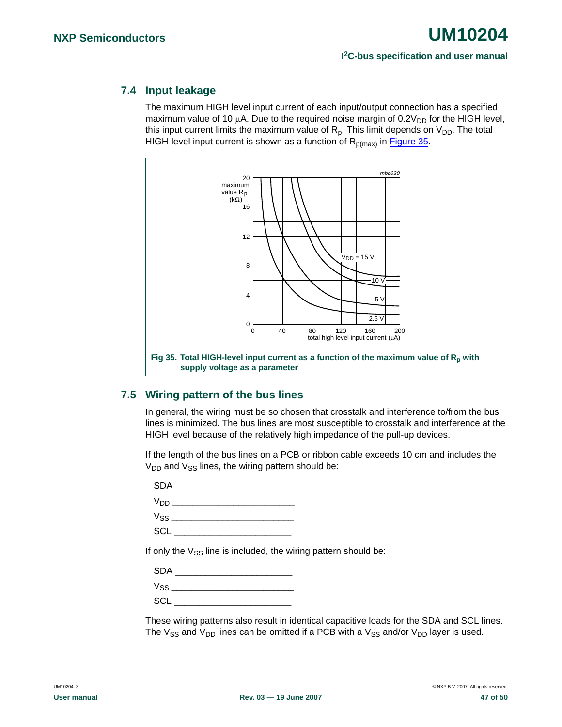## 7.4 Input leakage

The maximum HIGH level input current of each input/output connection has a specified maximum value of 10 μA. Due to the required noise margin of $0.2V_{DD}$ for the HIGH level, this input current limits the maximum value of $R_p$. This limit depends on $V_{DD}$. The total HIGH-level input current is shown as a function of $R_{p(max)}$ in Figure 35.

**Fig 35. Total HIGH-level input current as a function of the maximum value of $R_p$ with supply voltage as a parameter**

## 7.5 Wiring pattern of the bus lines

In general, the wiring must be so chosen that crosstalk and interference to/from the bus lines is minimized. The bus lines are most susceptible to crosstalk and interference at the HIGH level because of the relatively high impedance of the pull-up devices.

If the length of the bus lines on a PCB or ribbon cable exceeds 10 cm and includes the $V_{DD}$ and $V_{SS}$ lines, the wiring pattern should be:

SDA _______________________

$V_{DD}$ _______________________

$V_{SS}$ _______________________

SCL _______________________

If only the $V_{SS}$ line is included, the wiring pattern should be:

SDA _______________________

$V_{SS}$ _______________________

SCL _______________________

These wiring patterns also result in identical capacitive loads for the SDA and SCL lines. The $V_{SS}$ and $V_{DD}$ lines can be omitted if a PCB with a $V_{SS}$ and/or $V_{DD}$ layer is used.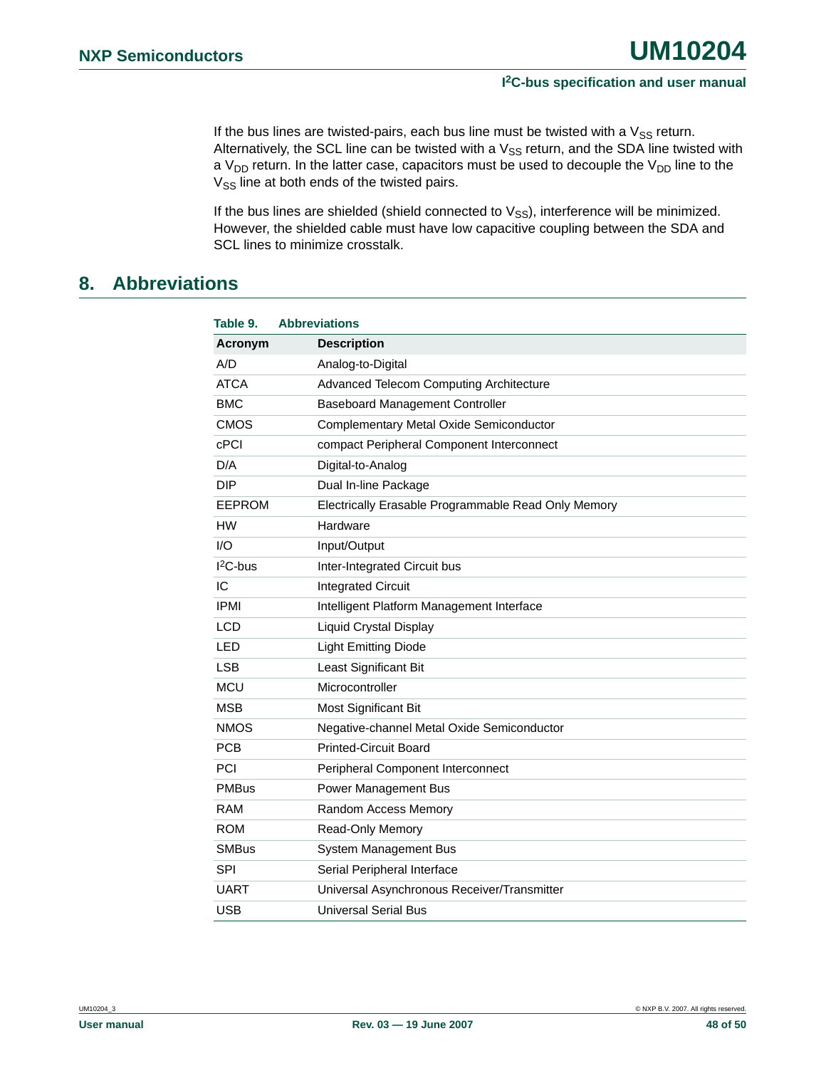If the bus lines are twisted-pairs, each bus line must be twisted with a $V_{SS}$ return. Alternatively, the SCL line can be twisted with a $V_{SS}$ return, and the SDA line twisted with a $V_{DD}$ return. In the latter case, capacitors must be used to decouple the $V_{DD}$ line to the $V_{SS}$ line at both ends of the twisted pairs.

If the bus lines are shielded (shield connected to $V_{SS}$), interference will be minimized. However, the shielded cable must have low capacitive coupling between the SDA and SCL lines to minimize crosstalk.

## 8. Abbreviations

**Table 9. Abbreviations**

| Acronym | Description |
|---|---|
| A/D | Analog-to-Digital |
| ATCA | Advanced Telecom Computing Architecture |
| BMC | Baseboard Management Controller |
| CMOS | Complementary Metal Oxide Semiconductor |
| cPCI | compact Peripheral Component Interconnect |
| D/A | Digital-to-Analog |
| DIP | Dual In-line Package |
| EEPROM | Electrically Erasable Programmable Read Only Memory |
| HW | Hardware |
| I/O | Input/Output |
| $I^2C$-bus | Inter-Integrated Circuit bus |
| IC | Integrated Circuit |
| IPMI | Intelligent Platform Management Interface |
| LCD | Liquid Crystal Display |
| LED | Light Emitting Diode |
| LSB | Least Significant Bit |
| MCU | Microcontroller |
| MSB | Most Significant Bit |
| NMOS | Negative-channel Metal Oxide Semiconductor |
| PCB | Printed-Circuit Board |
| PCI | Peripheral Component Interconnect |
| PMBus | Power Management Bus |
| RAM | Random Access Memory |
| ROM | Read-Only Memory |
| SMBus | System Management Bus |
| SPI | Serial Peripheral Interface |
| UART | Universal Asynchronous Receiver/Transmitter |
| USB | Universal Serial Bus |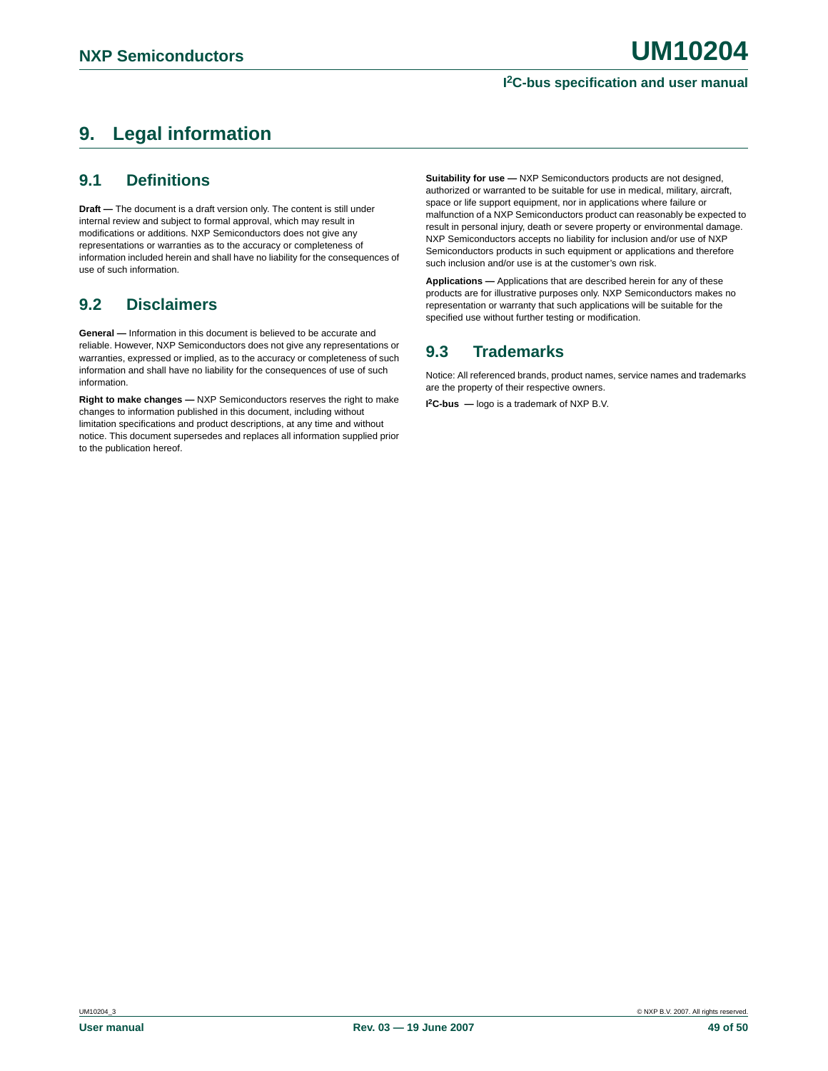# 9. Legal information

## 9.1 Definitions

**Draft —** The document is a draft version only. The content is still under internal review and subject to formal approval, which may result in modifications or additions. NXP Semiconductors does not give any representations or warranties as to the accuracy or completeness of information included herein and shall have no liability for the consequences of use of such information.

## 9.2 Disclaimers

**General —** Information in this document is believed to be accurate and reliable. However, NXP Semiconductors does not give any representations or warranties, expressed or implied, as to the accuracy or completeness of such information and shall have no liability for the consequences of use of such information.

**Right to make changes —** NXP Semiconductors reserves the right to make changes to information published in this document, including without limitation specifications and product descriptions, at any time and without notice. This document supersedes and replaces all information supplied prior to the publication hereof.

**Suitability for use —** NXP Semiconductors products are not designed, authorized or warranted to be suitable for use in medical, military, aircraft, space or life support equipment, nor in applications where failure or malfunction of a NXP Semiconductors product can reasonably be expected to result in personal injury, death or severe property or environmental damage. NXP Semiconductors accepts no liability for inclusion and/or use of NXP Semiconductors products in such equipment or applications and therefore such inclusion and/or use is at the customer's own risk.

**Applications —** Applications that are described herein for any of these products are for illustrative purposes only. NXP Semiconductors makes no representation or warranty that such applications will be suitable for the specified use without further testing or modification.

## 9.3 Trademarks

Notice: All referenced brands, product names, service names and trademarks are the property of their respective owners.

**I²C-bus —** logo is a trademark of NXP B.V.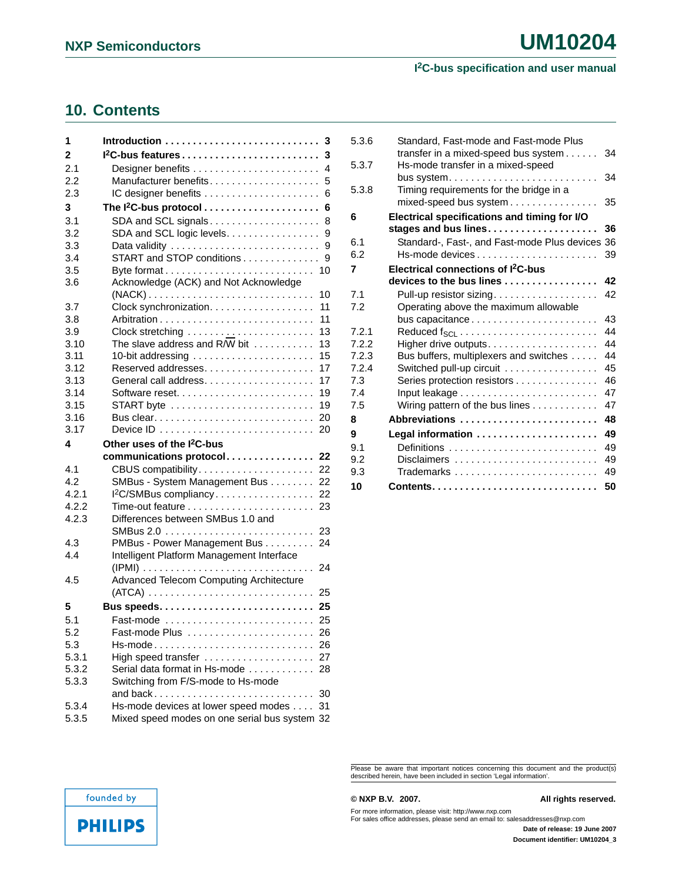# 10. Contents

| | | |
|---|---|---|
| **1** | **Introduction** | **3** |
| **2** | **I²C-bus features** | **3** |
| 2.1 | Designer benefits | 4 |
| 2.2 | Manufacturer benefits | 5 |
| 2.3 | IC designer benefits | 6 |
| **3** | **The I²C-bus protocol** | **6** |
| 3.1 | SDA and SCL signals | 8 |
| 3.2 | SDA and SCL logic levels | 9 |
| 3.3 | Data validity | 9 |
| 3.4 | START and STOP conditions | 9 |
| 3.5 | Byte format | 10 |
| 3.6 | Acknowledge (ACK) and Not Acknowledge (NACK) | 10 |
| 3.7 | Clock synchronization | 11 |
| 3.8 | Arbitration | 11 |
| 3.9 | Clock stretching | 13 |
| 3.10 | The slave address and R/$\overline{W}$ bit | 13 |
| 3.11 | 10-bit addressing | 15 |
| 3.12 | Reserved addresses | 17 |
| 3.13 | General call address | 17 |
| 3.14 | Software reset | 19 |
| 3.15 | START byte | 19 |
| 3.16 | Bus clear | 20 |
| 3.17 | Device ID | 20 |
| **4** | **Other uses of the I²C-bus communications protocol** | **22** |
| 4.1 | CBUS compatibility | 22 |
| 4.2 | SMBus - System Management Bus | 22 |
| 4.2.1 | I²C/SMBus compliancy | 22 |
| 4.2.2 | Time-out feature | 23 |
| 4.2.3 | Differences between SMBus 1.0 and SMBus 2.0 | 23 |
| 4.3 | PMBus - Power Management Bus | 24 |
| 4.4 | Intelligent Platform Management Interface (IPMI) | 24 |
| 4.5 | Advanced Telecom Computing Architecture (ATCA) | 25 |
| **5** | **Bus speeds** | **25** |
| 5.1 | Fast-mode | 25 |
| 5.2 | Fast-mode Plus | 26 |
| 5.3 | Hs-mode | 26 |
| 5.3.1 | High speed transfer | 27 |
| 5.3.2 | Serial data format in Hs-mode | 28 |
| 5.3.3 | Switching from F/S-mode to Hs-mode and back | 30 |
| 5.3.4 | Hs-mode devices at lower speed modes | 31 |
| 5.3.5 | Mixed speed modes on one serial bus system | 32 |
| 5.3.6 | Standard, Fast-mode and Fast-mode Plus transfer in a mixed-speed bus system | 34 |
| 5.3.7 | Hs-mode transfer in a mixed-speed bus system | 34 |
| 5.3.8 | Timing requirements for the bridge in a mixed-speed bus system | 35 |
| **6** | **Electrical specifications and timing for I/O stages and bus lines** | **36** |
| 6.1 | Standard-, Fast-, and Fast-mode Plus devices | 36 |
| 6.2 | Hs-mode devices | 39 |
| **7** | **Electrical connections of I²C-bus devices to the bus lines** | **42** |
| 7.1 | Pull-up resistor sizing | 42 |
| 7.2 | Operating above the maximum allowable bus capacitance | 43 |
| 7.2.1 | Reduced $f_{SCL}$ | 44 |
| 7.2.2 | Higher drive outputs | 44 |
| 7.2.3 | Bus buffers, multiplexers and switches | 44 |
| 7.2.4 | Switched pull-up circuit | 45 |
| 7.3 | Series protection resistors | 46 |
| 7.4 | Input leakage | 47 |
| 7.5 | Wiring pattern of the bus lines | 47 |
| **8** | **Abbreviations** | **48** |
| **9** | **Legal information** | **49** |
| 9.1 | Definitions | 49 |
| 9.2 | Disclaimers | 49 |
| 9.3 | Trademarks | 49 |
| **10** | **Contents** | **50** |

Please be aware that important notices concerning this document and the product(s) described herein, have been included in section 'Legal information'.

**© NXP B.V. 2007.** **All rights reserved.**

For more information, please visit: http://www.nxp.com
For sales office addresses, please send an email to: salesaddresses@nxp.com

**Date of release: 19 June 2007**

**Document identifier: UM10204_3**